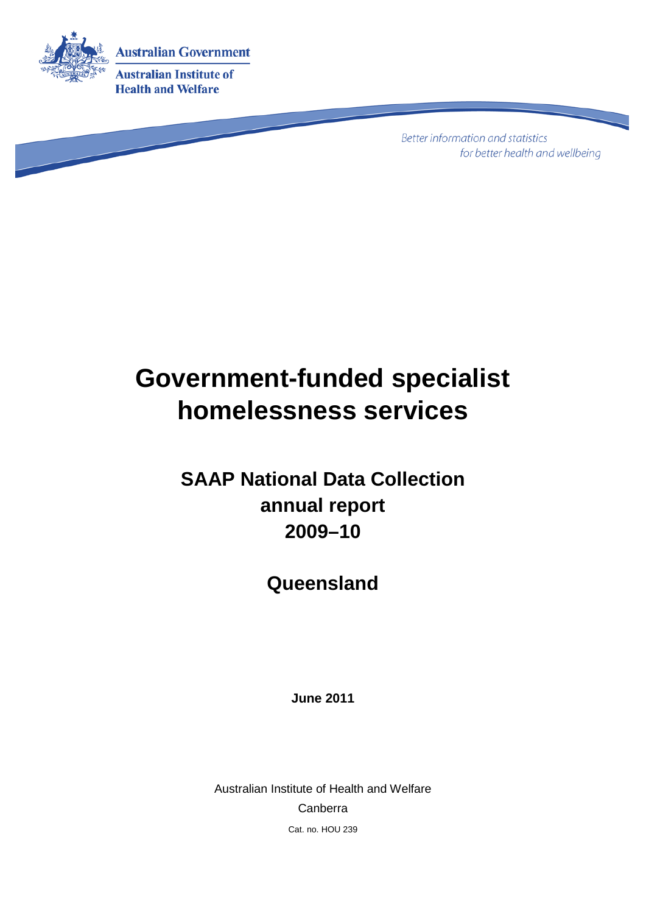Australian Government

Australian Institute of Health and Welfare

*Better information and statistics for better health and wellbeing*

# Government-funded specialist homelessness services

## SAAP National Data Collection annual report 2009–10

## Queensland

**June 2011**

Australian Institute of Health and Welfare

Canberra

Cat. no. HOU 239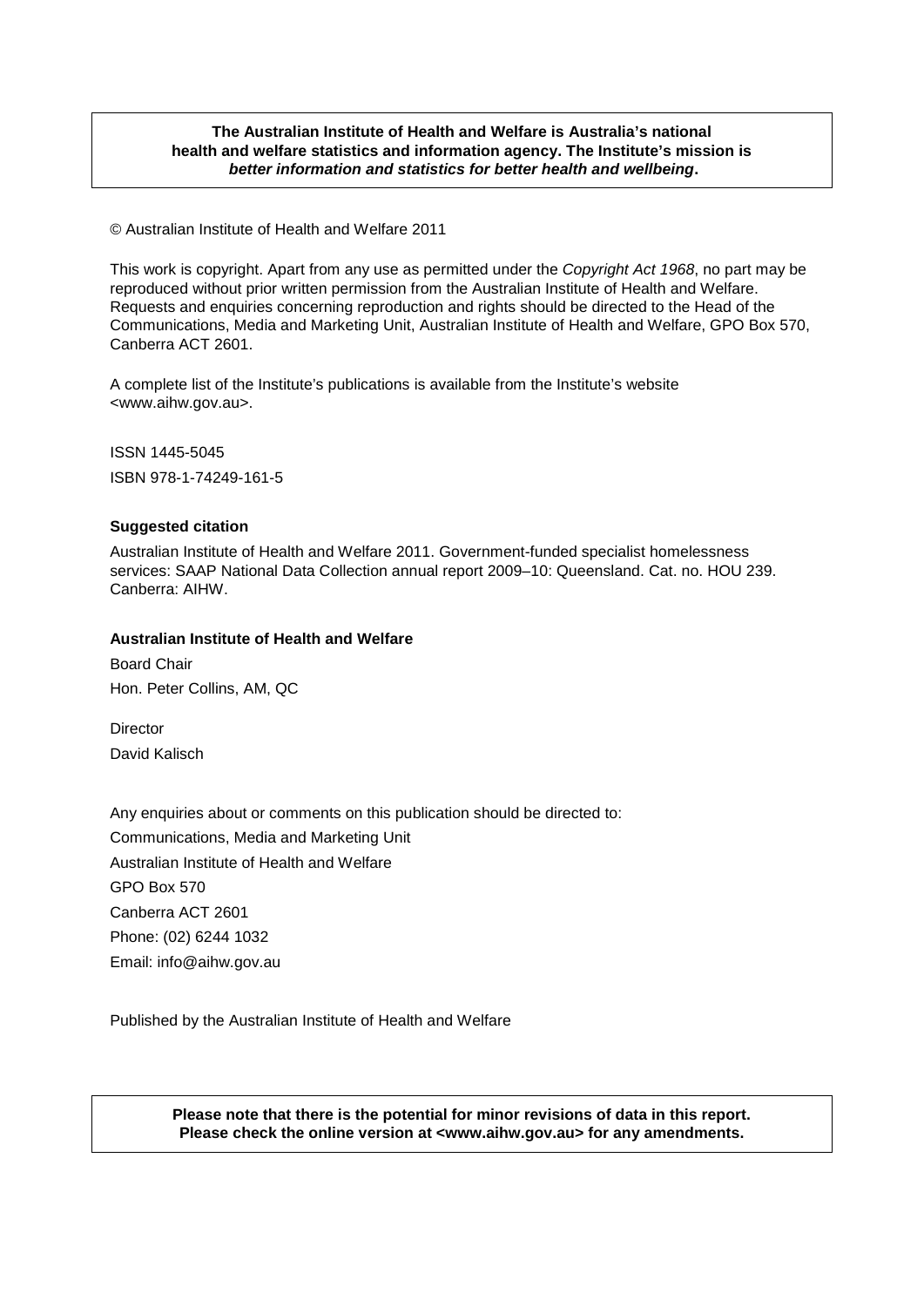**The Australian Institute of Health and Welfare is Australia's national health and welfare statistics and information agency. The Institute's mission is *better information and statistics for better health and wellbeing*.**

© Australian Institute of Health and Welfare 2011

This work is copyright. Apart from any use as permitted under the *Copyright Act 1968*, no part may be reproduced without prior written permission from the Australian Institute of Health and Welfare. Requests and enquiries concerning reproduction and rights should be directed to the Head of the Communications, Media and Marketing Unit, Australian Institute of Health and Welfare, GPO Box 570, Canberra ACT 2601.

A complete list of the Institute's publications is available from the Institute's website <www.aihw.gov.au>.

ISSN 1445-5045

ISBN 978-1-74249-161-5

**Suggested citation**

Australian Institute of Health and Welfare 2011. Government-funded specialist homelessness services: SAAP National Data Collection annual report 2009–10: Queensland. Cat. no. HOU 239. Canberra: AIHW.

**Australian Institute of Health and Welfare**

Board Chair

Hon. Peter Collins, AM, QC

Director

David Kalisch

Any enquiries about or comments on this publication should be directed to:

Communications, Media and Marketing Unit

Australian Institute of Health and Welfare

GPO Box 570

Canberra ACT 2601

Phone: (02) 6244 1032

Email: info@aihw.gov.au

Published by the Australian Institute of Health and Welfare

**Please note that there is the potential for minor revisions of data in this report. Please check the online version at <www.aihw.gov.au> for any amendments.**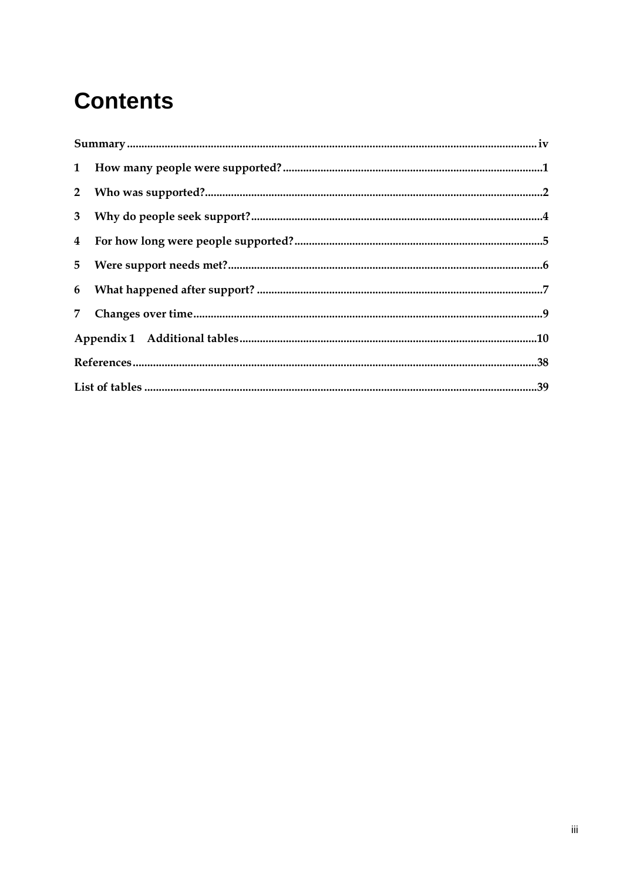# Contents

Summary ........................................................................................................................................ iv

1 How many people were supported? ........................................................................................1

2 Who was supported? ...................................................................................................................2

3 Why do people seek support? ....................................................................................................4

4 For how long were people supported? .....................................................................................5

5 Were support needs met? ...........................................................................................................6

6 What happened after support? ..................................................................................................7

7 Changes over time ........................................................................................................................9

Appendix 1 Additional tables .......................................................................................................10

References ..........................................................................................................................................38

List of tables .......................................................................................................................................39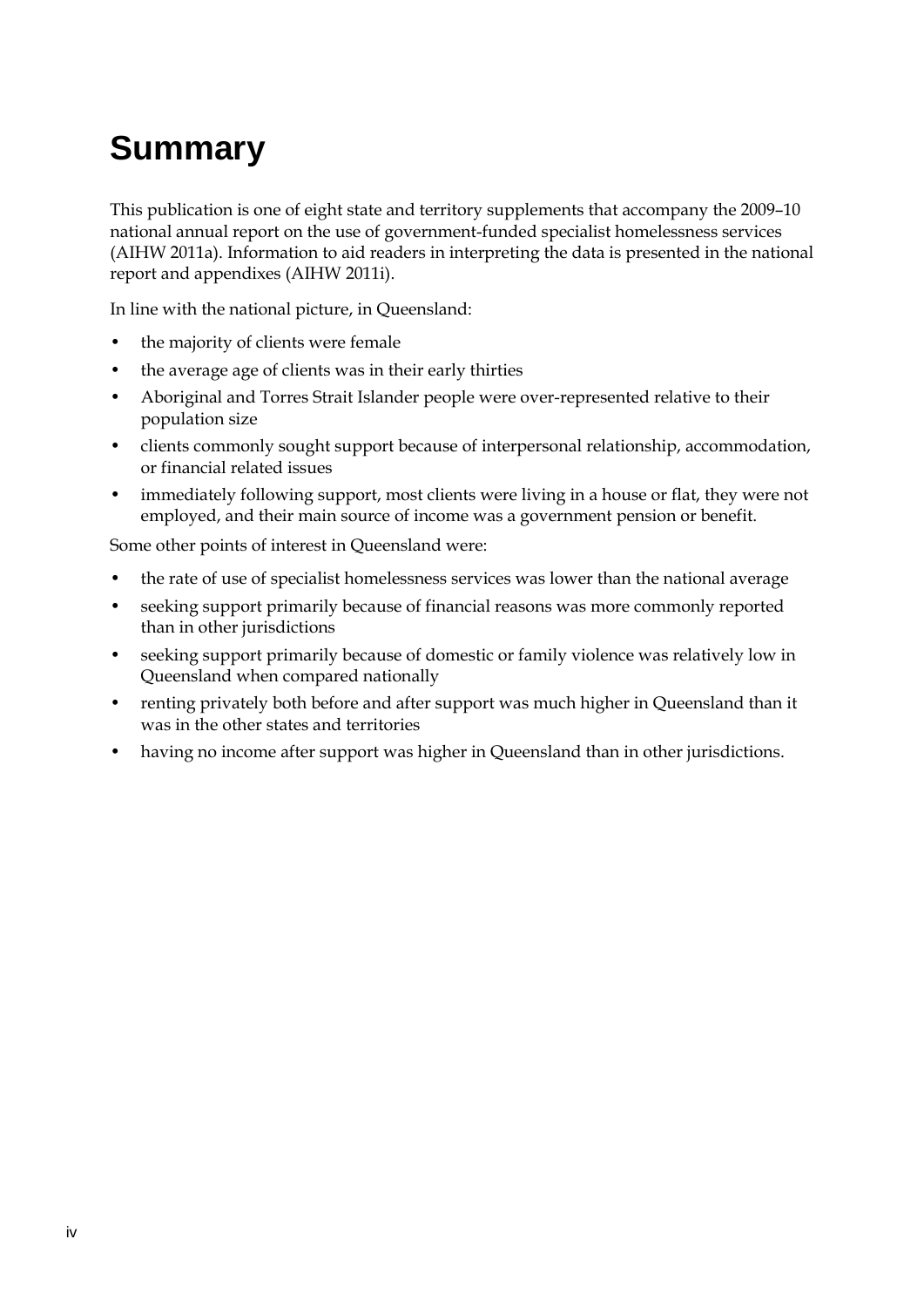# Summary

This publication is one of eight state and territory supplements that accompany the 2009–10 national annual report on the use of government-funded specialist homelessness services (AIHW 2011a). Information to aid readers in interpreting the data is presented in the national report and appendixes (AIHW 2011i).

In line with the national picture, in Queensland:

- the majority of clients were female
- the average age of clients was in their early thirties
- Aboriginal and Torres Strait Islander people were over-represented relative to their population size
- clients commonly sought support because of interpersonal relationship, accommodation, or financial related issues
- immediately following support, most clients were living in a house or flat, they were not employed, and their main source of income was a government pension or benefit.

Some other points of interest in Queensland were:

- the rate of use of specialist homelessness services was lower than the national average
- seeking support primarily because of financial reasons was more commonly reported than in other jurisdictions
- seeking support primarily because of domestic or family violence was relatively low in Queensland when compared nationally
- renting privately both before and after support was much higher in Queensland than it was in the other states and territories
- having no income after support was higher in Queensland than in other jurisdictions.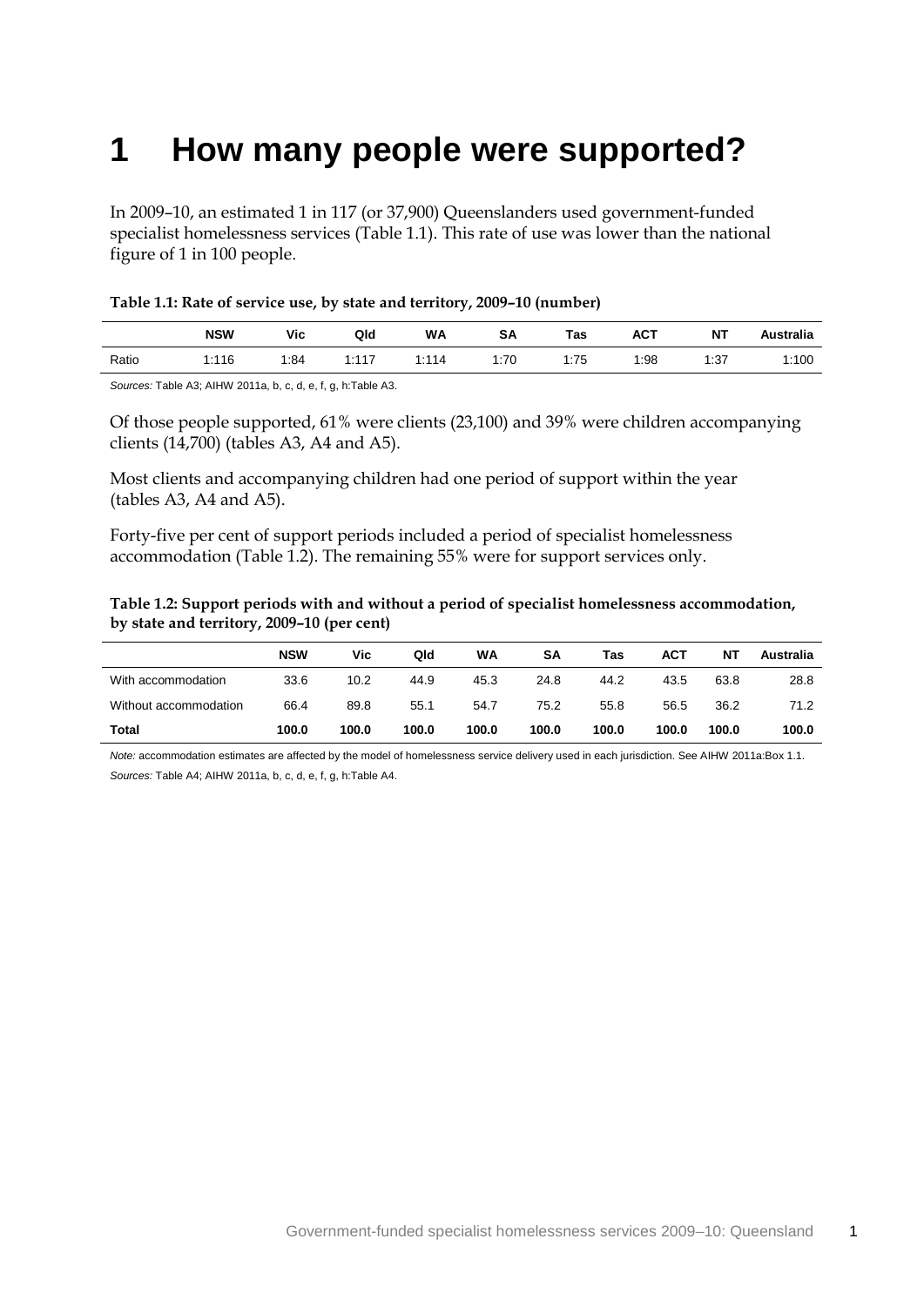# 1 How many people were supported?

In 2009–10, an estimated 1 in 117 (or 37,900) Queenslanders used government-funded specialist homelessness services (Table 1.1). This rate of use was lower than the national figure of 1 in 100 people.

**Table 1.1: Rate of service use, by state and territory, 2009–10 (number)**

| | NSW | Vic | Qld | WA | SA | Tas | ACT | NT | Australia |
|---|---|---|---|---|---|---|---|---|---|
| Ratio | 1:116 | 1:84 | 1:117 | 1:114 | 1:70 | 1:75 | 1:98 | 1:37 | 1:100 |

*Sources:* Table A3; AIHW 2011a, b, c, d, e, f, g, h:Table A3.

Of those people supported, 61% were clients (23,100) and 39% were children accompanying clients (14,700) (tables A3, A4 and A5).

Most clients and accompanying children had one period of support within the year (tables A3, A4 and A5).

Forty-five per cent of support periods included a period of specialist homelessness accommodation (Table 1.2). The remaining 55% were for support services only.

**Table 1.2: Support periods with and without a period of specialist homelessness accommodation, by state and territory, 2009–10 (per cent)**

| | NSW | Vic | Qld | WA | SA | Tas | ACT | NT | Australia |
|---|---|---|---|---|---|---|---|---|---|
| With accommodation | 33.6 | 10.2 | 44.9 | 45.3 | 24.8 | 44.2 | 43.5 | 63.8 | 28.8 |
| Without accommodation | 66.4 | 89.8 | 55.1 | 54.7 | 75.2 | 55.8 | 56.5 | 36.2 | 71.2 |
| **Total** | **100.0** | **100.0** | **100.0** | **100.0** | **100.0** | **100.0** | **100.0** | **100.0** | **100.0** |

*Note:* accommodation estimates are affected by the model of homelessness service delivery used in each jurisdiction. See AIHW 2011a:Box 1.1.

*Sources:* Table A4; AIHW 2011a, b, c, d, e, f, g, h:Table A4.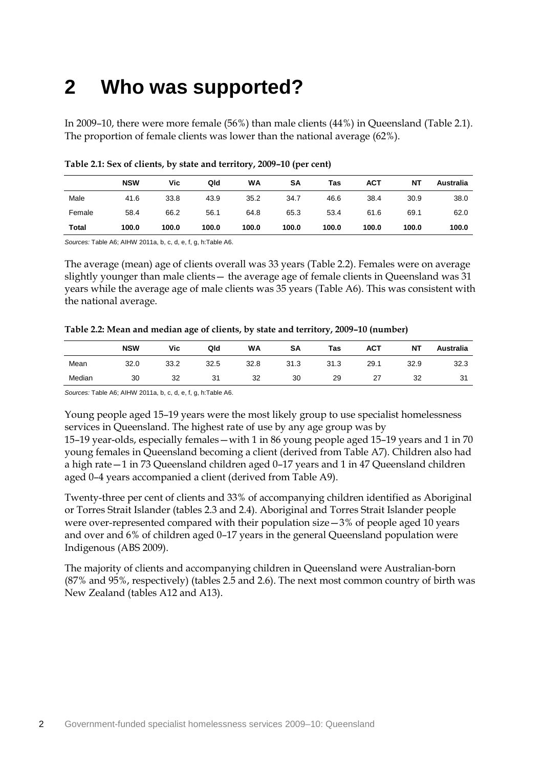# 2 Who was supported?

In 2009–10, there were more female (56%) than male clients (44%) in Queensland (Table 2.1). The proportion of female clients was lower than the national average (62%).

**Table 2.1: Sex of clients, by state and territory, 2009–10 (per cent)**

| | NSW | Vic | Qld | WA | SA | Tas | ACT | NT | Australia |
|---|---|---|---|---|---|---|---|---|---|
| Male | 41.6 | 33.8 | 43.9 | 35.2 | 34.7 | 46.6 | 38.4 | 30.9 | 38.0 |
| Female | 58.4 | 66.2 | 56.1 | 64.8 | 65.3 | 53.4 | 61.6 | 69.1 | 62.0 |
| **Total** | **100.0** | **100.0** | **100.0** | **100.0** | **100.0** | **100.0** | **100.0** | **100.0** | **100.0** |

*Sources:* Table A6; AIHW 2011a, b, c, d, e, f, g, h:Table A6.

The average (mean) age of clients overall was 33 years (Table 2.2). Females were on average slightly younger than male clients— the average age of female clients in Queensland was 31 years while the average age of male clients was 35 years (Table A6). This was consistent with the national average.

**Table 2.2: Mean and median age of clients, by state and territory, 2009–10 (number)**

| | NSW | Vic | Qld | WA | SA | Tas | ACT | NT | Australia |
|---|---|---|---|---|---|---|---|---|---|
| Mean | 32.0 | 33.2 | 32.5 | 32.8 | 31.3 | 31.3 | 29.1 | 32.9 | 32.3 |
| Median | 30 | 32 | 31 | 32 | 30 | 29 | 27 | 32 | 31 |

*Sources:* Table A6; AIHW 2011a, b, c, d, e, f, g, h:Table A6.

Young people aged 15–19 years were the most likely group to use specialist homelessness services in Queensland. The highest rate of use by any age group was by 15–19 year-olds, especially females—with 1 in 86 young people aged 15–19 years and 1 in 70 young females in Queensland becoming a client (derived from Table A7). Children also had a high rate—1 in 73 Queensland children aged 0–17 years and 1 in 47 Queensland children aged 0–4 years accompanied a client (derived from Table A9).

Twenty-three per cent of clients and 33% of accompanying children identified as Aboriginal or Torres Strait Islander (tables 2.3 and 2.4). Aboriginal and Torres Strait Islander people were over-represented compared with their population size—3% of people aged 10 years and over and 6% of children aged 0–17 years in the general Queensland population were Indigenous (ABS 2009).

The majority of clients and accompanying children in Queensland were Australian-born (87% and 95%, respectively) (tables 2.5 and 2.6). The next most common country of birth was New Zealand (tables A12 and A13).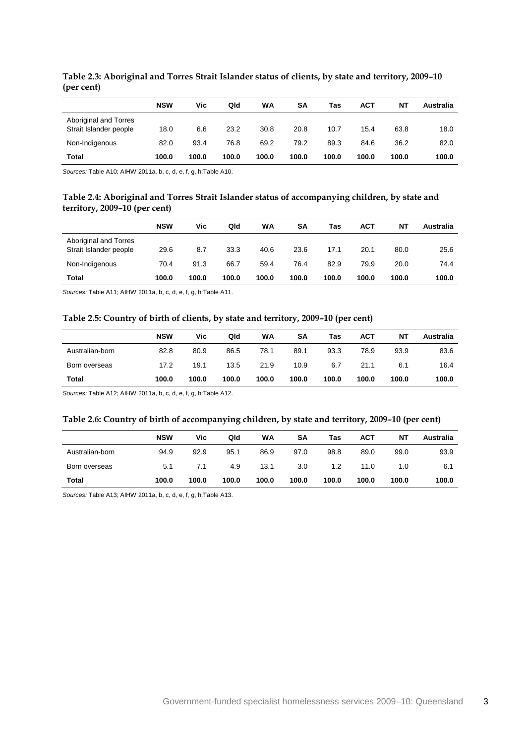**Table 2.3: Aboriginal and Torres Strait Islander status of clients, by state and territory, 2009–10 (per cent)**

| | NSW | Vic | Qld | WA | SA | Tas | ACT | NT | Australia |
|---|---|---|---|---|---|---|---|---|---|
| Aboriginal and Torres Strait Islander people | 18.0 | 6.6 | 23.2 | 30.8 | 20.8 | 10.7 | 15.4 | 63.8 | 18.0 |
| Non-Indigenous | 82.0 | 93.4 | 76.8 | 69.2 | 79.2 | 89.3 | 84.6 | 36.2 | 82.0 |
| **Total** | **100.0** | **100.0** | **100.0** | **100.0** | **100.0** | **100.0** | **100.0** | **100.0** | **100.0** |

*Sources:* Table A10; AIHW 2011a, b, c, d, e, f, g, h:Table A10.

**Table 2.4: Aboriginal and Torres Strait Islander status of accompanying children, by state and territory, 2009–10 (per cent)**

| | NSW | Vic | Qld | WA | SA | Tas | ACT | NT | Australia |
|---|---|---|---|---|---|---|---|---|---|
| Aboriginal and Torres Strait Islander people | 29.6 | 8.7 | 33.3 | 40.6 | 23.6 | 17.1 | 20.1 | 80.0 | 25.6 |
| Non-Indigenous | 70.4 | 91.3 | 66.7 | 59.4 | 76.4 | 82.9 | 79.9 | 20.0 | 74.4 |
| **Total** | **100.0** | **100.0** | **100.0** | **100.0** | **100.0** | **100.0** | **100.0** | **100.0** | **100.0** |

*Sources:* Table A11; AIHW 2011a, b, c, d, e, f, g, h:Table A11.

**Table 2.5: Country of birth of clients, by state and territory, 2009–10 (per cent)**

| | NSW | Vic | Qld | WA | SA | Tas | ACT | NT | Australia |
|---|---|---|---|---|---|---|---|---|---|
| Australian-born | 82.8 | 80.9 | 86.5 | 78.1 | 89.1 | 93.3 | 78.9 | 93.9 | 83.6 |
| Born overseas | 17.2 | 19.1 | 13.5 | 21.9 | 10.9 | 6.7 | 21.1 | 6.1 | 16.4 |
| **Total** | **100.0** | **100.0** | **100.0** | **100.0** | **100.0** | **100.0** | **100.0** | **100.0** | **100.0** |

*Sources:* Table A12; AIHW 2011a, b, c, d, e, f, g, h:Table A12.

**Table 2.6: Country of birth of accompanying children, by state and territory, 2009–10 (per cent)**

| | NSW | Vic | Qld | WA | SA | Tas | ACT | NT | Australia |
|---|---|---|---|---|---|---|---|---|---|
| Australian-born | 94.9 | 92.9 | 95.1 | 86.9 | 97.0 | 98.8 | 89.0 | 99.0 | 93.9 |
| Born overseas | 5.1 | 7.1 | 4.9 | 13.1 | 3.0 | 1.2 | 11.0 | 1.0 | 6.1 |
| **Total** | **100.0** | **100.0** | **100.0** | **100.0** | **100.0** | **100.0** | **100.0** | **100.0** | **100.0** |

*Sources:* Table A13; AIHW 2011a, b, c, d, e, f, g, h:Table A13.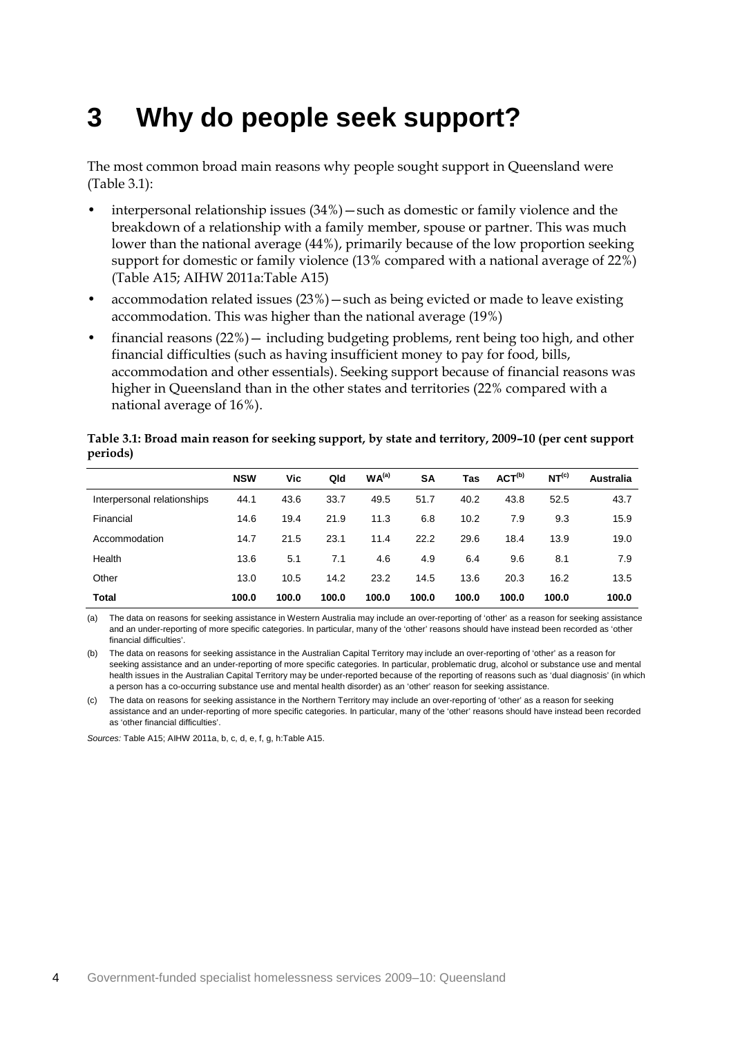# 3 Why do people seek support?

The most common broad main reasons why people sought support in Queensland were (Table 3.1):

- interpersonal relationship issues (34%)—such as domestic or family violence and the breakdown of a relationship with a family member, spouse or partner. This was much lower than the national average (44%), primarily because of the low proportion seeking support for domestic or family violence (13% compared with a national average of 22%) (Table A15; AIHW 2011a:Table A15)
- accommodation related issues (23%)—such as being evicted or made to leave existing accommodation. This was higher than the national average (19%)
- financial reasons (22%)— including budgeting problems, rent being too high, and other financial difficulties (such as having insufficient money to pay for food, bills, accommodation and other essentials). Seeking support because of financial reasons was higher in Queensland than in the other states and territories (22% compared with a national average of 16%).

**Table 3.1: Broad main reason for seeking support, by state and territory, 2009–10 (per cent support periods)**

| | NSW | Vic | Qld | WA[(a)] | SA | Tas | ACT[(b)] | NT[(c)] | Australia |
|---|---|---|---|---|---|---|---|---|---|
| Interpersonal relationships | 44.1 | 43.6 | 33.7 | 49.5 | 51.7 | 40.2 | 43.8 | 52.5 | 43.7 |
| Financial | 14.6 | 19.4 | 21.9 | 11.3 | 6.8 | 10.2 | 7.9 | 9.3 | 15.9 |
| Accommodation | 14.7 | 21.5 | 23.1 | 11.4 | 22.2 | 29.6 | 18.4 | 13.9 | 19.0 |
| Health | 13.6 | 5.1 | 7.1 | 4.6 | 4.9 | 6.4 | 9.6 | 8.1 | 7.9 |
| Other | 13.0 | 10.5 | 14.2 | 23.2 | 14.5 | 13.6 | 20.3 | 16.2 | 13.5 |
| **Total** | **100.0** | **100.0** | **100.0** | **100.0** | **100.0** | **100.0** | **100.0** | **100.0** | **100.0** |

(a) The data on reasons for seeking assistance in Western Australia may include an over-reporting of 'other' as a reason for seeking assistance and an under-reporting of more specific categories. In particular, many of the 'other' reasons should have instead been recorded as 'other financial difficulties'.

(b) The data on reasons for seeking assistance in the Australian Capital Territory may include an over-reporting of 'other' as a reason for seeking assistance and an under-reporting of more specific categories. In particular, problematic drug, alcohol or substance use and mental health issues in the Australian Capital Territory may be under-reported because of the reporting of reasons such as 'dual diagnosis' (in which a person has a co-occurring substance use and mental health disorder) as an 'other' reason for seeking assistance.

(c) The data on reasons for seeking assistance in the Northern Territory may include an over-reporting of 'other' as a reason for seeking assistance and an under-reporting of more specific categories. In particular, many of the 'other' reasons should have instead been recorded as 'other financial difficulties'.

*Sources:* Table A15; AIHW 2011a, b, c, d, e, f, g, h:Table A15.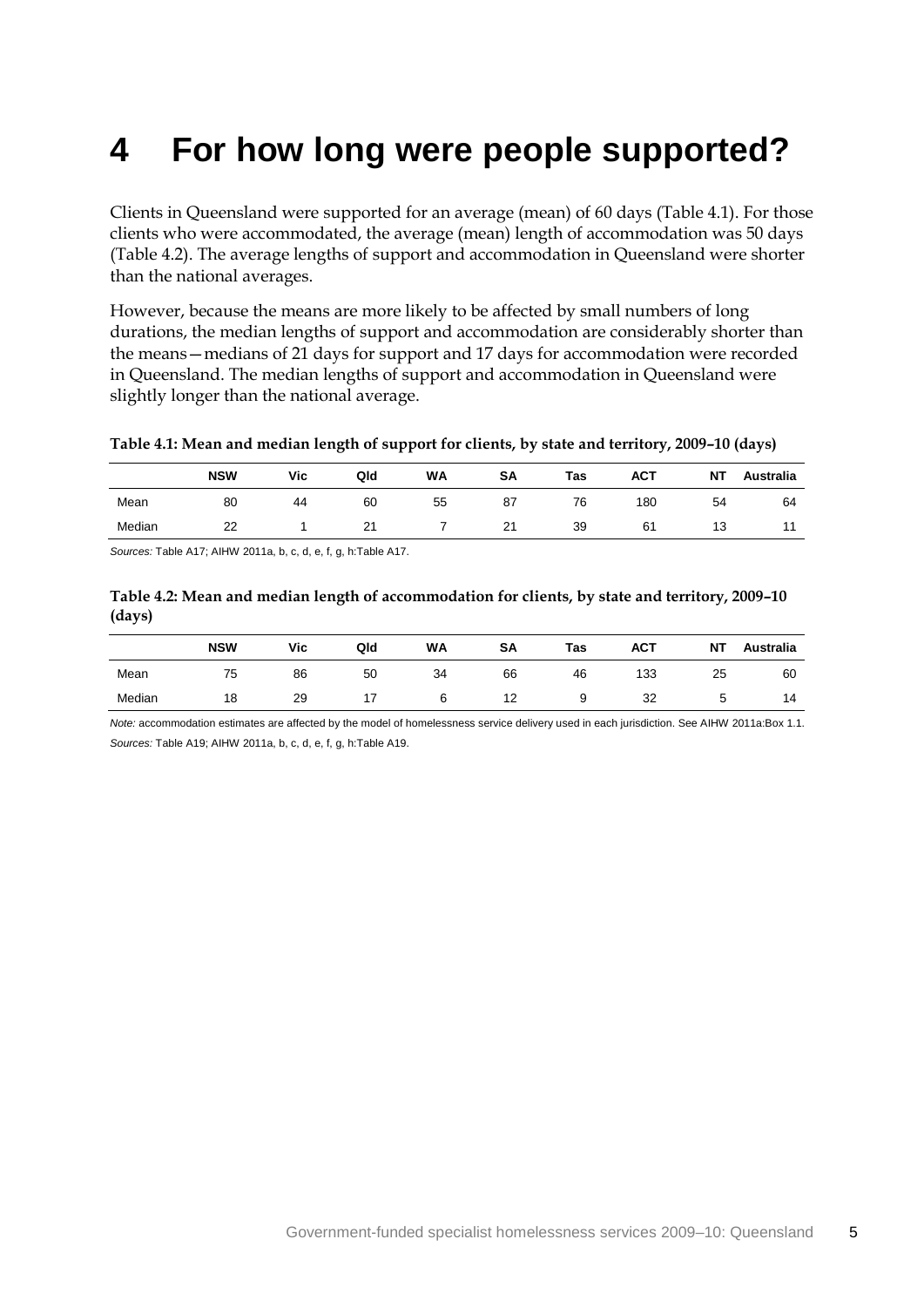# 4 For how long were people supported?

Clients in Queensland were supported for an average (mean) of 60 days (Table 4.1). For those clients who were accommodated, the average (mean) length of accommodation was 50 days (Table 4.2). The average lengths of support and accommodation in Queensland were shorter than the national averages.

However, because the means are more likely to be affected by small numbers of long durations, the median lengths of support and accommodation are considerably shorter than the means—medians of 21 days for support and 17 days for accommodation were recorded in Queensland. The median lengths of support and accommodation in Queensland were slightly longer than the national average.

**Table 4.1: Mean and median length of support for clients, by state and territory, 2009–10 (days)**

| | NSW | Vic | Qld | WA | SA | Tas | ACT | NT | Australia |
|---|---|---|---|---|---|---|---|---|---|
| Mean | 80 | 44 | 60 | 55 | 87 | 76 | 180 | 54 | 64 |
| Median | 22 | 1 | 21 | 7 | 21 | 39 | 61 | 13 | 11 |

*Sources:* Table A17; AIHW 2011a, b, c, d, e, f, g, h:Table A17.

**Table 4.2: Mean and median length of accommodation for clients, by state and territory, 2009–10 (days)**

| | NSW | Vic | Qld | WA | SA | Tas | ACT | NT | Australia |
|---|---|---|---|---|---|---|---|---|---|
| Mean | 75 | 86 | 50 | 34 | 66 | 46 | 133 | 25 | 60 |
| Median | 18 | 29 | 17 | 6 | 12 | 9 | 32 | 5 | 14 |

*Note:* accommodation estimates are affected by the model of homelessness service delivery used in each jurisdiction. See AIHW 2011a:Box 1.1.

*Sources:* Table A19; AIHW 2011a, b, c, d, e, f, g, h:Table A19.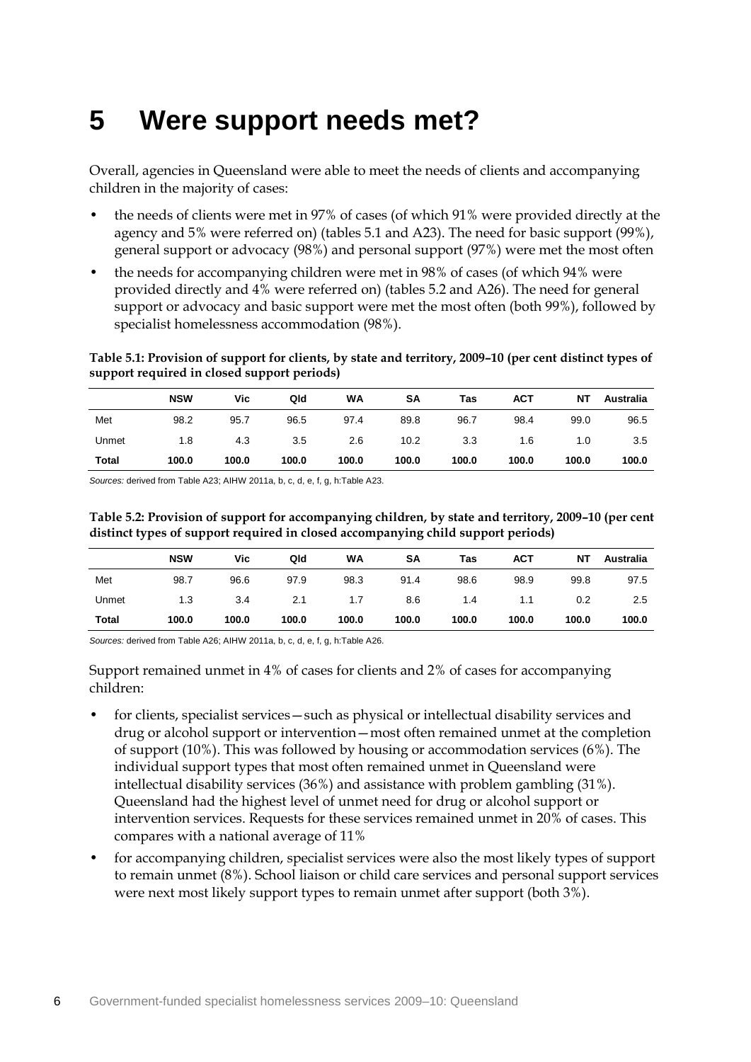# 5 Were support needs met?

Overall, agencies in Queensland were able to meet the needs of clients and accompanying children in the majority of cases:

- the needs of clients were met in 97% of cases (of which 91% were provided directly at the agency and 5% were referred on) (tables 5.1 and A23). The need for basic support (99%), general support or advocacy (98%) and personal support (97%) were met the most often
- the needs for accompanying children were met in 98% of cases (of which 94% were provided directly and 4% were referred on) (tables 5.2 and A26). The need for general support or advocacy and basic support were met the most often (both 99%), followed by specialist homelessness accommodation (98%).

**Table 5.1: Provision of support for clients, by state and territory, 2009–10 (per cent distinct types of support required in closed support periods)**

| | NSW | Vic | Qld | WA | SA | Tas | ACT | NT | Australia |
|---|---|---|---|---|---|---|---|---|---|
| Met | 98.2 | 95.7 | 96.5 | 97.4 | 89.8 | 96.7 | 98.4 | 99.0 | 96.5 |
| Unmet | 1.8 | 4.3 | 3.5 | 2.6 | 10.2 | 3.3 | 1.6 | 1.0 | 3.5 |
| **Total** | **100.0** | **100.0** | **100.0** | **100.0** | **100.0** | **100.0** | **100.0** | **100.0** | **100.0** |

*Sources:* derived from Table A23; AIHW 2011a, b, c, d, e, f, g, h:Table A23.

**Table 5.2: Provision of support for accompanying children, by state and territory, 2009–10 (per cent distinct types of support required in closed accompanying child support periods)**

| | NSW | Vic | Qld | WA | SA | Tas | ACT | NT | Australia |
|---|---|---|---|---|---|---|---|---|---|
| Met | 98.7 | 96.6 | 97.9 | 98.3 | 91.4 | 98.6 | 98.9 | 99.8 | 97.5 |
| Unmet | 1.3 | 3.4 | 2.1 | 1.7 | 8.6 | 1.4 | 1.1 | 0.2 | 2.5 |
| **Total** | **100.0** | **100.0** | **100.0** | **100.0** | **100.0** | **100.0** | **100.0** | **100.0** | **100.0** |

*Sources:* derived from Table A26; AIHW 2011a, b, c, d, e, f, g, h:Table A26.

Support remained unmet in 4% of cases for clients and 2% of cases for accompanying children:

- for clients, specialist services—such as physical or intellectual disability services and drug or alcohol support or intervention—most often remained unmet at the completion of support (10%). This was followed by housing or accommodation services (6%). The individual support types that most often remained unmet in Queensland were intellectual disability services (36%) and assistance with problem gambling (31%). Queensland had the highest level of unmet need for drug or alcohol support or intervention services. Requests for these services remained unmet in 20% of cases. This compares with a national average of 11%
- for accompanying children, specialist services were also the most likely types of support to remain unmet (8%). School liaison or child care services and personal support services were next most likely support types to remain unmet after support (both 3%).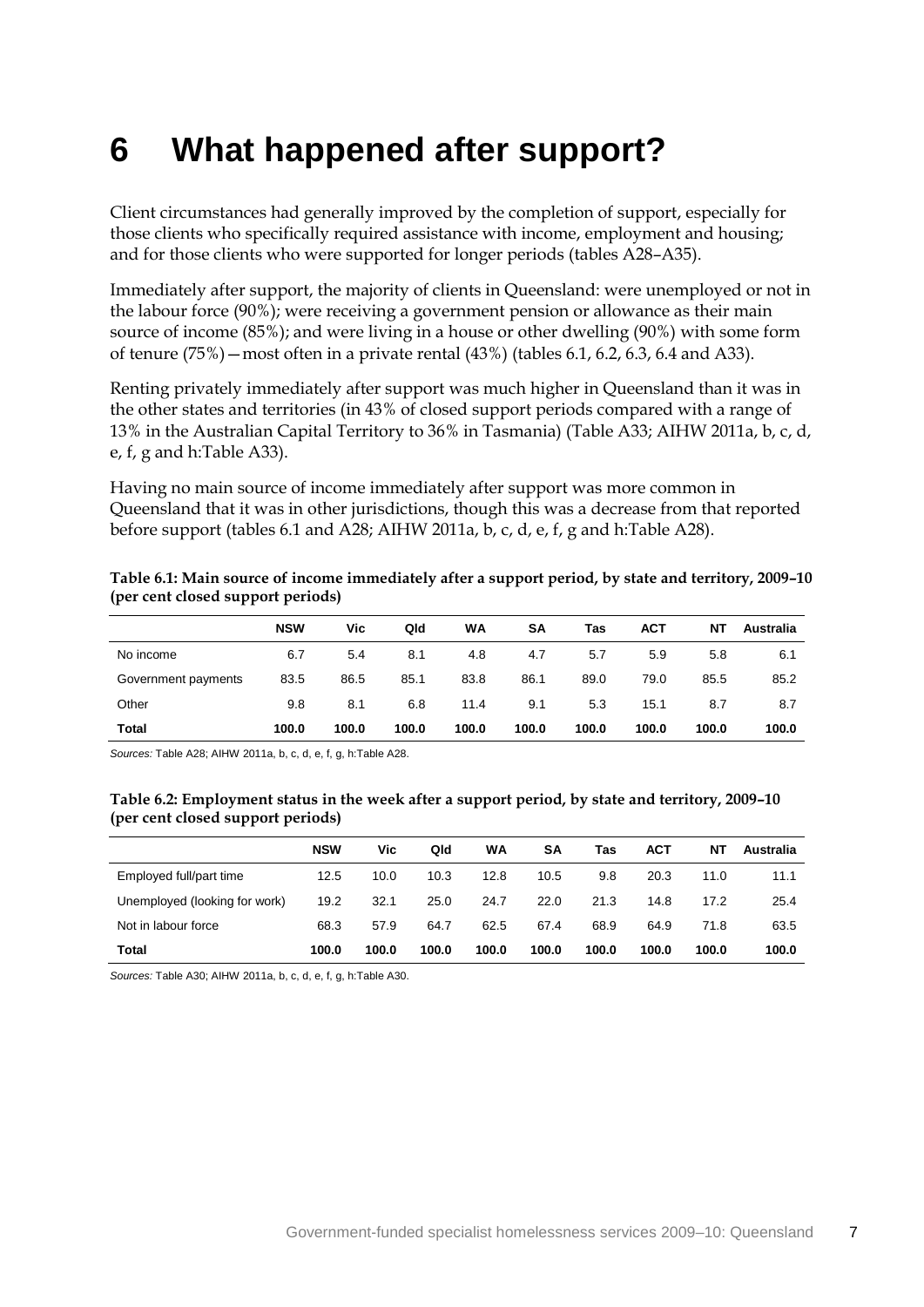# 6 What happened after support?

Client circumstances had generally improved by the completion of support, especially for those clients who specifically required assistance with income, employment and housing; and for those clients who were supported for longer periods (tables A28–A35).

Immediately after support, the majority of clients in Queensland: were unemployed or not in the labour force (90%); were receiving a government pension or allowance as their main source of income (85%); and were living in a house or other dwelling (90%) with some form of tenure (75%)—most often in a private rental (43%) (tables 6.1, 6.2, 6.3, 6.4 and A33).

Renting privately immediately after support was much higher in Queensland than it was in the other states and territories (in 43% of closed support periods compared with a range of 13% in the Australian Capital Territory to 36% in Tasmania) (Table A33; AIHW 2011a, b, c, d, e, f, g and h:Table A33).

Having no main source of income immediately after support was more common in Queensland that it was in other jurisdictions, though this was a decrease from that reported before support (tables 6.1 and A28; AIHW 2011a, b, c, d, e, f, g and h:Table A28).

**Table 6.1: Main source of income immediately after a support period, by state and territory, 2009–10 (per cent closed support periods)**

| | NSW | Vic | Qld | WA | SA | Tas | ACT | NT | Australia |
|---|---|---|---|---|---|---|---|---|---|
| No income | 6.7 | 5.4 | 8.1 | 4.8 | 4.7 | 5.7 | 5.9 | 5.8 | 6.1 |
| Government payments | 83.5 | 86.5 | 85.1 | 83.8 | 86.1 | 89.0 | 79.0 | 85.5 | 85.2 |
| Other | 9.8 | 8.1 | 6.8 | 11.4 | 9.1 | 5.3 | 15.1 | 8.7 | 8.7 |
| **Total** | **100.0** | **100.0** | **100.0** | **100.0** | **100.0** | **100.0** | **100.0** | **100.0** | **100.0** |

*Sources:* Table A28; AIHW 2011a, b, c, d, e, f, g, h:Table A28.

**Table 6.2: Employment status in the week after a support period, by state and territory, 2009–10 (per cent closed support periods)**

| | NSW | Vic | Qld | WA | SA | Tas | ACT | NT | Australia |
|---|---|---|---|---|---|---|---|---|---|
| Employed full/part time | 12.5 | 10.0 | 10.3 | 12.8 | 10.5 | 9.8 | 20.3 | 11.0 | 11.1 |
| Unemployed (looking for work) | 19.2 | 32.1 | 25.0 | 24.7 | 22.0 | 21.3 | 14.8 | 17.2 | 25.4 |
| Not in labour force | 68.3 | 57.9 | 64.7 | 62.5 | 67.4 | 68.9 | 64.9 | 71.8 | 63.5 |
| **Total** | **100.0** | **100.0** | **100.0** | **100.0** | **100.0** | **100.0** | **100.0** | **100.0** | **100.0** |

*Sources:* Table A30; AIHW 2011a, b, c, d, e, f, g, h:Table A30.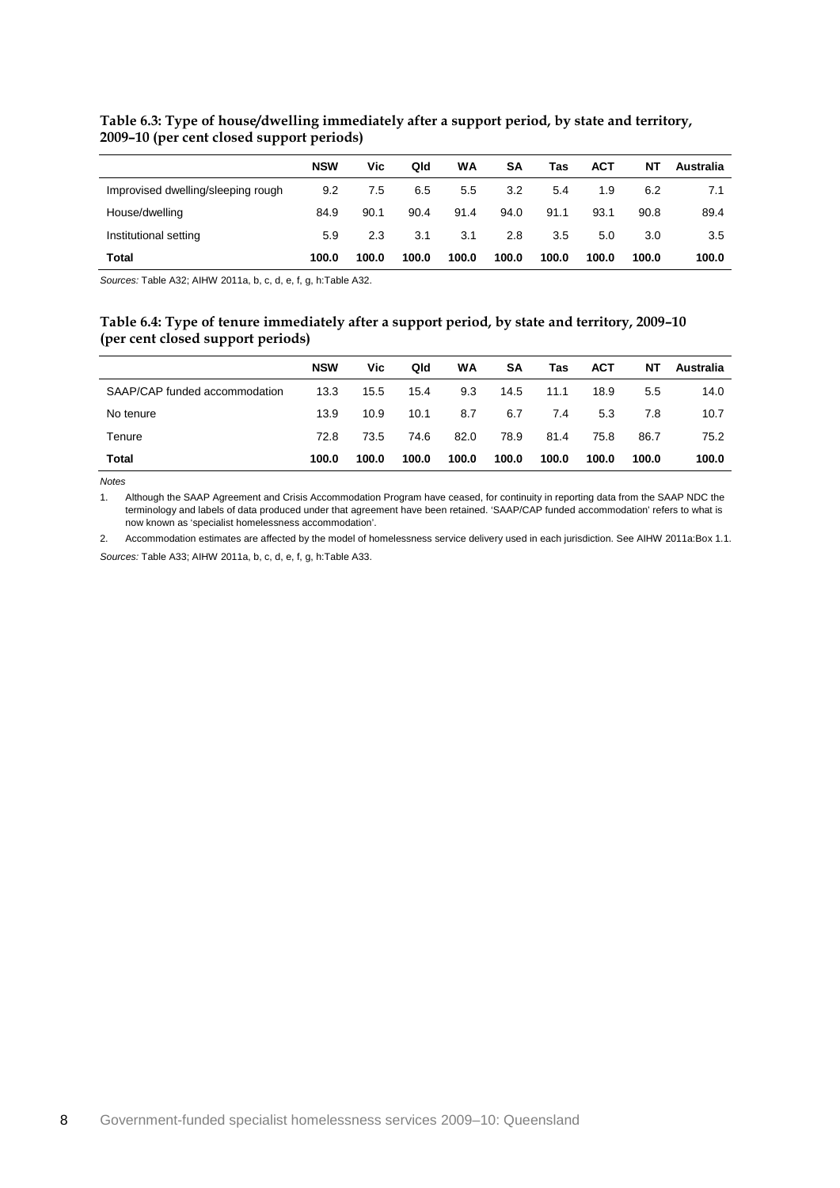**Table 6.3: Type of house/dwelling immediately after a support period, by state and territory, 2009–10 (per cent closed support periods)**

| | NSW | Vic | Qld | WA | SA | Tas | ACT | NT | Australia |
|---|---|---|---|---|---|---|---|---|---|
| Improvised dwelling/sleeping rough | 9.2 | 7.5 | 6.5 | 5.5 | 3.2 | 5.4 | 1.9 | 6.2 | 7.1 |
| House/dwelling | 84.9 | 90.1 | 90.4 | 91.4 | 94.0 | 91.1 | 93.1 | 90.8 | 89.4 |
| Institutional setting | 5.9 | 2.3 | 3.1 | 3.1 | 2.8 | 3.5 | 5.0 | 3.0 | 3.5 |
| **Total** | **100.0** | **100.0** | **100.0** | **100.0** | **100.0** | **100.0** | **100.0** | **100.0** | **100.0** |

*Sources:* Table A32; AIHW 2011a, b, c, d, e, f, g, h:Table A32.

**Table 6.4: Type of tenure immediately after a support period, by state and territory, 2009–10 (per cent closed support periods)**

| | NSW | Vic | Qld | WA | SA | Tas | ACT | NT | Australia |
|---|---|---|---|---|---|---|---|---|---|
| SAAP/CAP funded accommodation | 13.3 | 15.5 | 15.4 | 9.3 | 14.5 | 11.1 | 18.9 | 5.5 | 14.0 |
| No tenure | 13.9 | 10.9 | 10.1 | 8.7 | 6.7 | 7.4 | 5.3 | 7.8 | 10.7 |
| Tenure | 72.8 | 73.5 | 74.6 | 82.0 | 78.9 | 81.4 | 75.8 | 86.7 | 75.2 |
| **Total** | **100.0** | **100.0** | **100.0** | **100.0** | **100.0** | **100.0** | **100.0** | **100.0** | **100.0** |

*Notes*

1. Although the SAAP Agreement and Crisis Accommodation Program have ceased, for continuity in reporting data from the SAAP NDC the terminology and labels of data produced under that agreement have been retained. 'SAAP/CAP funded accommodation' refers to what is now known as 'specialist homelessness accommodation'.
2. Accommodation estimates are affected by the model of homelessness service delivery used in each jurisdiction. See AIHW 2011a:Box 1.1.

*Sources:* Table A33; AIHW 2011a, b, c, d, e, f, g, h:Table A33.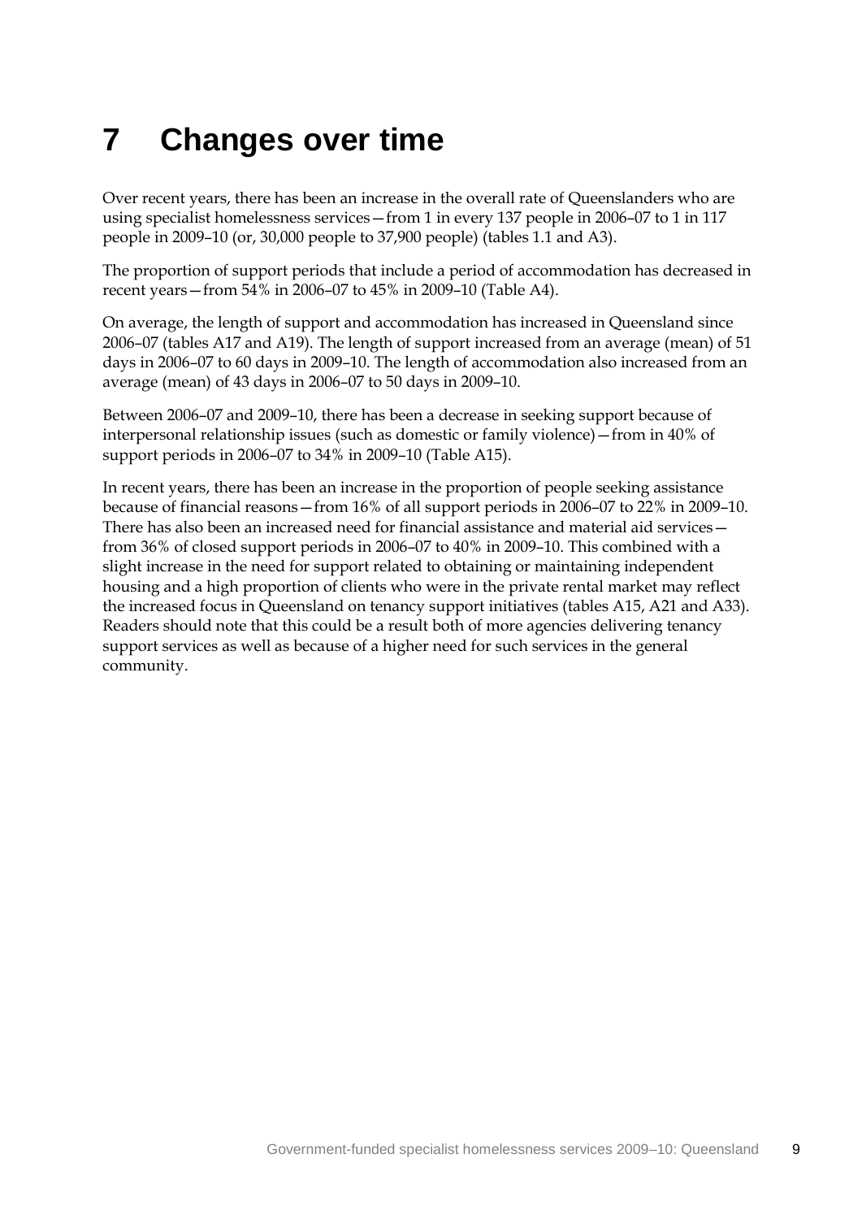# 7 Changes over time

Over recent years, there has been an increase in the overall rate of Queenslanders who are using specialist homelessness services—from 1 in every 137 people in 2006–07 to 1 in 117 people in 2009–10 (or, 30,000 people to 37,900 people) (tables 1.1 and A3).

The proportion of support periods that include a period of accommodation has decreased in recent years—from 54% in 2006–07 to 45% in 2009–10 (Table A4).

On average, the length of support and accommodation has increased in Queensland since 2006–07 (tables A17 and A19). The length of support increased from an average (mean) of 51 days in 2006–07 to 60 days in 2009–10. The length of accommodation also increased from an average (mean) of 43 days in 2006–07 to 50 days in 2009–10.

Between 2006–07 and 2009–10, there has been a decrease in seeking support because of interpersonal relationship issues (such as domestic or family violence)—from in 40% of support periods in 2006–07 to 34% in 2009–10 (Table A15).

In recent years, there has been an increase in the proportion of people seeking assistance because of financial reasons—from 16% of all support periods in 2006–07 to 22% in 2009–10. There has also been an increased need for financial assistance and material aid services—from 36% of closed support periods in 2006–07 to 40% in 2009–10. This combined with a slight increase in the need for support related to obtaining or maintaining independent housing and a high proportion of clients who were in the private rental market may reflect the increased focus in Queensland on tenancy support initiatives (tables A15, A21 and A33). Readers should note that this could be a result both of more agencies delivering tenancy support services as well as because of a higher need for such services in the general community.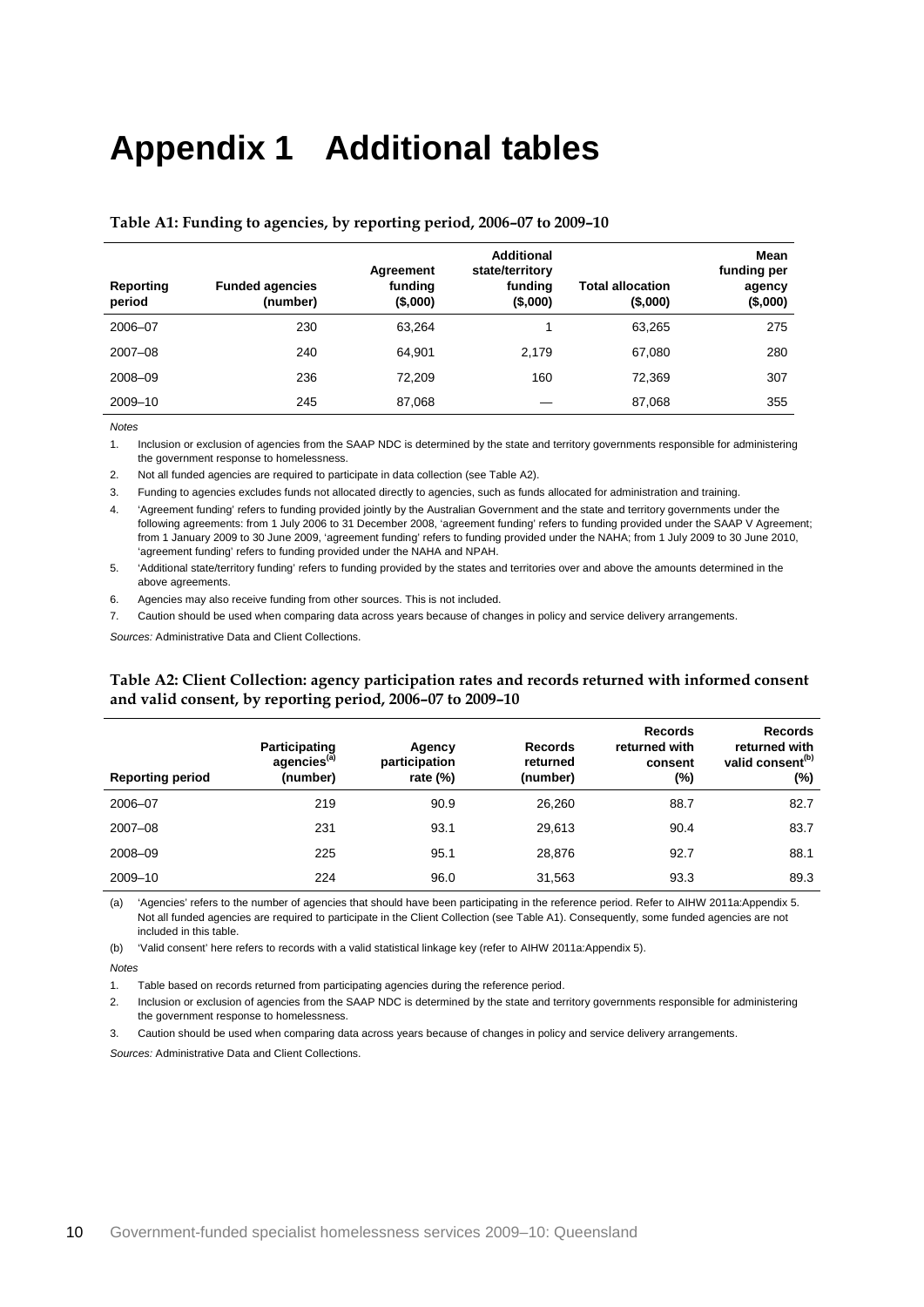# Appendix 1 Additional tables

**Table A1: Funding to agencies, by reporting period, 2006–07 to 2009–10**

| Reporting period | Funded agencies (number) | Agreement funding ($,000) | Additional state/territory funding ($,000) | Total allocation ($,000) | Mean funding per agency ($,000) |
|---|---|---|---|---|---|
| 2006–07 | 230 | 63,264 | 1 | 63,265 | 275 |
| 2007–08 | 240 | 64,901 | 2,179 | 67,080 | 280 |
| 2008–09 | 236 | 72,209 | 160 | 72,369 | 307 |
| 2009–10 | 245 | 87,068 | — | 87,068 | 355 |

*Notes*

1. Inclusion or exclusion of agencies from the SAAP NDC is determined by the state and territory governments responsible for administering the government response to homelessness.
2. Not all funded agencies are required to participate in data collection (see Table A2).
3. Funding to agencies excludes funds not allocated directly to agencies, such as funds allocated for administration and training.
4. 'Agreement funding' refers to funding provided jointly by the Australian Government and the state and territory governments under the following agreements: from 1 July 2006 to 31 December 2008, 'agreement funding' refers to funding provided under the SAAP V Agreement; from 1 January 2009 to 30 June 2009, 'agreement funding' refers to funding provided under the NAHA; from 1 July 2009 to 30 June 2010, 'agreement funding' refers to funding provided under the NAHA and NPAH.
5. 'Additional state/territory funding' refers to funding provided by the states and territories over and above the amounts determined in the above agreements.
6. Agencies may also receive funding from other sources. This is not included.
7. Caution should be used when comparing data across years because of changes in policy and service delivery arrangements.

*Sources:* Administrative Data and Client Collections.

**Table A2: Client Collection: agency participation rates and records returned with informed consent and valid consent, by reporting period, 2006–07 to 2009–10**

| Reporting period | Participating agencies[(a)] (number) | Agency participation rate (%) | Records returned (number) | Records returned with consent (%) | Records returned with valid consent[(b)] (%) |
|---|---|---|---|---|---|
| 2006–07 | 219 | 90.9 | 26,260 | 88.7 | 82.7 |
| 2007–08 | 231 | 93.1 | 29,613 | 90.4 | 83.7 |
| 2008–09 | 225 | 95.1 | 28,876 | 92.7 | 88.1 |
| 2009–10 | 224 | 96.0 | 31,563 | 93.3 | 89.3 |

(a) 'Agencies' refers to the number of agencies that should have been participating in the reference period. Refer to AIHW 2011a:Appendix 5. Not all funded agencies are required to participate in the Client Collection (see Table A1). Consequently, some funded agencies are not included in this table.

(b) 'Valid consent' here refers to records with a valid statistical linkage key (refer to AIHW 2011a:Appendix 5).

*Notes*

1. Table based on records returned from participating agencies during the reference period.
2. Inclusion or exclusion of agencies from the SAAP NDC is determined by the state and territory governments responsible for administering the government response to homelessness.
3. Caution should be used when comparing data across years because of changes in policy and service delivery arrangements.

*Sources:* Administrative Data and Client Collections.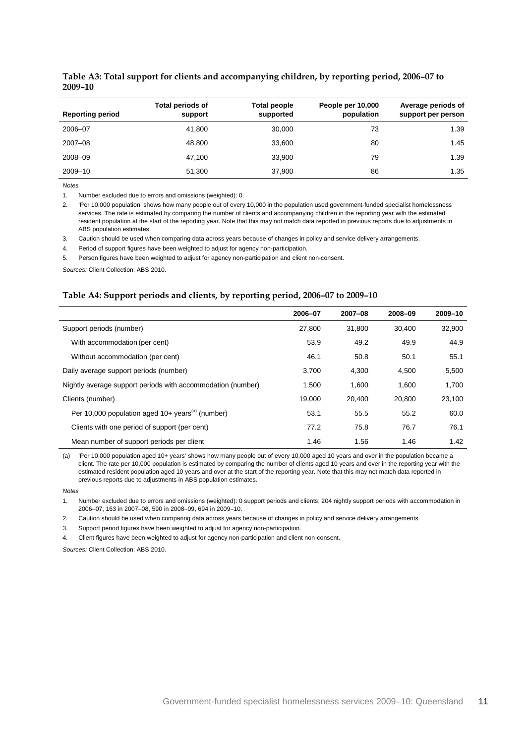**Table A3: Total support for clients and accompanying children, by reporting period, 2006–07 to 2009–10**

| Reporting period | Total periods of support | Total people supported | People per 10,000 population | Average periods of support per person |
|---|---|---|---|---|
| 2006–07 | 41,800 | 30,000 | 73 | 1.39 |
| 2007–08 | 48,800 | 33,600 | 80 | 1.45 |
| 2008–09 | 47,100 | 33,900 | 79 | 1.39 |
| 2009–10 | 51,300 | 37,900 | 86 | 1.35 |

*Notes*

1. Number excluded due to errors and omissions (weighted): 0.
2. 'Per 10,000 population' shows how many people out of every 10,000 in the population used government-funded specialist homelessness services. The rate is estimated by comparing the number of clients and accompanying children in the reporting year with the estimated resident population at the start of the reporting year. Note that this may not match data reported in previous reports due to adjustments in ABS population estimates.
3. Caution should be used when comparing data across years because of changes in policy and service delivery arrangements.
4. Period of support figures have been weighted to adjust for agency non-participation.
5. Person figures have been weighted to adjust for agency non-participation and client non-consent.

*Sources:* Client Collection; ABS 2010.

**Table A4: Support periods and clients, by reporting period, 2006–07 to 2009–10**

| | 2006–07 | 2007–08 | 2008–09 | 2009–10 |
|---|---|---|---|---|
| Support periods (number) | 27,800 | 31,800 | 30,400 | 32,900 |
| With accommodation (per cent) | 53.9 | 49.2 | 49.9 | 44.9 |
| Without accommodation (per cent) | 46.1 | 50.8 | 50.1 | 55.1 |
| Daily average support periods (number) | 3,700 | 4,300 | 4,500 | 5,500 |
| Nightly average support periods with accommodation (number) | 1,500 | 1,600 | 1,600 | 1,700 |
| Clients (number) | 19,000 | 20,400 | 20,800 | 23,100 |
| Per 10,000 population aged 10+ years[(a)] (number) | 53.1 | 55.5 | 55.2 | 60.0 |
| Clients with one period of support (per cent) | 77.2 | 75.8 | 76.7 | 76.1 |
| Mean number of support periods per client | 1.46 | 1.56 | 1.46 | 1.42 |

(a) 'Per 10,000 population aged 10+ years' shows how many people out of every 10,000 aged 10 years and over in the population became a client. The rate per 10,000 population is estimated by comparing the number of clients aged 10 years and over in the reporting year with the estimated resident population aged 10 years and over at the start of the reporting year. Note that this may not match data reported in previous reports due to adjustments in ABS population estimates.

*Notes*

1. Number excluded due to errors and omissions (weighted): 0 support periods and clients; 204 nightly support periods with accommodation in 2006–07, 163 in 2007–08, 590 in 2008–09, 694 in 2009–10.
2. Caution should be used when comparing data across years because of changes in policy and service delivery arrangements.
3. Support period figures have been weighted to adjust for agency non-participation.
4. Client figures have been weighted to adjust for agency non-participation and client non-consent.

*Sources:* Client Collection; ABS 2010.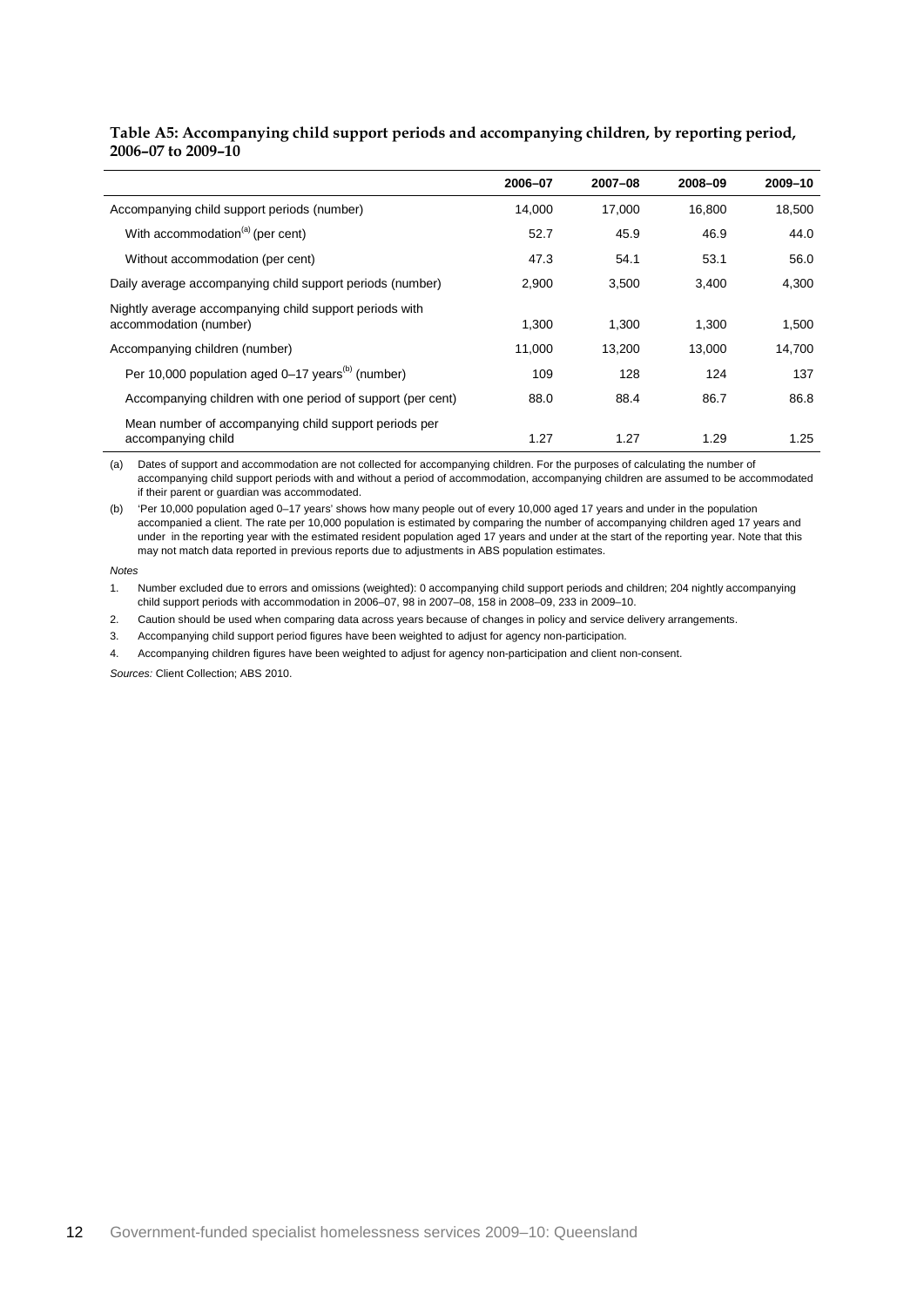**Table A5: Accompanying child support periods and accompanying children, by reporting period, 2006–07 to 2009–10**

| | 2006–07 | 2007–08 | 2008–09 | 2009–10 |
|---|---|---|---|---|
| Accompanying child support periods (number) | 14,000 | 17,000 | 16,800 | 18,500 |
| With accommodation[(a)] (per cent) | 52.7 | 45.9 | 46.9 | 44.0 |
| Without accommodation (per cent) | 47.3 | 54.1 | 53.1 | 56.0 |
| Daily average accompanying child support periods (number) | 2,900 | 3,500 | 3,400 | 4,300 |
| Nightly average accompanying child support periods with accommodation (number) | 1,300 | 1,300 | 1,300 | 1,500 |
| Accompanying children (number) | 11,000 | 13,200 | 13,000 | 14,700 |
| Per 10,000 population aged 0–17 years[(b)] (number) | 109 | 128 | 124 | 137 |
| Accompanying children with one period of support (per cent) | 88.0 | 88.4 | 86.7 | 86.8 |
| Mean number of accompanying child support periods per accompanying child | 1.27 | 1.27 | 1.29 | 1.25 |

(a) Dates of support and accommodation are not collected for accompanying children. For the purposes of calculating the number of accompanying child support periods with and without a period of accommodation, accompanying children are assumed to be accommodated if their parent or guardian was accommodated.

(b) 'Per 10,000 population aged 0–17 years' shows how many people out of every 10,000 aged 17 years and under in the population accompanied a client. The rate per 10,000 population is estimated by comparing the number of accompanying children aged 17 years and under in the reporting year with the estimated resident population aged 17 years and under at the start of the reporting year. Note that this may not match data reported in previous reports due to adjustments in ABS population estimates.

*Notes*

1. Number excluded due to errors and omissions (weighted): 0 accompanying child support periods and children; 204 nightly accompanying child support periods with accommodation in 2006–07, 98 in 2007–08, 158 in 2008–09, 233 in 2009–10.
2. Caution should be used when comparing data across years because of changes in policy and service delivery arrangements.
3. Accompanying child support period figures have been weighted to adjust for agency non-participation.
4. Accompanying children figures have been weighted to adjust for agency non-participation and client non-consent.

*Sources:* Client Collection; ABS 2010.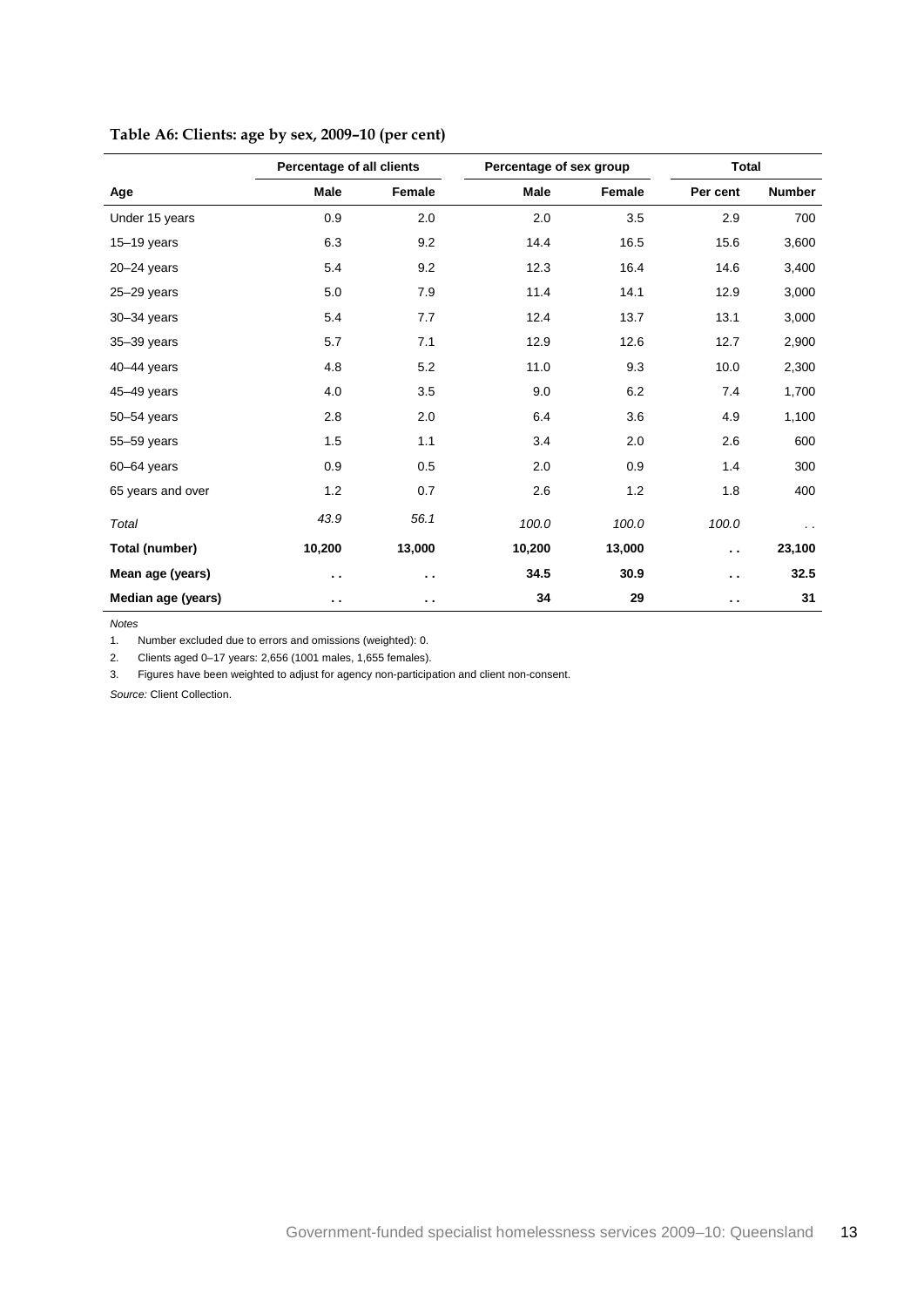**Table A6: Clients: age by sex, 2009–10 (per cent)**

| | Percentage of all clients | | Percentage of sex group | | Total | |
|---|---|---|---|---|---|---|
| **Age** | **Male** | **Female** | **Male** | **Female** | **Per cent** | **Number** |
| Under 15 years | 0.9 | 2.0 | 2.0 | 3.5 | 2.9 | 700 |
| 15–19 years | 6.3 | 9.2 | 14.4 | 16.5 | 15.6 | 3,600 |
| 20–24 years | 5.4 | 9.2 | 12.3 | 16.4 | 14.6 | 3,400 |
| 25–29 years | 5.0 | 7.9 | 11.4 | 14.1 | 12.9 | 3,000 |
| 30–34 years | 5.4 | 7.7 | 12.4 | 13.7 | 13.1 | 3,000 |
| 35–39 years | 5.7 | 7.1 | 12.9 | 12.6 | 12.7 | 2,900 |
| 40–44 years | 4.8 | 5.2 | 11.0 | 9.3 | 10.0 | 2,300 |
| 45–49 years | 4.0 | 3.5 | 9.0 | 6.2 | 7.4 | 1,700 |
| 50–54 years | 2.8 | 2.0 | 6.4 | 3.6 | 4.9 | 1,100 |
| 55–59 years | 1.5 | 1.1 | 3.4 | 2.0 | 2.6 | 600 |
| 60–64 years | 0.9 | 0.5 | 2.0 | 0.9 | 1.4 | 300 |
| 65 years and over | 1.2 | 0.7 | 2.6 | 1.2 | 1.8 | 400 |
| *Total* | *43.9* | *56.1* | *100.0* | *100.0* | *100.0* | . . |
| **Total (number)** | **10,200** | **13,000** | **10,200** | **13,000** | **. .** | **23,100** |
| **Mean age (years)** | **. .** | **. .** | **34.5** | **30.9** | **. .** | **32.5** |
| **Median age (years)** | **. .** | **. .** | **34** | **29** | **. .** | **31** |

*Notes*

1. Number excluded due to errors and omissions (weighted): 0.
2. Clients aged 0–17 years: 2,656 (1001 males, 1,655 females).
3. Figures have been weighted to adjust for agency non-participation and client non-consent.

*Source:* Client Collection.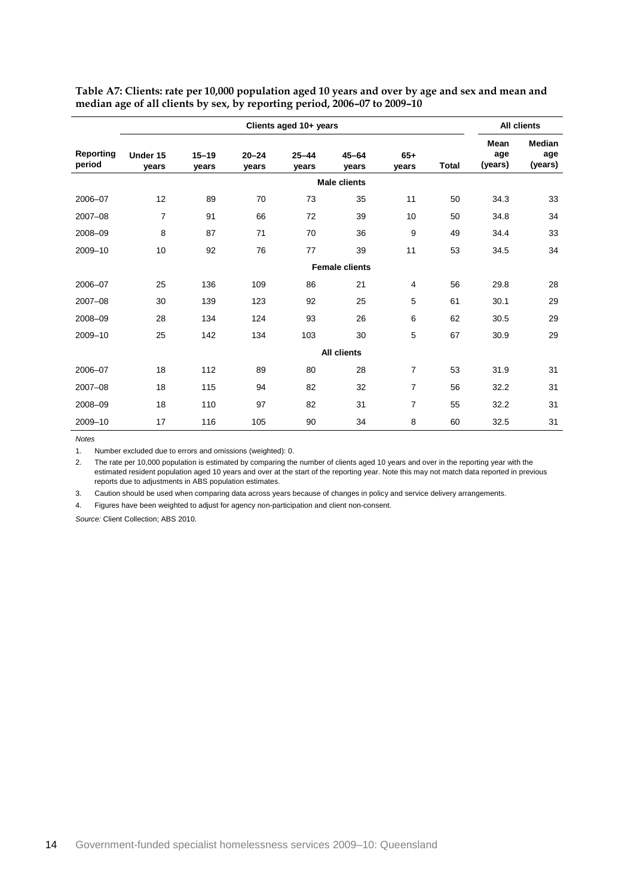**Table A7: Clients: rate per 10,000 population aged 10 years and over by age and sex and mean and median age of all clients by sex, by reporting period, 2006–07 to 2009–10**

| | Clients aged 10+ years | | | | | | | All clients | |
|---|---|---|---|---|---|---|---|---|---|
| Reporting period | Under 15 years | 15–19 years | 20–24 years | 25–44 years | 45–64 years | 65+ years | Total | Mean age (years) | Median age (years) |
| | | | | | **Male clients** | | | | |
| 2006–07 | 12 | 89 | 70 | 73 | 35 | 11 | 50 | 34.3 | 33 |
| 2007–08 | 7 | 91 | 66 | 72 | 39 | 10 | 50 | 34.8 | 34 |
| 2008–09 | 8 | 87 | 71 | 70 | 36 | 9 | 49 | 34.4 | 33 |
| 2009–10 | 10 | 92 | 76 | 77 | 39 | 11 | 53 | 34.5 | 34 |
| | | | | | **Female clients** | | | | |
| 2006–07 | 25 | 136 | 109 | 86 | 21 | 4 | 56 | 29.8 | 28 |
| 2007–08 | 30 | 139 | 123 | 92 | 25 | 5 | 61 | 30.1 | 29 |
| 2008–09 | 28 | 134 | 124 | 93 | 26 | 6 | 62 | 30.5 | 29 |
| 2009–10 | 25 | 142 | 134 | 103 | 30 | 5 | 67 | 30.9 | 29 |
| | | | | | **All clients** | | | | |
| 2006–07 | 18 | 112 | 89 | 80 | 28 | 7 | 53 | 31.9 | 31 |
| 2007–08 | 18 | 115 | 94 | 82 | 32 | 7 | 56 | 32.2 | 31 |
| 2008–09 | 18 | 110 | 97 | 82 | 31 | 7 | 55 | 32.2 | 31 |
| 2009–10 | 17 | 116 | 105 | 90 | 34 | 8 | 60 | 32.5 | 31 |

*Notes*

1. Number excluded due to errors and omissions (weighted): 0.
2. The rate per 10,000 population is estimated by comparing the number of clients aged 10 years and over in the reporting year with the estimated resident population aged 10 years and over at the start of the reporting year. Note this may not match data reported in previous reports due to adjustments in ABS population estimates.
3. Caution should be used when comparing data across years because of changes in policy and service delivery arrangements.
4. Figures have been weighted to adjust for agency non-participation and client non-consent.

*Source:* Client Collection; ABS 2010.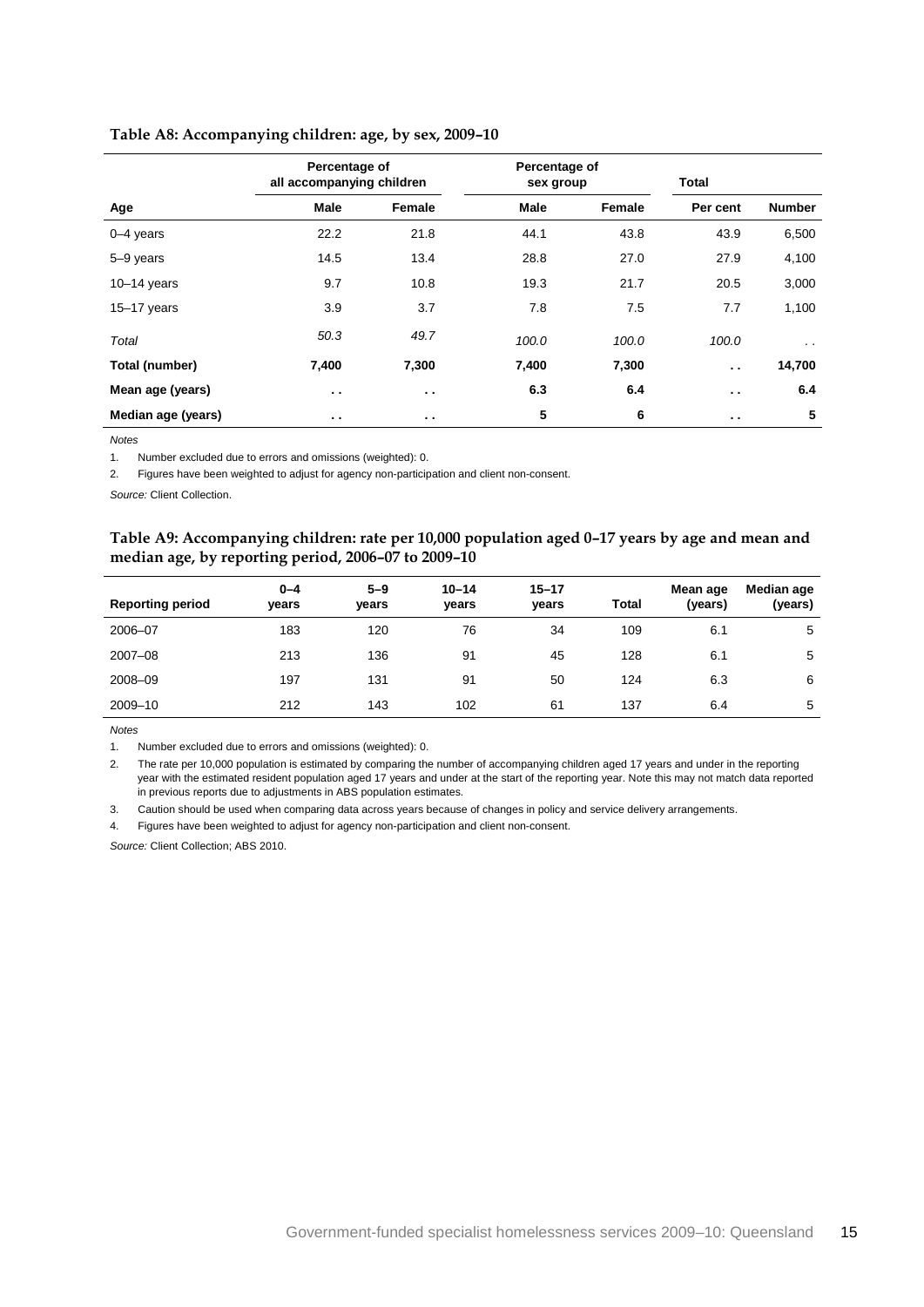**Table A8: Accompanying children: age, by sex, 2009–10**

| | Percentage of all accompanying children | | Percentage of sex group | | Total | |
|---|---|---|---|---|---|---|
| **Age** | **Male** | **Female** | **Male** | **Female** | **Per cent** | **Number** |
| 0–4 years | 22.2 | 21.8 | 44.1 | 43.8 | 43.9 | 6,500 |
| 5–9 years | 14.5 | 13.4 | 28.8 | 27.0 | 27.9 | 4,100 |
| 10–14 years | 9.7 | 10.8 | 19.3 | 21.7 | 20.5 | 3,000 |
| 15–17 years | 3.9 | 3.7 | 7.8 | 7.5 | 7.7 | 1,100 |
| *Total* | *50.3* | *49.7* | *100.0* | *100.0* | *100.0* | . . |
| **Total (number)** | **7,400** | **7,300** | **7,400** | **7,300** | **. .** | **14,700** |
| **Mean age (years)** | **. .** | **. .** | **6.3** | **6.4** | **. .** | **6.4** |
| **Median age (years)** | **. .** | **. .** | **5** | **6** | **. .** | **5** |

*Notes*

1. Number excluded due to errors and omissions (weighted): 0.
2. Figures have been weighted to adjust for agency non-participation and client non-consent.

*Source:* Client Collection.

**Table A9: Accompanying children: rate per 10,000 population aged 0–17 years by age and mean and median age, by reporting period, 2006–07 to 2009–10**

| Reporting period | 0–4 years | 5–9 years | 10–14 years | 15–17 years | Total | Mean age (years) | Median age (years) |
|---|---|---|---|---|---|---|---|
| 2006–07 | 183 | 120 | 76 | 34 | 109 | 6.1 | 5 |
| 2007–08 | 213 | 136 | 91 | 45 | 128 | 6.1 | 5 |
| 2008–09 | 197 | 131 | 91 | 50 | 124 | 6.3 | 6 |
| 2009–10 | 212 | 143 | 102 | 61 | 137 | 6.4 | 5 |

*Notes*

1. Number excluded due to errors and omissions (weighted): 0.
2. The rate per 10,000 population is estimated by comparing the number of accompanying children aged 17 years and under in the reporting year with the estimated resident population aged 17 years and under at the start of the reporting year. Note this may not match data reported in previous reports due to adjustments in ABS population estimates.
3. Caution should be used when comparing data across years because of changes in policy and service delivery arrangements.
4. Figures have been weighted to adjust for agency non-participation and client non-consent.

*Source:* Client Collection; ABS 2010.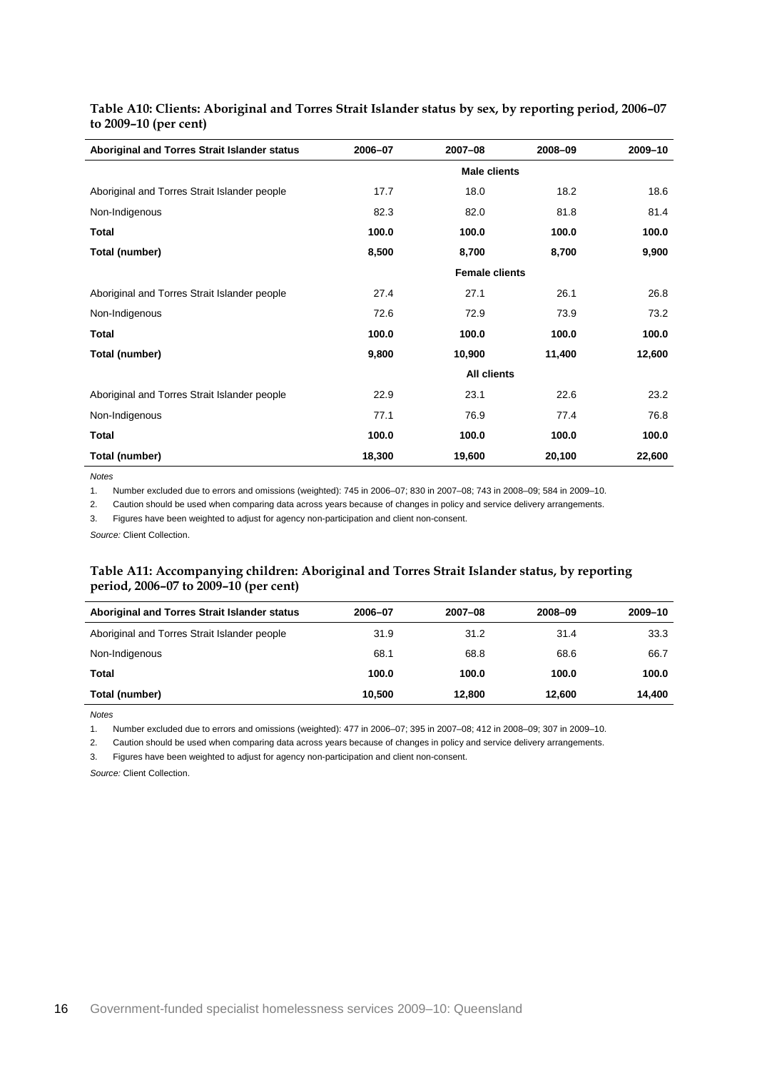**Table A10: Clients: Aboriginal and Torres Strait Islander status by sex, by reporting period, 2006–07 to 2009–10 (per cent)**

| Aboriginal and Torres Strait Islander status | 2006–07 | 2007–08 | 2008–09 | 2009–10 |
|---|---|---|---|---|
| | | **Male clients** | | |
| Aboriginal and Torres Strait Islander people | 17.7 | 18.0 | 18.2 | 18.6 |
| Non-Indigenous | 82.3 | 82.0 | 81.8 | 81.4 |
| **Total** | **100.0** | **100.0** | **100.0** | **100.0** |
| **Total (number)** | **8,500** | **8,700** | **8,700** | **9,900** |
| | | **Female clients** | | |
| Aboriginal and Torres Strait Islander people | 27.4 | 27.1 | 26.1 | 26.8 |
| Non-Indigenous | 72.6 | 72.9 | 73.9 | 73.2 |
| **Total** | **100.0** | **100.0** | **100.0** | **100.0** |
| **Total (number)** | **9,800** | **10,900** | **11,400** | **12,600** |
| | | **All clients** | | |
| Aboriginal and Torres Strait Islander people | 22.9 | 23.1 | 22.6 | 23.2 |
| Non-Indigenous | 77.1 | 76.9 | 77.4 | 76.8 |
| **Total** | **100.0** | **100.0** | **100.0** | **100.0** |
| **Total (number)** | **18,300** | **19,600** | **20,100** | **22,600** |

*Notes*

1. Number excluded due to errors and omissions (weighted): 745 in 2006–07; 830 in 2007–08; 743 in 2008–09; 584 in 2009–10.
2. Caution should be used when comparing data across years because of changes in policy and service delivery arrangements.
3. Figures have been weighted to adjust for agency non-participation and client non-consent.

*Source:* Client Collection.

**Table A11: Accompanying children: Aboriginal and Torres Strait Islander status, by reporting period, 2006–07 to 2009–10 (per cent)**

| Aboriginal and Torres Strait Islander status | 2006–07 | 2007–08 | 2008–09 | 2009–10 |
|---|---|---|---|---|
| Aboriginal and Torres Strait Islander people | 31.9 | 31.2 | 31.4 | 33.3 |
| Non-Indigenous | 68.1 | 68.8 | 68.6 | 66.7 |
| **Total** | **100.0** | **100.0** | **100.0** | **100.0** |
| **Total (number)** | **10,500** | **12,800** | **12,600** | **14,400** |

*Notes*

1. Number excluded due to errors and omissions (weighted): 477 in 2006–07; 395 in 2007–08; 412 in 2008–09; 307 in 2009–10.
2. Caution should be used when comparing data across years because of changes in policy and service delivery arrangements.
3. Figures have been weighted to adjust for agency non-participation and client non-consent.

*Source:* Client Collection.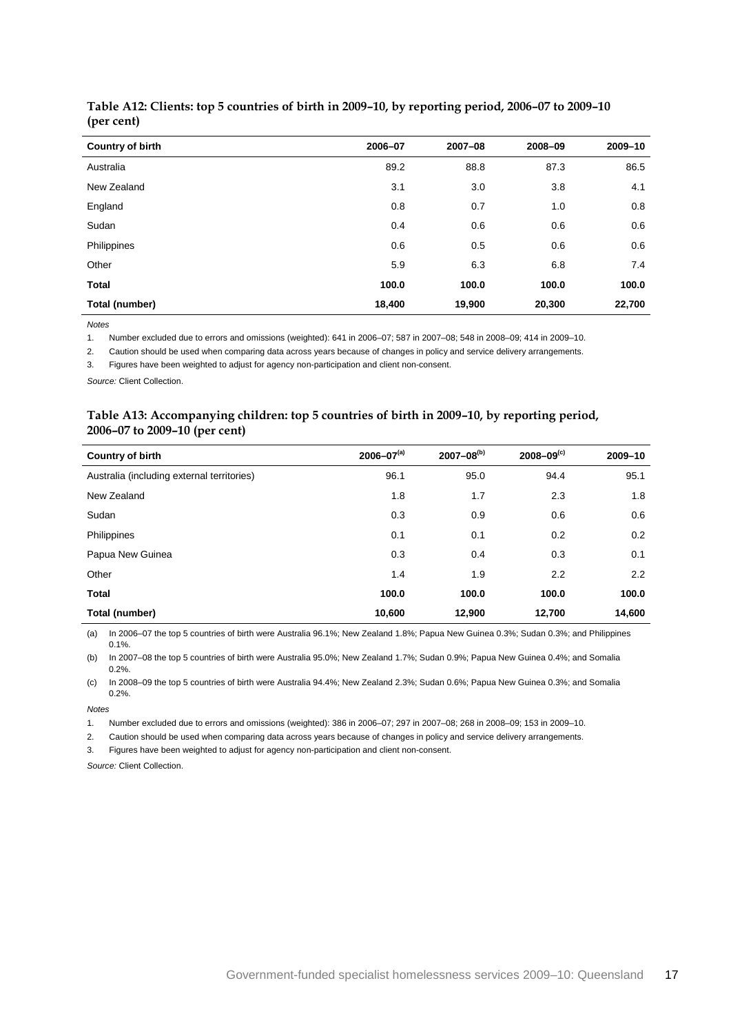**Table A12: Clients: top 5 countries of birth in 2009–10, by reporting period, 2006–07 to 2009–10 (per cent)**

| Country of birth | 2006–07 | 2007–08 | 2008–09 | 2009–10 |
|---|---|---|---|---|
| Australia | 89.2 | 88.8 | 87.3 | 86.5 |
| New Zealand | 3.1 | 3.0 | 3.8 | 4.1 |
| England | 0.8 | 0.7 | 1.0 | 0.8 |
| Sudan | 0.4 | 0.6 | 0.6 | 0.6 |
| Philippines | 0.6 | 0.5 | 0.6 | 0.6 |
| Other | 5.9 | 6.3 | 6.8 | 7.4 |
| **Total** | **100.0** | **100.0** | **100.0** | **100.0** |
| **Total (number)** | **18,400** | **19,900** | **20,300** | **22,700** |

*Notes*

1. Number excluded due to errors and omissions (weighted): 641 in 2006–07; 587 in 2007–08; 548 in 2008–09; 414 in 2009–10.
2. Caution should be used when comparing data across years because of changes in policy and service delivery arrangements.
3. Figures have been weighted to adjust for agency non-participation and client non-consent.

*Source:* Client Collection.

**Table A13: Accompanying children: top 5 countries of birth in 2009–10, by reporting period, 2006–07 to 2009–10 (per cent)**

| Country of birth | 2006–07[(a)] | 2007–08[(b)] | 2008–09[(c)] | 2009–10 |
|---|---|---|---|---|
| Australia (including external territories) | 96.1 | 95.0 | 94.4 | 95.1 |
| New Zealand | 1.8 | 1.7 | 2.3 | 1.8 |
| Sudan | 0.3 | 0.9 | 0.6 | 0.6 |
| Philippines | 0.1 | 0.1 | 0.2 | 0.2 |
| Papua New Guinea | 0.3 | 0.4 | 0.3 | 0.1 |
| Other | 1.4 | 1.9 | 2.2 | 2.2 |
| **Total** | **100.0** | **100.0** | **100.0** | **100.0** |
| **Total (number)** | **10,600** | **12,900** | **12,700** | **14,600** |

(a) In 2006–07 the top 5 countries of birth were Australia 96.1%; New Zealand 1.8%; Papua New Guinea 0.3%; Sudan 0.3%; and Philippines 0.1%.

(b) In 2007–08 the top 5 countries of birth were Australia 95.0%; New Zealand 1.7%; Sudan 0.9%; Papua New Guinea 0.4%; and Somalia 0.2%.

(c) In 2008–09 the top 5 countries of birth were Australia 94.4%; New Zealand 2.3%; Sudan 0.6%; Papua New Guinea 0.3%; and Somalia 0.2%.

*Notes*

1. Number excluded due to errors and omissions (weighted): 386 in 2006–07; 297 in 2007–08; 268 in 2008–09; 153 in 2009–10.
2. Caution should be used when comparing data across years because of changes in policy and service delivery arrangements.
3. Figures have been weighted to adjust for agency non-participation and client non-consent.

*Source:* Client Collection.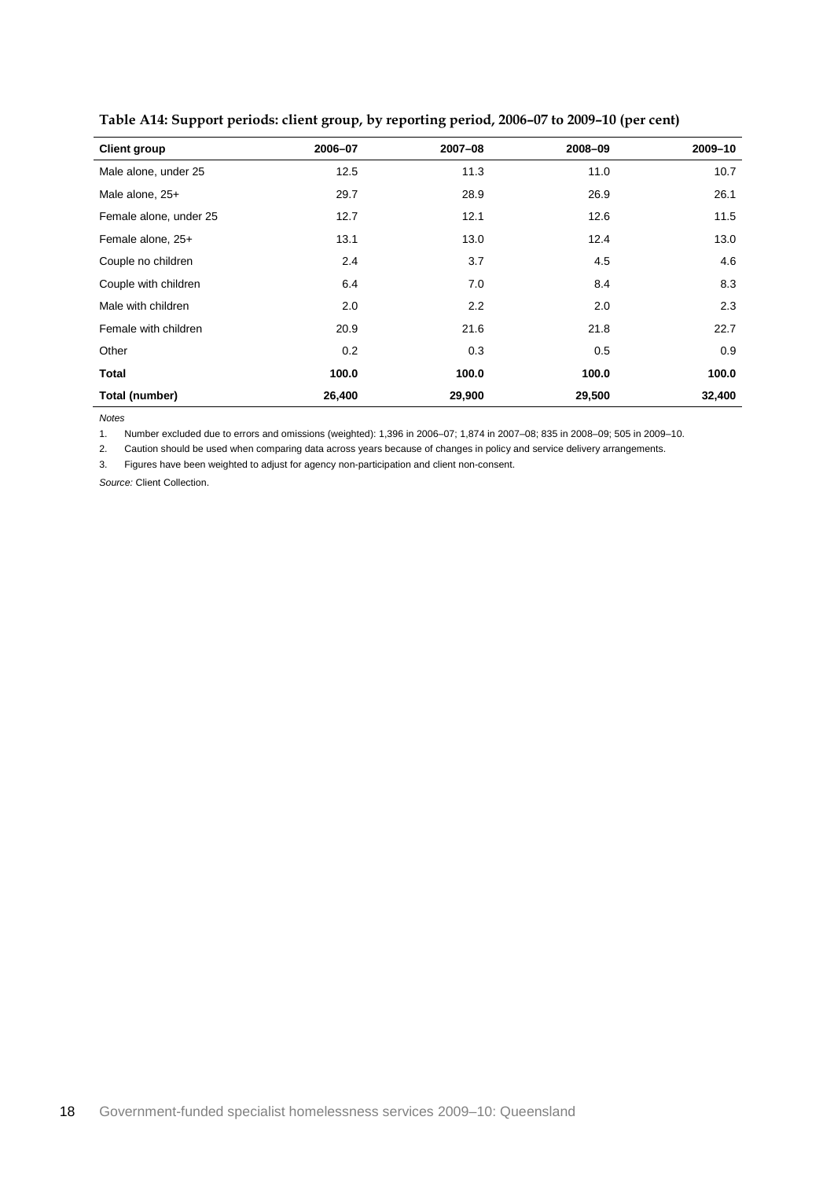**Table A14: Support periods: client group, by reporting period, 2006–07 to 2009–10 (per cent)**

| Client group | 2006–07 | 2007–08 | 2008–09 | 2009–10 |
|---|---|---|---|---|
| Male alone, under 25 | 12.5 | 11.3 | 11.0 | 10.7 |
| Male alone, 25+ | 29.7 | 28.9 | 26.9 | 26.1 |
| Female alone, under 25 | 12.7 | 12.1 | 12.6 | 11.5 |
| Female alone, 25+ | 13.1 | 13.0 | 12.4 | 13.0 |
| Couple no children | 2.4 | 3.7 | 4.5 | 4.6 |
| Couple with children | 6.4 | 7.0 | 8.4 | 8.3 |
| Male with children | 2.0 | 2.2 | 2.0 | 2.3 |
| Female with children | 20.9 | 21.6 | 21.8 | 22.7 |
| Other | 0.2 | 0.3 | 0.5 | 0.9 |
| **Total** | **100.0** | **100.0** | **100.0** | **100.0** |
| **Total (number)** | **26,400** | **29,900** | **29,500** | **32,400** |

*Notes*

1. Number excluded due to errors and omissions (weighted): 1,396 in 2006–07; 1,874 in 2007–08; 835 in 2008–09; 505 in 2009–10.
2. Caution should be used when comparing data across years because of changes in policy and service delivery arrangements.
3. Figures have been weighted to adjust for agency non-participation and client non-consent.

*Source:* Client Collection.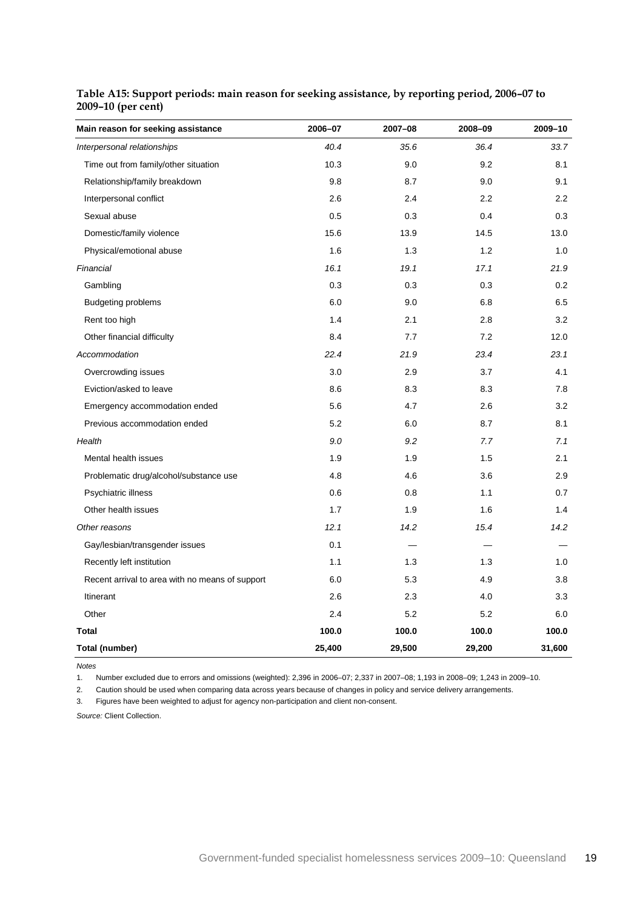**Table A15: Support periods: main reason for seeking assistance, by reporting period, 2006–07 to 2009–10 (per cent)**

| Main reason for seeking assistance | 2006–07 | 2007–08 | 2008–09 | 2009–10 |
|---|---|---|---|---|
| *Interpersonal relationships* | *40.4* | *35.6* | *36.4* | *33.7* |
| Time out from family/other situation | 10.3 | 9.0 | 9.2 | 8.1 |
| Relationship/family breakdown | 9.8 | 8.7 | 9.0 | 9.1 |
| Interpersonal conflict | 2.6 | 2.4 | 2.2 | 2.2 |
| Sexual abuse | 0.5 | 0.3 | 0.4 | 0.3 |
| Domestic/family violence | 15.6 | 13.9 | 14.5 | 13.0 |
| Physical/emotional abuse | 1.6 | 1.3 | 1.2 | 1.0 |
| *Financial* | *16.1* | *19.1* | *17.1* | *21.9* |
| Gambling | 0.3 | 0.3 | 0.3 | 0.2 |
| Budgeting problems | 6.0 | 9.0 | 6.8 | 6.5 |
| Rent too high | 1.4 | 2.1 | 2.8 | 3.2 |
| Other financial difficulty | 8.4 | 7.7 | 7.2 | 12.0 |
| *Accommodation* | *22.4* | *21.9* | *23.4* | *23.1* |
| Overcrowding issues | 3.0 | 2.9 | 3.7 | 4.1 |
| Eviction/asked to leave | 8.6 | 8.3 | 8.3 | 7.8 |
| Emergency accommodation ended | 5.6 | 4.7 | 2.6 | 3.2 |
| Previous accommodation ended | 5.2 | 6.0 | 8.7 | 8.1 |
| *Health* | *9.0* | *9.2* | *7.7* | *7.1* |
| Mental health issues | 1.9 | 1.9 | 1.5 | 2.1 |
| Problematic drug/alcohol/substance use | 4.8 | 4.6 | 3.6 | 2.9 |
| Psychiatric illness | 0.6 | 0.8 | 1.1 | 0.7 |
| Other health issues | 1.7 | 1.9 | 1.6 | 1.4 |
| *Other reasons* | *12.1* | *14.2* | *15.4* | *14.2* |
| Gay/lesbian/transgender issues | 0.1 | — | — | — |
| Recently left institution | 1.1 | 1.3 | 1.3 | 1.0 |
| Recent arrival to area with no means of support | 6.0 | 5.3 | 4.9 | 3.8 |
| Itinerant | 2.6 | 2.3 | 4.0 | 3.3 |
| Other | 2.4 | 5.2 | 5.2 | 6.0 |
| **Total** | **100.0** | **100.0** | **100.0** | **100.0** |
| **Total (number)** | **25,400** | **29,500** | **29,200** | **31,600** |

*Notes*

1. Number excluded due to errors and omissions (weighted): 2,396 in 2006–07; 2,337 in 2007–08; 1,193 in 2008–09; 1,243 in 2009–10.
2. Caution should be used when comparing data across years because of changes in policy and service delivery arrangements.
3. Figures have been weighted to adjust for agency non-participation and client non-consent.

*Source:* Client Collection.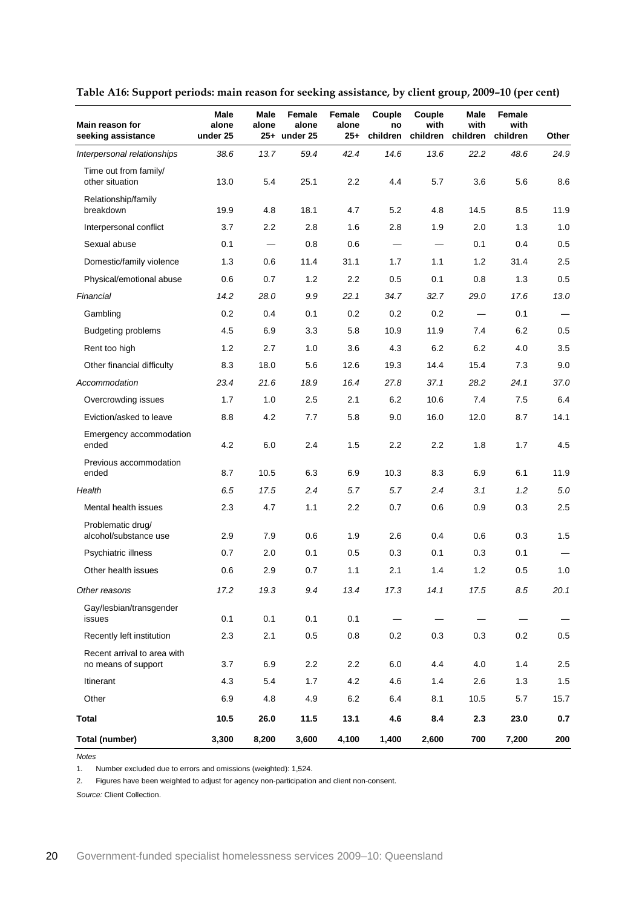**Table A16: Support periods: main reason for seeking assistance, by client group, 2009–10 (per cent)**

| Main reason for seeking assistance | Male alone under 25 | Male alone 25+ | Female alone under 25 | Female alone 25+ | Couple no children | Couple with children | Male with children | Female with children | Other |
|---|---|---|---|---|---|---|---|---|---|
| *Interpersonal relationships* | *38.6* | *13.7* | *59.4* | *42.4* | *14.6* | *13.6* | *22.2* | *48.6* | *24.9* |
| Time out from family/ other situation | 13.0 | 5.4 | 25.1 | 2.2 | 4.4 | 5.7 | 3.6 | 5.6 | 8.6 |
| Relationship/family breakdown | 19.9 | 4.8 | 18.1 | 4.7 | 5.2 | 4.8 | 14.5 | 8.5 | 11.9 |
| Interpersonal conflict | 3.7 | 2.2 | 2.8 | 1.6 | 2.8 | 1.9 | 2.0 | 1.3 | 1.0 |
| Sexual abuse | 0.1 | — | 0.8 | 0.6 | — | — | 0.1 | 0.4 | 0.5 |
| Domestic/family violence | 1.3 | 0.6 | 11.4 | 31.1 | 1.7 | 1.1 | 1.2 | 31.4 | 2.5 |
| Physical/emotional abuse | 0.6 | 0.7 | 1.2 | 2.2 | 0.5 | 0.1 | 0.8 | 1.3 | 0.5 |
| *Financial* | *14.2* | *28.0* | *9.9* | *22.1* | *34.7* | *32.7* | *29.0* | *17.6* | *13.0* |
| Gambling | 0.2 | 0.4 | 0.1 | 0.2 | 0.2 | 0.2 | — | 0.1 | — |
| Budgeting problems | 4.5 | 6.9 | 3.3 | 5.8 | 10.9 | 11.9 | 7.4 | 6.2 | 0.5 |
| Rent too high | 1.2 | 2.7 | 1.0 | 3.6 | 4.3 | 6.2 | 6.2 | 4.0 | 3.5 |
| Other financial difficulty | 8.3 | 18.0 | 5.6 | 12.6 | 19.3 | 14.4 | 15.4 | 7.3 | 9.0 |
| *Accommodation* | *23.4* | *21.6* | *18.9* | *16.4* | *27.8* | *37.1* | *28.2* | *24.1* | *37.0* |
| Overcrowding issues | 1.7 | 1.0 | 2.5 | 2.1 | 6.2 | 10.6 | 7.4 | 7.5 | 6.4 |
| Eviction/asked to leave | 8.8 | 4.2 | 7.7 | 5.8 | 9.0 | 16.0 | 12.0 | 8.7 | 14.1 |
| Emergency accommodation ended | 4.2 | 6.0 | 2.4 | 1.5 | 2.2 | 2.2 | 1.8 | 1.7 | 4.5 |
| Previous accommodation ended | 8.7 | 10.5 | 6.3 | 6.9 | 10.3 | 8.3 | 6.9 | 6.1 | 11.9 |
| *Health* | *6.5* | *17.5* | *2.4* | *5.7* | *5.7* | *2.4* | *3.1* | *1.2* | *5.0* |
| Mental health issues | 2.3 | 4.7 | 1.1 | 2.2 | 0.7 | 0.6 | 0.9 | 0.3 | 2.5 |
| Problematic drug/ alcohol/substance use | 2.9 | 7.9 | 0.6 | 1.9 | 2.6 | 0.4 | 0.6 | 0.3 | 1.5 |
| Psychiatric illness | 0.7 | 2.0 | 0.1 | 0.5 | 0.3 | 0.1 | 0.3 | 0.1 | — |
| Other health issues | 0.6 | 2.9 | 0.7 | 1.1 | 2.1 | 1.4 | 1.2 | 0.5 | 1.0 |
| *Other reasons* | *17.2* | *19.3* | *9.4* | *13.4* | *17.3* | *14.1* | *17.5* | *8.5* | *20.1* |
| Gay/lesbian/transgender issues | 0.1 | 0.1 | 0.1 | 0.1 | — | — | — | — | — |
| Recently left institution | 2.3 | 2.1 | 0.5 | 0.8 | 0.2 | 0.3 | 0.3 | 0.2 | 0.5 |
| Recent arrival to area with no means of support | 3.7 | 6.9 | 2.2 | 2.2 | 6.0 | 4.4 | 4.0 | 1.4 | 2.5 |
| Itinerant | 4.3 | 5.4 | 1.7 | 4.2 | 4.6 | 1.4 | 2.6 | 1.3 | 1.5 |
| Other | 6.9 | 4.8 | 4.9 | 6.2 | 6.4 | 8.1 | 10.5 | 5.7 | 15.7 |
| **Total** | **10.5** | **26.0** | **11.5** | **13.1** | **4.6** | **8.4** | **2.3** | **23.0** | **0.7** |
| **Total (number)** | **3,300** | **8,200** | **3,600** | **4,100** | **1,400** | **2,600** | **700** | **7,200** | **200** |

*Notes*

1. Number excluded due to errors and omissions (weighted): 1,524.
2. Figures have been weighted to adjust for agency non-participation and client non-consent.

*Source:* Client Collection.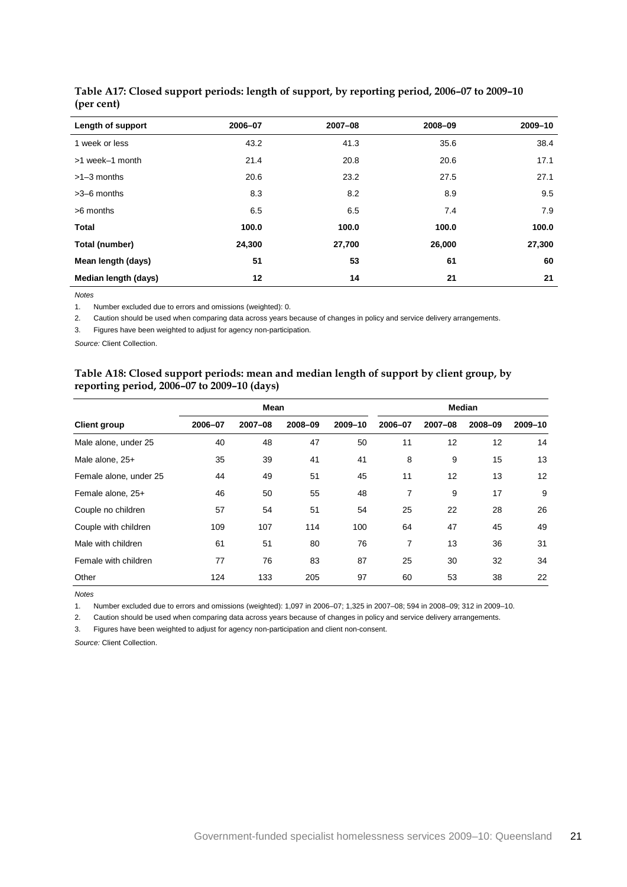**Table A17: Closed support periods: length of support, by reporting period, 2006–07 to 2009–10 (per cent)**

| Length of support | 2006–07 | 2007–08 | 2008–09 | 2009–10 |
|---|---|---|---|---|
| 1 week or less | 43.2 | 41.3 | 35.6 | 38.4 |
| >1 week–1 month | 21.4 | 20.8 | 20.6 | 17.1 |
| >1–3 months | 20.6 | 23.2 | 27.5 | 27.1 |
| >3–6 months | 8.3 | 8.2 | 8.9 | 9.5 |
| >6 months | 6.5 | 6.5 | 7.4 | 7.9 |
| **Total** | **100.0** | **100.0** | **100.0** | **100.0** |
| **Total (number)** | **24,300** | **27,700** | **26,000** | **27,300** |
| **Mean length (days)** | **51** | **53** | **61** | **60** |
| **Median length (days)** | **12** | **14** | **21** | **21** |

*Notes*

1. Number excluded due to errors and omissions (weighted): 0.
2. Caution should be used when comparing data across years because of changes in policy and service delivery arrangements.
3. Figures have been weighted to adjust for agency non-participation.

*Source:* Client Collection.

**Table A18: Closed support periods: mean and median length of support by client group, by reporting period, 2006–07 to 2009–10 (days)**

| | Mean | | | | Median | | | |
|---|---|---|---|---|---|---|---|---|
| **Client group** | **2006–07** | **2007–08** | **2008–09** | **2009–10** | **2006–07** | **2007–08** | **2008–09** | **2009–10** |
| Male alone, under 25 | 40 | 48 | 47 | 50 | 11 | 12 | 12 | 14 |
| Male alone, 25+ | 35 | 39 | 41 | 41 | 8 | 9 | 15 | 13 |
| Female alone, under 25 | 44 | 49 | 51 | 45 | 11 | 12 | 13 | 12 |
| Female alone, 25+ | 46 | 50 | 55 | 48 | 7 | 9 | 17 | 9 |
| Couple no children | 57 | 54 | 51 | 54 | 25 | 22 | 28 | 26 |
| Couple with children | 109 | 107 | 114 | 100 | 64 | 47 | 45 | 49 |
| Male with children | 61 | 51 | 80 | 76 | 7 | 13 | 36 | 31 |
| Female with children | 77 | 76 | 83 | 87 | 25 | 30 | 32 | 34 |
| Other | 124 | 133 | 205 | 97 | 60 | 53 | 38 | 22 |

*Notes*

1. Number excluded due to errors and omissions (weighted): 1,097 in 2006–07; 1,325 in 2007–08; 594 in 2008–09; 312 in 2009–10.
2. Caution should be used when comparing data across years because of changes in policy and service delivery arrangements.
3. Figures have been weighted to adjust for agency non-participation and client non-consent.

*Source:* Client Collection.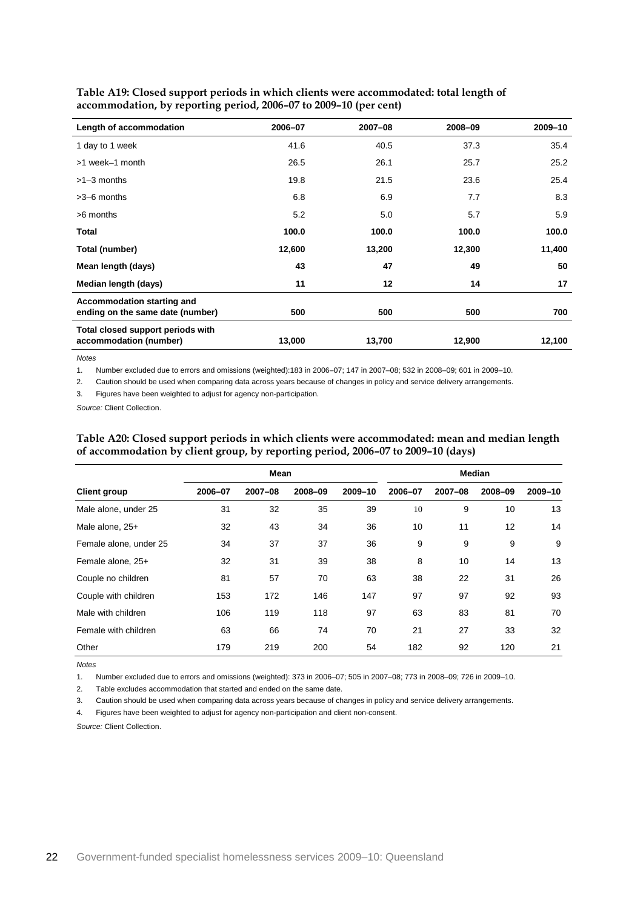**Table A19: Closed support periods in which clients were accommodated: total length of accommodation, by reporting period, 2006–07 to 2009–10 (per cent)**

| Length of accommodation | 2006–07 | 2007–08 | 2008–09 | 2009–10 |
|---|---|---|---|---|
| 1 day to 1 week | 41.6 | 40.5 | 37.3 | 35.4 |
| >1 week–1 month | 26.5 | 26.1 | 25.7 | 25.2 |
| >1–3 months | 19.8 | 21.5 | 23.6 | 25.4 |
| >3–6 months | 6.8 | 6.9 | 7.7 | 8.3 |
| >6 months | 5.2 | 5.0 | 5.7 | 5.9 |
| **Total** | **100.0** | **100.0** | **100.0** | **100.0** |
| **Total (number)** | **12,600** | **13,200** | **12,300** | **11,400** |
| **Mean length (days)** | **43** | **47** | **49** | **50** |
| **Median length (days)** | **11** | **12** | **14** | **17** |
| **Accommodation starting and ending on the same date (number)** | **500** | **500** | **500** | **700** |
| **Total closed support periods with accommodation (number)** | **13,000** | **13,700** | **12,900** | **12,100** |

*Notes*

1. Number excluded due to errors and omissions (weighted):183 in 2006–07; 147 in 2007–08; 532 in 2008–09; 601 in 2009–10.
2. Caution should be used when comparing data across years because of changes in policy and service delivery arrangements.
3. Figures have been weighted to adjust for agency non-participation.

*Source:* Client Collection.

**Table A20: Closed support periods in which clients were accommodated: mean and median length of accommodation by client group, by reporting period, 2006–07 to 2009–10 (days)**

| | Mean | | | | Median | | | |
|---|---|---|---|---|---|---|---|---|
| **Client group** | **2006–07** | **2007–08** | **2008–09** | **2009–10** | **2006–07** | **2007–08** | **2008–09** | **2009–10** |
| Male alone, under 25 | 31 | 32 | 35 | 39 | 10 | 9 | 10 | 13 |
| Male alone, 25+ | 32 | 43 | 34 | 36 | 10 | 11 | 12 | 14 |
| Female alone, under 25 | 34 | 37 | 37 | 36 | 9 | 9 | 9 | 9 |
| Female alone, 25+ | 32 | 31 | 39 | 38 | 8 | 10 | 14 | 13 |
| Couple no children | 81 | 57 | 70 | 63 | 38 | 22 | 31 | 26 |
| Couple with children | 153 | 172 | 146 | 147 | 97 | 97 | 92 | 93 |
| Male with children | 106 | 119 | 118 | 97 | 63 | 83 | 81 | 70 |
| Female with children | 63 | 66 | 74 | 70 | 21 | 27 | 33 | 32 |
| Other | 179 | 219 | 200 | 54 | 182 | 92 | 120 | 21 |

*Notes*

1. Number excluded due to errors and omissions (weighted): 373 in 2006–07; 505 in 2007–08; 773 in 2008–09; 726 in 2009–10.
2. Table excludes accommodation that started and ended on the same date.
3. Caution should be used when comparing data across years because of changes in policy and service delivery arrangements.
4. Figures have been weighted to adjust for agency non-participation and client non-consent.

*Source:* Client Collection.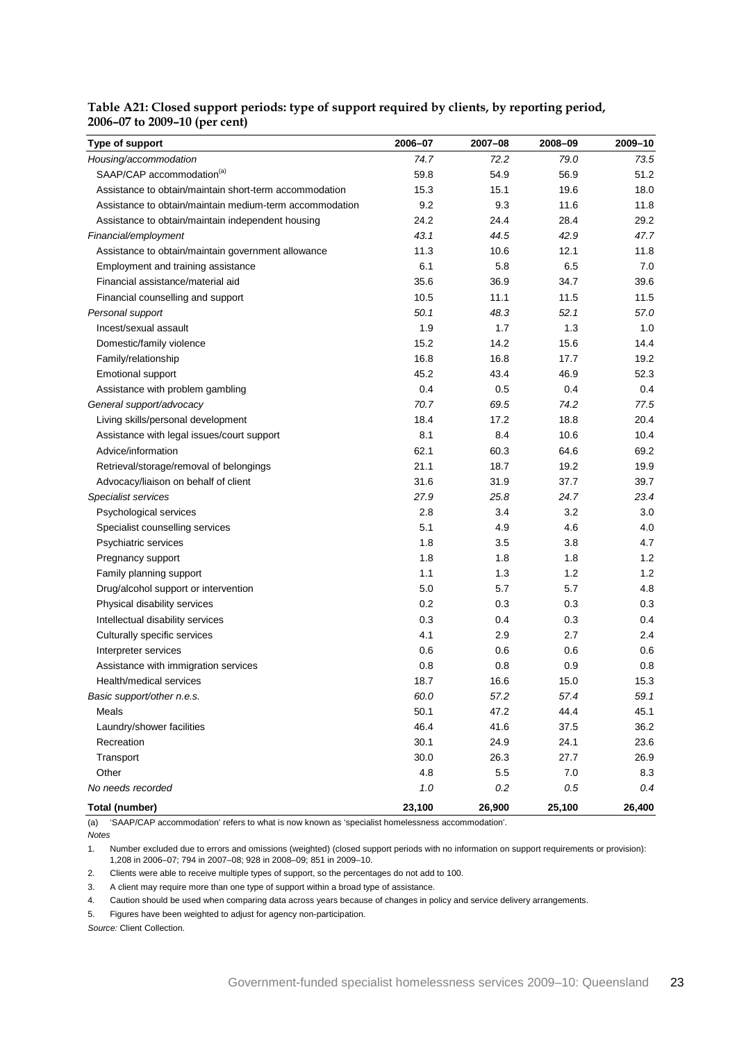**Table A21: Closed support periods: type of support required by clients, by reporting period, 2006–07 to 2009–10 (per cent)**

| Type of support | 2006–07 | 2007–08 | 2008–09 | 2009–10 |
|---|---|---|---|---|
| *Housing/accommodation* | *74.7* | *72.2* | *79.0* | *73.5* |
| SAAP/CAP accommodation[(a)] | 59.8 | 54.9 | 56.9 | 51.2 |
| Assistance to obtain/maintain short-term accommodation | 15.3 | 15.1 | 19.6 | 18.0 |
| Assistance to obtain/maintain medium-term accommodation | 9.2 | 9.3 | 11.6 | 11.8 |
| Assistance to obtain/maintain independent housing | 24.2 | 24.4 | 28.4 | 29.2 |
| *Financial/employment* | *43.1* | *44.5* | *42.9* | *47.7* |
| Assistance to obtain/maintain government allowance | 11.3 | 10.6 | 12.1 | 11.8 |
| Employment and training assistance | 6.1 | 5.8 | 6.5 | 7.0 |
| Financial assistance/material aid | 35.6 | 36.9 | 34.7 | 39.6 |
| Financial counselling and support | 10.5 | 11.1 | 11.5 | 11.5 |
| *Personal support* | *50.1* | *48.3* | *52.1* | *57.0* |
| Incest/sexual assault | 1.9 | 1.7 | 1.3 | 1.0 |
| Domestic/family violence | 15.2 | 14.2 | 15.6 | 14.4 |
| Family/relationship | 16.8 | 16.8 | 17.7 | 19.2 |
| Emotional support | 45.2 | 43.4 | 46.9 | 52.3 |
| Assistance with problem gambling | 0.4 | 0.5 | 0.4 | 0.4 |
| *General support/advocacy* | *70.7* | *69.5* | *74.2* | *77.5* |
| Living skills/personal development | 18.4 | 17.2 | 18.8 | 20.4 |
| Assistance with legal issues/court support | 8.1 | 8.4 | 10.6 | 10.4 |
| Advice/information | 62.1 | 60.3 | 64.6 | 69.2 |
| Retrieval/storage/removal of belongings | 21.1 | 18.7 | 19.2 | 19.9 |
| Advocacy/liaison on behalf of client | 31.6 | 31.9 | 37.7 | 39.7 |
| *Specialist services* | *27.9* | *25.8* | *24.7* | *23.4* |
| Psychological services | 2.8 | 3.4 | 3.2 | 3.0 |
| Specialist counselling services | 5.1 | 4.9 | 4.6 | 4.0 |
| Psychiatric services | 1.8 | 3.5 | 3.8 | 4.7 |
| Pregnancy support | 1.8 | 1.8 | 1.8 | 1.2 |
| Family planning support | 1.1 | 1.3 | 1.2 | 1.2 |
| Drug/alcohol support or intervention | 5.0 | 5.7 | 5.7 | 4.8 |
| Physical disability services | 0.2 | 0.3 | 0.3 | 0.3 |
| Intellectual disability services | 0.3 | 0.4 | 0.3 | 0.4 |
| Culturally specific services | 4.1 | 2.9 | 2.7 | 2.4 |
| Interpreter services | 0.6 | 0.6 | 0.6 | 0.6 |
| Assistance with immigration services | 0.8 | 0.8 | 0.9 | 0.8 |
| Health/medical services | 18.7 | 16.6 | 15.0 | 15.3 |
| *Basic support/other n.e.s.* | *60.0* | *57.2* | *57.4* | *59.1* |
| Meals | 50.1 | 47.2 | 44.4 | 45.1 |
| Laundry/shower facilities | 46.4 | 41.6 | 37.5 | 36.2 |
| Recreation | 30.1 | 24.9 | 24.1 | 23.6 |
| Transport | 30.0 | 26.3 | 27.7 | 26.9 |
| Other | 4.8 | 5.5 | 7.0 | 8.3 |
| *No needs recorded* | *1.0* | *0.2* | *0.5* | *0.4* |
| **Total (number)** | **23,100** | **26,900** | **25,100** | **26,400** |

(a) 'SAAP/CAP accommodation' refers to what is now known as 'specialist homelessness accommodation'.

*Notes*

1. Number excluded due to errors and omissions (weighted) (closed support periods with no information on support requirements or provision): 1,208 in 2006–07; 794 in 2007–08; 928 in 2008–09; 851 in 2009–10.
2. Clients were able to receive multiple types of support, so the percentages do not add to 100.
3. A client may require more than one type of support within a broad type of assistance.
4. Caution should be used when comparing data across years because of changes in policy and service delivery arrangements.
5. Figures have been weighted to adjust for agency non-participation.

*Source:* Client Collection.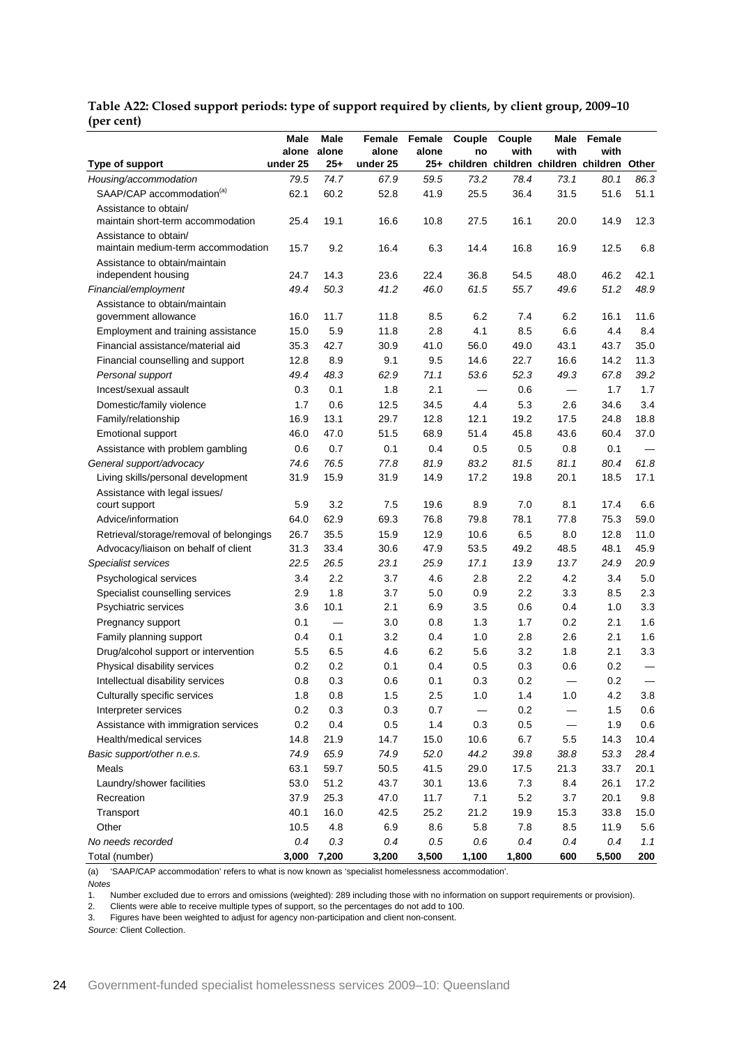**Table A22: Closed support periods: type of support required by clients, by client group, 2009–10 (per cent)**

| Type of support | Male alone under 25 | Male alone 25+ | Female alone under 25 | Female alone 25+ | Couple no children | Couple with children | Male with children | Female with children | Other |
|---|---|---|---|---|---|---|---|---|---|
| *Housing/accommodation* | *79.5* | *74.7* | *67.9* | *59.5* | *73.2* | *78.4* | *73.1* | *80.1* | *86.3* |
| SAAP/CAP accommodation[(a)] | 62.1 | 60.2 | 52.8 | 41.9 | 25.5 | 36.4 | 31.5 | 51.6 | 51.1 |
| Assistance to obtain/ maintain short-term accommodation | 25.4 | 19.1 | 16.6 | 10.8 | 27.5 | 16.1 | 20.0 | 14.9 | 12.3 |
| Assistance to obtain/ maintain medium-term accommodation | 15.7 | 9.2 | 16.4 | 6.3 | 14.4 | 16.8 | 16.9 | 12.5 | 6.8 |
| Assistance to obtain/maintain independent housing | 24.7 | 14.3 | 23.6 | 22.4 | 36.8 | 54.5 | 48.0 | 46.2 | 42.1 |
| *Financial/employment* | *49.4* | *50.3* | *41.2* | *46.0* | *61.5* | *55.7* | *49.6* | *51.2* | *48.9* |
| Assistance to obtain/maintain government allowance | 16.0 | 11.7 | 11.8 | 8.5 | 6.2 | 7.4 | 6.2 | 16.1 | 11.6 |
| Employment and training assistance | 15.0 | 5.9 | 11.8 | 2.8 | 4.1 | 8.5 | 6.6 | 4.4 | 8.4 |
| Financial assistance/material aid | 35.3 | 42.7 | 30.9 | 41.0 | 56.0 | 49.0 | 43.1 | 43.7 | 35.0 |
| Financial counselling and support | 12.8 | 8.9 | 9.1 | 9.5 | 14.6 | 22.7 | 16.6 | 14.2 | 11.3 |
| *Personal support* | *49.4* | *48.3* | *62.9* | *71.1* | *53.6* | *52.3* | *49.3* | *67.8* | *39.2* |
| Incest/sexual assault | 0.3 | 0.1 | 1.8 | 2.1 | — | 0.6 | — | 1.7 | 1.7 |
| Domestic/family violence | 1.7 | 0.6 | 12.5 | 34.5 | 4.4 | 5.3 | 2.6 | 34.6 | 3.4 |
| Family/relationship | 16.9 | 13.1 | 29.7 | 12.8 | 12.1 | 19.2 | 17.5 | 24.8 | 18.8 |
| Emotional support | 46.0 | 47.0 | 51.5 | 68.9 | 51.4 | 45.8 | 43.6 | 60.4 | 37.0 |
| Assistance with problem gambling | 0.6 | 0.7 | 0.1 | 0.4 | 0.5 | 0.5 | 0.8 | 0.1 | — |
| *General support/advocacy* | *74.6* | *76.5* | *77.8* | *81.9* | *83.2* | *81.5* | *81.1* | *80.4* | *61.8* |
| Living skills/personal development | 31.9 | 15.9 | 31.9 | 14.9 | 17.2 | 19.8 | 20.1 | 18.5 | 17.1 |
| Assistance with legal issues/ court support | 5.9 | 3.2 | 7.5 | 19.6 | 8.9 | 7.0 | 8.1 | 17.4 | 6.6 |
| Advice/information | 64.0 | 62.9 | 69.3 | 76.8 | 79.8 | 78.1 | 77.8 | 75.3 | 59.0 |
| Retrieval/storage/removal of belongings | 26.7 | 35.5 | 15.9 | 12.9 | 10.6 | 6.5 | 8.0 | 12.8 | 11.0 |
| Advocacy/liaison on behalf of client | 31.3 | 33.4 | 30.6 | 47.9 | 53.5 | 49.2 | 48.5 | 48.1 | 45.9 |
| *Specialist services* | *22.5* | *26.5* | *23.1* | *25.9* | *17.1* | *13.9* | *13.7* | *24.9* | *20.9* |
| Psychological services | 3.4 | 2.2 | 3.7 | 4.6 | 2.8 | 2.2 | 4.2 | 3.4 | 5.0 |
| Specialist counselling services | 2.9 | 1.8 | 3.7 | 5.0 | 0.9 | 2.2 | 3.3 | 8.5 | 2.3 |
| Psychiatric services | 3.6 | 10.1 | 2.1 | 6.9 | 3.5 | 0.6 | 0.4 | 1.0 | 3.3 |
| Pregnancy support | 0.1 | — | 3.0 | 0.8 | 1.3 | 1.7 | 0.2 | 2.1 | 1.6 |
| Family planning support | 0.4 | 0.1 | 3.2 | 0.4 | 1.0 | 2.8 | 2.6 | 2.1 | 1.6 |
| Drug/alcohol support or intervention | 5.5 | 6.5 | 4.6 | 6.2 | 5.6 | 3.2 | 1.8 | 2.1 | 3.3 |
| Physical disability services | 0.2 | 0.2 | 0.1 | 0.4 | 0.5 | 0.3 | 0.6 | 0.2 | — |
| Intellectual disability services | 0.8 | 0.3 | 0.6 | 0.1 | 0.3 | 0.2 | — | 0.2 | — |
| Culturally specific services | 1.8 | 0.8 | 1.5 | 2.5 | 1.0 | 1.4 | 1.0 | 4.2 | 3.8 |
| Interpreter services | 0.2 | 0.3 | 0.3 | 0.7 | — | 0.2 | — | 1.5 | 0.6 |
| Assistance with immigration services | 0.2 | 0.4 | 0.5 | 1.4 | 0.3 | 0.5 | — | 1.9 | 0.6 |
| Health/medical services | 14.8 | 21.9 | 14.7 | 15.0 | 10.6 | 6.7 | 5.5 | 14.3 | 10.4 |
| *Basic support/other n.e.s.* | *74.9* | *65.9* | *74.9* | *52.0* | *44.2* | *39.8* | *38.8* | *53.3* | *28.4* |
| Meals | 63.1 | 59.7 | 50.5 | 41.5 | 29.0 | 17.5 | 21.3 | 33.7 | 20.1 |
| Laundry/shower facilities | 53.0 | 51.2 | 43.7 | 30.1 | 13.6 | 7.3 | 8.4 | 26.1 | 17.2 |
| Recreation | 37.9 | 25.3 | 47.0 | 11.7 | 7.1 | 5.2 | 3.7 | 20.1 | 9.8 |
| Transport | 40.1 | 16.0 | 42.5 | 25.2 | 21.2 | 19.9 | 15.3 | 33.8 | 15.0 |
| Other | 10.5 | 4.8 | 6.9 | 8.6 | 5.8 | 7.8 | 8.5 | 11.9 | 5.6 |
| *No needs recorded* | *0.4* | *0.3* | *0.4* | *0.5* | *0.6* | *0.4* | *0.4* | *0.4* | *1.1* |
| Total (number) | **3,000** | **7,200** | **3,200** | **3,500** | **1,100** | **1,800** | **600** | **5,500** | **200** |

(a) 'SAAP/CAP accommodation' refers to what is now known as 'specialist homelessness accommodation'.

*Notes*

1. Number excluded due to errors and omissions (weighted): 289 including those with no information on support requirements or provision).
2. Clients were able to receive multiple types of support, so the percentages do not add to 100.
3. Figures have been weighted to adjust for agency non-participation and client non-consent.

*Source:* Client Collection.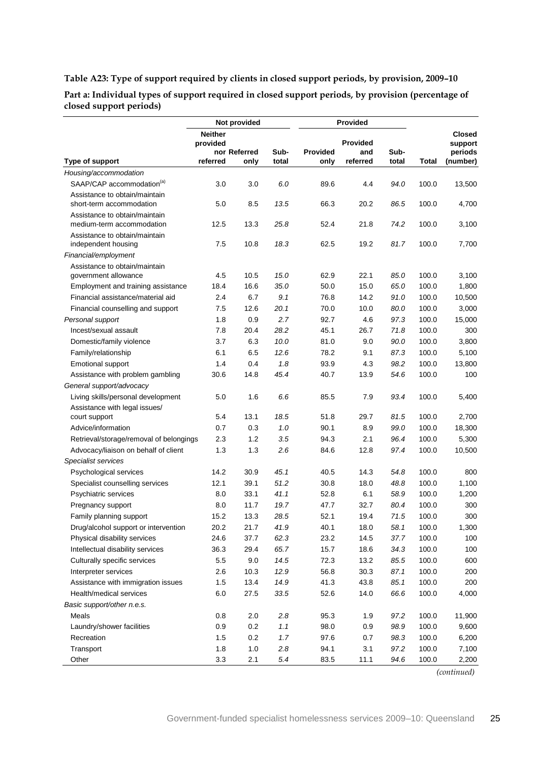**Table A23: Type of support required by clients in closed support periods, by provision, 2009–10**

**Part a: Individual types of support required in closed support periods, by provision (percentage of closed support periods)**

| | Not provided | | | Provided | | | | |
|---|---|---|---|---|---|---|---|---|
| Type of support | Neither provided nor referred | Referred only | Sub-total | Provided only | Provided and referred | Sub-total | Total | Closed support periods (number) |
| *Housing/accommodation* | | | | | | | | |
| SAAP/CAP accommodation[(a)] | 3.0 | 3.0 | *6.0* | 89.6 | 4.4 | *94.0* | 100.0 | 13,500 |
| Assistance to obtain/maintain short-term accommodation | 5.0 | 8.5 | *13.5* | 66.3 | 20.2 | *86.5* | 100.0 | 4,700 |
| Assistance to obtain/maintain medium-term accommodation | 12.5 | 13.3 | *25.8* | 52.4 | 21.8 | *74.2* | 100.0 | 3,100 |
| Assistance to obtain/maintain independent housing | 7.5 | 10.8 | *18.3* | 62.5 | 19.2 | *81.7* | 100.0 | 7,700 |
| *Financial/employment* | | | | | | | | |
| Assistance to obtain/maintain government allowance | 4.5 | 10.5 | *15.0* | 62.9 | 22.1 | *85.0* | 100.0 | 3,100 |
| Employment and training assistance | 18.4 | 16.6 | *35.0* | 50.0 | 15.0 | *65.0* | 100.0 | 1,800 |
| Financial assistance/material aid | 2.4 | 6.7 | *9.1* | 76.8 | 14.2 | *91.0* | 100.0 | 10,500 |
| Financial counselling and support | 7.5 | 12.6 | *20.1* | 70.0 | 10.0 | *80.0* | 100.0 | 3,000 |
| *Personal support* | 1.8 | 0.9 | *2.7* | 92.7 | 4.6 | *97.3* | 100.0 | 15,000 |
| Incest/sexual assault | 7.8 | 20.4 | *28.2* | 45.1 | 26.7 | *71.8* | 100.0 | 300 |
| Domestic/family violence | 3.7 | 6.3 | *10.0* | 81.0 | 9.0 | *90.0* | 100.0 | 3,800 |
| Family/relationship | 6.1 | 6.5 | *12.6* | 78.2 | 9.1 | *87.3* | 100.0 | 5,100 |
| Emotional support | 1.4 | 0.4 | *1.8* | 93.9 | 4.3 | *98.2* | 100.0 | 13,800 |
| Assistance with problem gambling | 30.6 | 14.8 | *45.4* | 40.7 | 13.9 | *54.6* | 100.0 | 100 |
| *General support/advocacy* | | | | | | | | |
| Living skills/personal development | 5.0 | 1.6 | *6.6* | 85.5 | 7.9 | *93.4* | 100.0 | 5,400 |
| Assistance with legal issues/ court support | 5.4 | 13.1 | *18.5* | 51.8 | 29.7 | *81.5* | 100.0 | 2,700 |
| Advice/information | 0.7 | 0.3 | *1.0* | 90.1 | 8.9 | *99.0* | 100.0 | 18,300 |
| Retrieval/storage/removal of belongings | 2.3 | 1.2 | *3.5* | 94.3 | 2.1 | *96.4* | 100.0 | 5,300 |
| Advocacy/liaison on behalf of client | 1.3 | 1.3 | *2.6* | 84.6 | 12.8 | *97.4* | 100.0 | 10,500 |
| *Specialist services* | | | | | | | | |
| Psychological services | 14.2 | 30.9 | *45.1* | 40.5 | 14.3 | *54.8* | 100.0 | 800 |
| Specialist counselling services | 12.1 | 39.1 | *51.2* | 30.8 | 18.0 | *48.8* | 100.0 | 1,100 |
| Psychiatric services | 8.0 | 33.1 | *41.1* | 52.8 | 6.1 | *58.9* | 100.0 | 1,200 |
| Pregnancy support | 8.0 | 11.7 | *19.7* | 47.7 | 32.7 | *80.4* | 100.0 | 300 |
| Family planning support | 15.2 | 13.3 | *28.5* | 52.1 | 19.4 | *71.5* | 100.0 | 300 |
| Drug/alcohol support or intervention | 20.2 | 21.7 | *41.9* | 40.1 | 18.0 | *58.1* | 100.0 | 1,300 |
| Physical disability services | 24.6 | 37.7 | *62.3* | 23.2 | 14.5 | *37.7* | 100.0 | 100 |
| Intellectual disability services | 36.3 | 29.4 | *65.7* | 15.7 | 18.6 | *34.3* | 100.0 | 100 |
| Culturally specific services | 5.5 | 9.0 | *14.5* | 72.3 | 13.2 | *85.5* | 100.0 | 600 |
| Interpreter services | 2.6 | 10.3 | *12.9* | 56.8 | 30.3 | *87.1* | 100.0 | 200 |
| Assistance with immigration issues | 1.5 | 13.4 | *14.9* | 41.3 | 43.8 | *85.1* | 100.0 | 200 |
| Health/medical services | 6.0 | 27.5 | *33.5* | 52.6 | 14.0 | *66.6* | 100.0 | 4,000 |
| *Basic support/other n.e.s.* | | | | | | | | |
| Meals | 0.8 | 2.0 | *2.8* | 95.3 | 1.9 | *97.2* | 100.0 | 11,900 |
| Laundry/shower facilities | 0.9 | 0.2 | *1.1* | 98.0 | 0.9 | *98.9* | 100.0 | 9,600 |
| Recreation | 1.5 | 0.2 | *1.7* | 97.6 | 0.7 | *98.3* | 100.0 | 6,200 |
| Transport | 1.8 | 1.0 | *2.8* | 94.1 | 3.1 | *97.2* | 100.0 | 7,100 |
| Other | 3.3 | 2.1 | *5.4* | 83.5 | 11.1 | *94.6* | 100.0 | 2,200 |

*(continued)*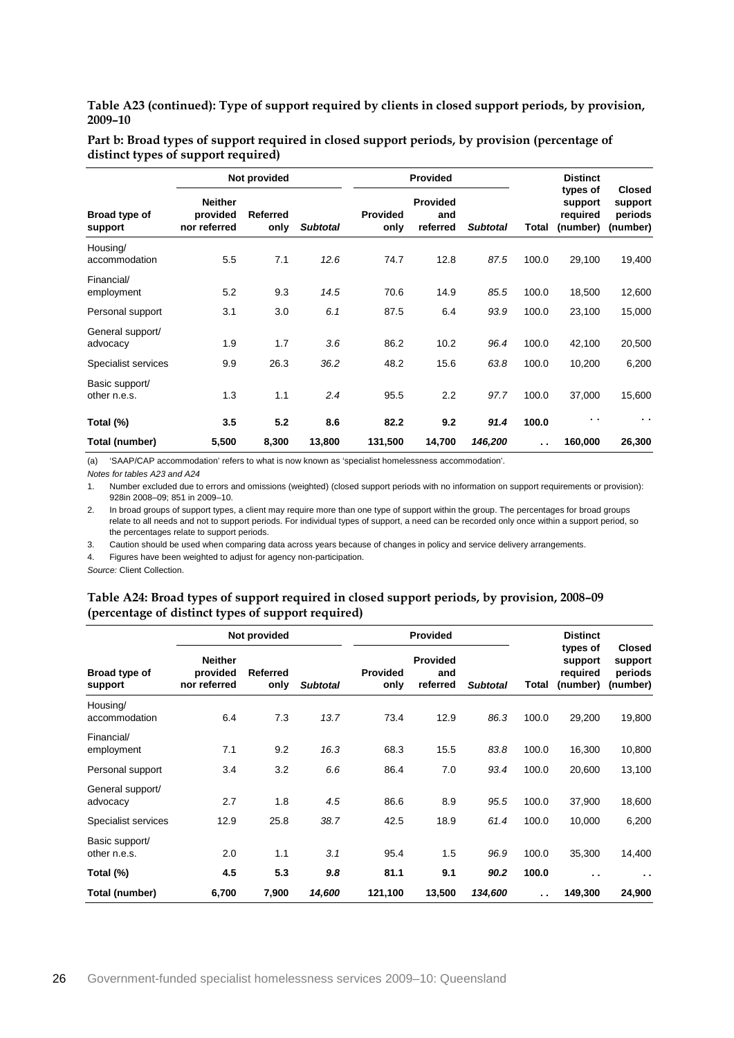**Table A23 (continued): Type of support required by clients in closed support periods, by provision, 2009–10**

**Part b: Broad types of support required in closed support periods, by provision (percentage of distinct types of support required)**

| | Not provided | | | Provided | | | | | |
|---|---|---|---|---|---|---|---|---|---|
| **Broad type of support** | **Neither provided nor referred** | **Referred only** | ***Subtotal*** | **Provided only** | **Provided and referred** | ***Subtotal*** | **Total** | **Distinct types of support required (number)** | **Closed support periods (number)** |
| Housing/ accommodation | 5.5 | 7.1 | *12.6* | 74.7 | 12.8 | *87.5* | 100.0 | 29,100 | 19,400 |
| Financial/ employment | 5.2 | 9.3 | *14.5* | 70.6 | 14.9 | *85.5* | 100.0 | 18,500 | 12,600 |
| Personal support | 3.1 | 3.0 | *6.1* | 87.5 | 6.4 | *93.9* | 100.0 | 23,100 | 15,000 |
| General support/ advocacy | 1.9 | 1.7 | *3.6* | 86.2 | 10.2 | *96.4* | 100.0 | 42,100 | 20,500 |
| Specialist services | 9.9 | 26.3 | *36.2* | 48.2 | 15.6 | *63.8* | 100.0 | 10,200 | 6,200 |
| Basic support/ other n.e.s. | 1.3 | 1.1 | *2.4* | 95.5 | 2.2 | *97.7* | 100.0 | 37,000 | 15,600 |
| **Total (%)** | **3.5** | **5.2** | ***8.6*** | **82.2** | **9.2** | ***91.4*** | **100.0** | . . | . . |
| **Total (number)** | **5,500** | **8,300** | **13,800** | **131,500** | **14,700** | ***146,200*** | **. .** | **160,000** | **26,300** |

(a) 'SAAP/CAP accommodation' refers to what is now known as 'specialist homelessness accommodation'.

*Notes for tables A23 and A24*

1. Number excluded due to errors and omissions (weighted) (closed support periods with no information on support requirements or provision): 928in 2008–09; 851 in 2009–10.
2. In broad groups of support types, a client may require more than one type of support within the group. The percentages for broad groups relate to all needs and not to support periods. For individual types of support, a need can be recorded only once within a support period, so the percentages relate to support periods.
3. Caution should be used when comparing data across years because of changes in policy and service delivery arrangements.
4. Figures have been weighted to adjust for agency non-participation.

*Source:* Client Collection.

**Table A24: Broad types of support required in closed support periods, by provision, 2008–09 (percentage of distinct types of support required)**

| | Not provided | | | Provided | | | | | |
|---|---|---|---|---|---|---|---|---|---|
| **Broad type of support** | **Neither provided nor referred** | **Referred only** | ***Subtotal*** | **Provided only** | **Provided and referred** | ***Subtotal*** | **Total** | **Distinct types of support required (number)** | **Closed support periods (number)** |
| Housing/ accommodation | 6.4 | 7.3 | *13.7* | 73.4 | 12.9 | *86.3* | 100.0 | 29,200 | 19,800 |
| Financial/ employment | 7.1 | 9.2 | *16.3* | 68.3 | 15.5 | *83.8* | 100.0 | 16,300 | 10,800 |
| Personal support | 3.4 | 3.2 | *6.6* | 86.4 | 7.0 | *93.4* | 100.0 | 20,600 | 13,100 |
| General support/ advocacy | 2.7 | 1.8 | *4.5* | 86.6 | 8.9 | *95.5* | 100.0 | 37,900 | 18,600 |
| Specialist services | 12.9 | 25.8 | *38.7* | 42.5 | 18.9 | *61.4* | 100.0 | 10,000 | 6,200 |
| Basic support/ other n.e.s. | 2.0 | 1.1 | *3.1* | 95.4 | 1.5 | *96.9* | 100.0 | 35,300 | 14,400 |
| **Total (%)** | **4.5** | **5.3** | ***9.8*** | **81.1** | **9.1** | ***90.2*** | **100.0** | **. .** | **. .** |
| **Total (number)** | **6,700** | **7,900** | ***14,600*** | **121,100** | **13,500** | ***134,600*** | **. .** | **149,300** | **24,900** |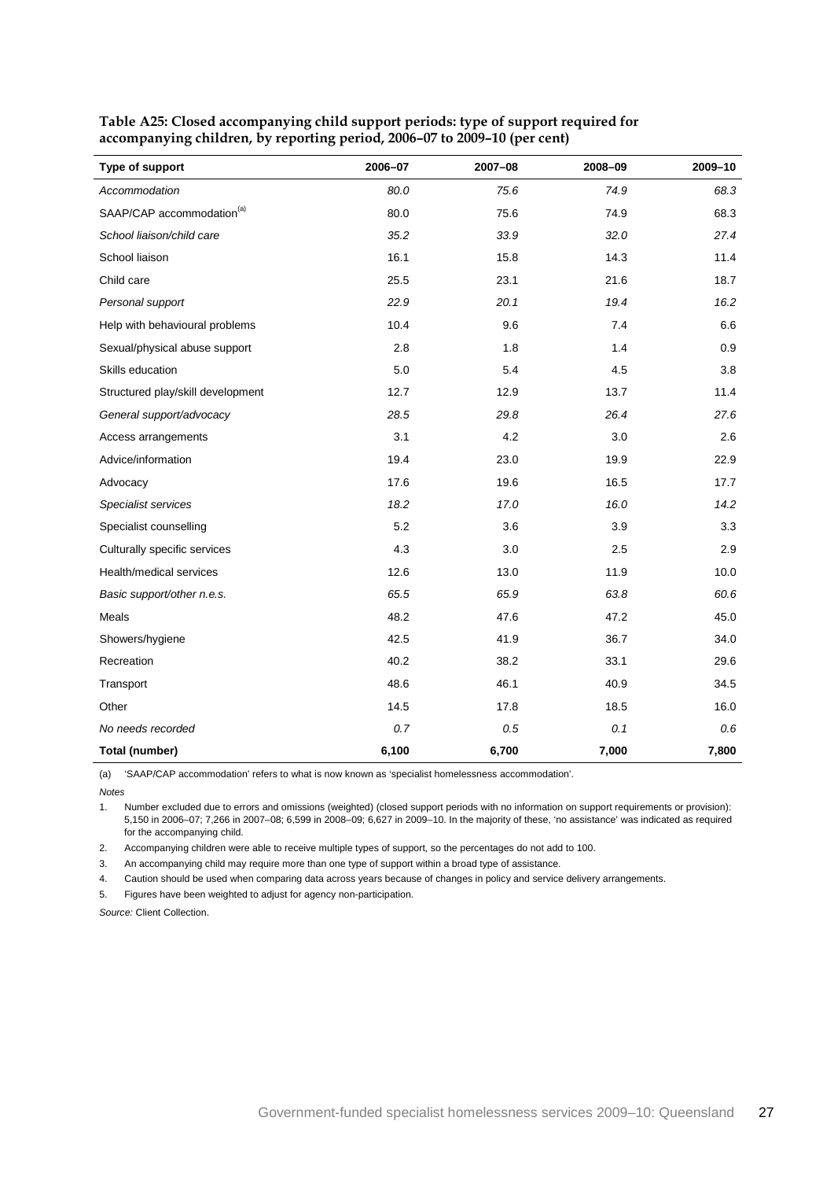**Table A25: Closed accompanying child support periods: type of support required for accompanying children, by reporting period, 2006–07 to 2009–10 (per cent)**

| Type of support | 2006–07 | 2007–08 | 2008–09 | 2009–10 |
|---|---|---|---|---|
| *Accommodation* | *80.0* | *75.6* | *74.9* | *68.3* |
| SAAP/CAP accommodation[(a)] | 80.0 | 75.6 | 74.9 | 68.3 |
| *School liaison/child care* | *35.2* | *33.9* | *32.0* | *27.4* |
| School liaison | 16.1 | 15.8 | 14.3 | 11.4 |
| Child care | 25.5 | 23.1 | 21.6 | 18.7 |
| *Personal support* | *22.9* | *20.1* | *19.4* | *16.2* |
| Help with behavioural problems | 10.4 | 9.6 | 7.4 | 6.6 |
| Sexual/physical abuse support | 2.8 | 1.8 | 1.4 | 0.9 |
| Skills education | 5.0 | 5.4 | 4.5 | 3.8 |
| Structured play/skill development | 12.7 | 12.9 | 13.7 | 11.4 |
| *General support/advocacy* | *28.5* | *29.8* | *26.4* | *27.6* |
| Access arrangements | 3.1 | 4.2 | 3.0 | 2.6 |
| Advice/information | 19.4 | 23.0 | 19.9 | 22.9 |
| Advocacy | 17.6 | 19.6 | 16.5 | 17.7 |
| *Specialist services* | *18.2* | *17.0* | *16.0* | *14.2* |
| Specialist counselling | 5.2 | 3.6 | 3.9 | 3.3 |
| Culturally specific services | 4.3 | 3.0 | 2.5 | 2.9 |
| Health/medical services | 12.6 | 13.0 | 11.9 | 10.0 |
| *Basic support/other n.e.s.* | *65.5* | *65.9* | *63.8* | *60.6* |
| Meals | 48.2 | 47.6 | 47.2 | 45.0 |
| Showers/hygiene | 42.5 | 41.9 | 36.7 | 34.0 |
| Recreation | 40.2 | 38.2 | 33.1 | 29.6 |
| Transport | 48.6 | 46.1 | 40.9 | 34.5 |
| Other | 14.5 | 17.8 | 18.5 | 16.0 |
| *No needs recorded* | *0.7* | *0.5* | *0.1* | *0.6* |
| **Total (number)** | **6,100** | **6,700** | **7,000** | **7,800** |

(a) 'SAAP/CAP accommodation' refers to what is now known as 'specialist homelessness accommodation'.

*Notes*

1. Number excluded due to errors and omissions (weighted) (closed support periods with no information on support requirements or provision): 5,150 in 2006–07; 7,266 in 2007–08; 6,599 in 2008–09; 6,627 in 2009–10. In the majority of these, 'no assistance' was indicated as required for the accompanying child.
2. Accompanying children were able to receive multiple types of support, so the percentages do not add to 100.
3. An accompanying child may require more than one type of support within a broad type of assistance.
4. Caution should be used when comparing data across years because of changes in policy and service delivery arrangements.
5. Figures have been weighted to adjust for agency non-participation.

*Source:* Client Collection.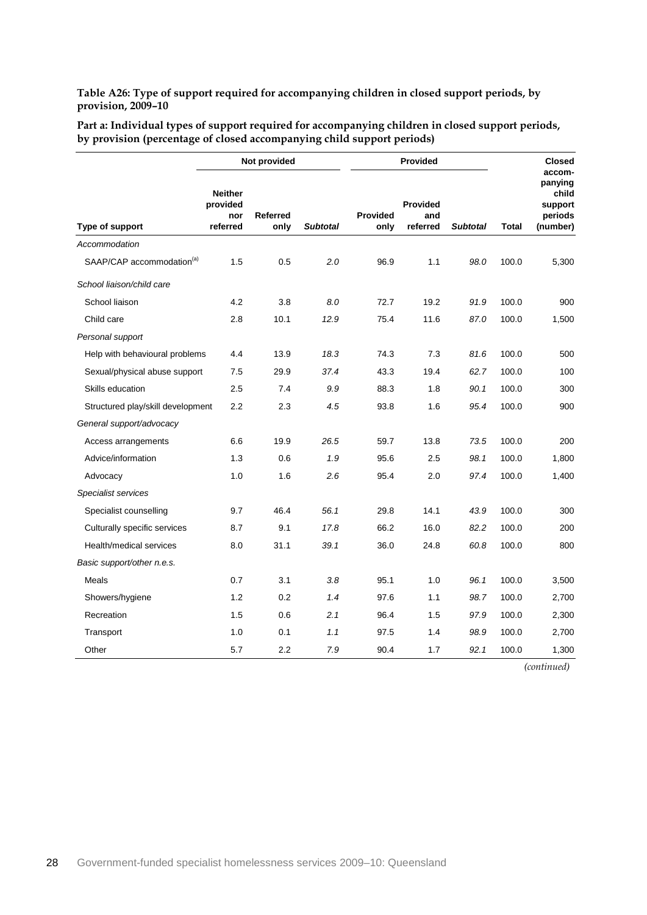**Table A26: Type of support required for accompanying children in closed support periods, by provision, 2009–10**

**Part a: Individual types of support required for accompanying children in closed support periods, by provision (percentage of closed accompanying child support periods)**

| | Not provided | | | Provided | | | | Closed accom-panying child support periods |
|---|---|---|---|---|---|---|---|---|
| Type of support | Neither provided nor referred | Referred only | *Subtotal* | Provided only | Provided and referred | *Subtotal* | Total | (number) |
| *Accommodation* | | | | | | | | |
| SAAP/CAP accommodation[(a)] | 1.5 | 0.5 | *2.0* | 96.9 | 1.1 | *98.0* | 100.0 | 5,300 |
| *School liaison/child care* | | | | | | | | |
| School liaison | 4.2 | 3.8 | *8.0* | 72.7 | 19.2 | *91.9* | 100.0 | 900 |
| Child care | 2.8 | 10.1 | *12.9* | 75.4 | 11.6 | *87.0* | 100.0 | 1,500 |
| *Personal support* | | | | | | | | |
| Help with behavioural problems | 4.4 | 13.9 | *18.3* | 74.3 | 7.3 | *81.6* | 100.0 | 500 |
| Sexual/physical abuse support | 7.5 | 29.9 | *37.4* | 43.3 | 19.4 | *62.7* | 100.0 | 100 |
| Skills education | 2.5 | 7.4 | *9.9* | 88.3 | 1.8 | *90.1* | 100.0 | 300 |
| Structured play/skill development | 2.2 | 2.3 | *4.5* | 93.8 | 1.6 | *95.4* | 100.0 | 900 |
| *General support/advocacy* | | | | | | | | |
| Access arrangements | 6.6 | 19.9 | *26.5* | 59.7 | 13.8 | *73.5* | 100.0 | 200 |
| Advice/information | 1.3 | 0.6 | *1.9* | 95.6 | 2.5 | *98.1* | 100.0 | 1,800 |
| Advocacy | 1.0 | 1.6 | *2.6* | 95.4 | 2.0 | *97.4* | 100.0 | 1,400 |
| *Specialist services* | | | | | | | | |
| Specialist counselling | 9.7 | 46.4 | *56.1* | 29.8 | 14.1 | *43.9* | 100.0 | 300 |
| Culturally specific services | 8.7 | 9.1 | *17.8* | 66.2 | 16.0 | *82.2* | 100.0 | 200 |
| Health/medical services | 8.0 | 31.1 | *39.1* | 36.0 | 24.8 | *60.8* | 100.0 | 800 |
| *Basic support/other n.e.s.* | | | | | | | | |
| Meals | 0.7 | 3.1 | *3.8* | 95.1 | 1.0 | *96.1* | 100.0 | 3,500 |
| Showers/hygiene | 1.2 | 0.2 | *1.4* | 97.6 | 1.1 | *98.7* | 100.0 | 2,700 |
| Recreation | 1.5 | 0.6 | *2.1* | 96.4 | 1.5 | *97.9* | 100.0 | 2,300 |
| Transport | 1.0 | 0.1 | *1.1* | 97.5 | 1.4 | *98.9* | 100.0 | 2,700 |
| Other | 5.7 | 2.2 | *7.9* | 90.4 | 1.7 | *92.1* | 100.0 | 1,300 |

*(continued)*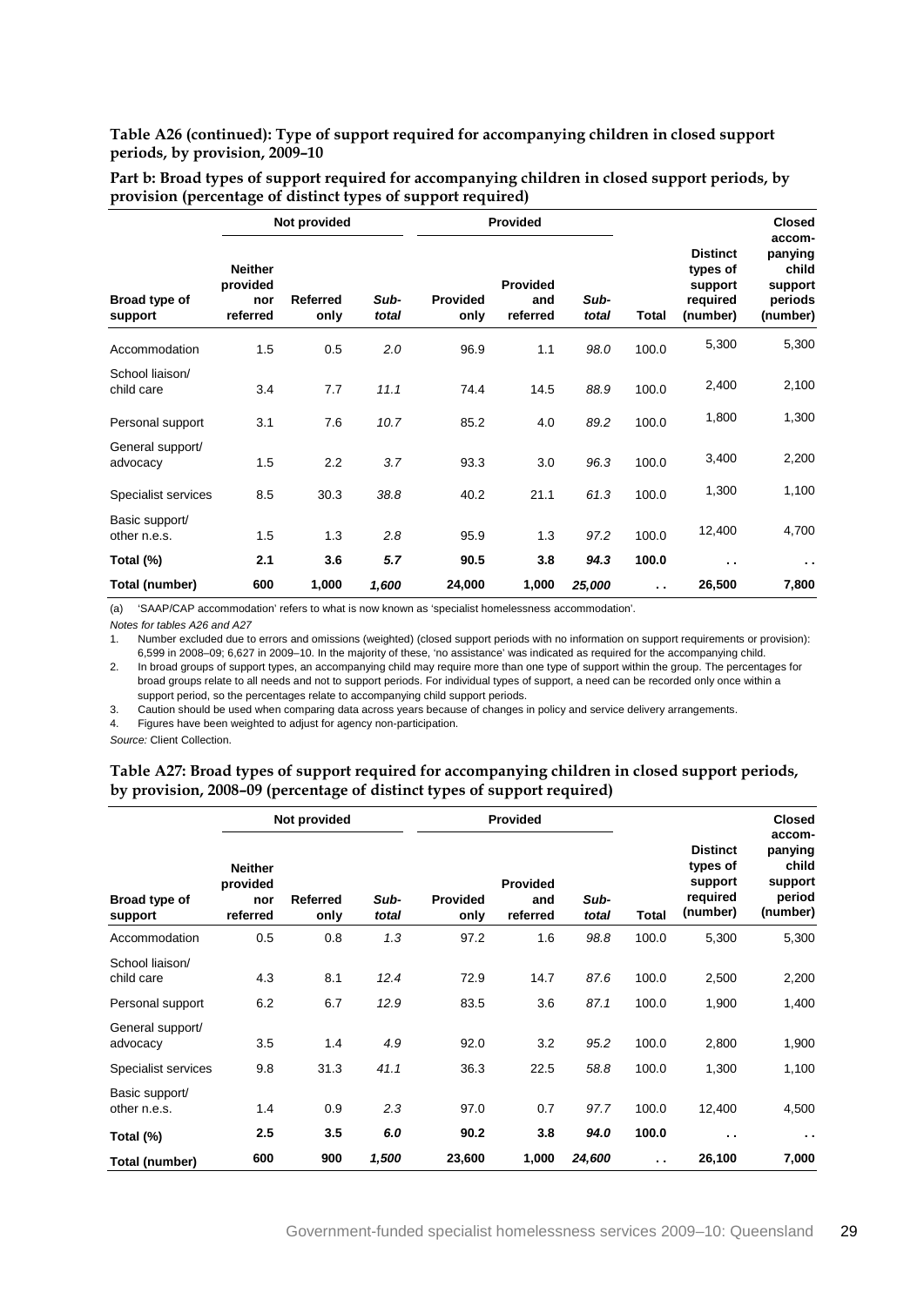**Table A26 (continued): Type of support required for accompanying children in closed support periods, by provision, 2009–10**

**Part b: Broad types of support required for accompanying children in closed support periods, by provision (percentage of distinct types of support required)**

| | Not provided | | | Provided | | | | | |
|---|---|---|---|---|---|---|---|---|---|
| **Broad type of support** | **Neither provided nor referred** | **Referred only** | ***Sub-total*** | **Provided only** | **Provided and referred** | ***Sub-total*** | **Total** | **Distinct types of support required (number)** | **Closed accom-panying child support periods (number)** |
| Accommodation | 1.5 | 0.5 | *2.0* | 96.9 | 1.1 | *98.0* | 100.0 | 5,300 | 5,300 |
| School liaison/ child care | 3.4 | 7.7 | *11.1* | 74.4 | 14.5 | *88.9* | 100.0 | 2,400 | 2,100 |
| Personal support | 3.1 | 7.6 | *10.7* | 85.2 | 4.0 | *89.2* | 100.0 | 1,800 | 1,300 |
| General support/ advocacy | 1.5 | 2.2 | *3.7* | 93.3 | 3.0 | *96.3* | 100.0 | 3,400 | 2,200 |
| Specialist services | 8.5 | 30.3 | *38.8* | 40.2 | 21.1 | *61.3* | 100.0 | 1,300 | 1,100 |
| Basic support/ other n.e.s. | 1.5 | 1.3 | *2.8* | 95.9 | 1.3 | *97.2* | 100.0 | 12,400 | 4,700 |
| **Total (%)** | **2.1** | **3.6** | ***5.7*** | **90.5** | **3.8** | ***94.3*** | **100.0** | **. .** | **. .** |
| **Total (number)** | **600** | **1,000** | ***1,600*** | **24,000** | **1,000** | ***25,000*** | **. .** | **26,500** | **7,800** |

(a) 'SAAP/CAP accommodation' refers to what is now known as 'specialist homelessness accommodation'.

*Notes for tables A26 and A27*

1. Number excluded due to errors and omissions (weighted) (closed support periods with no information on support requirements or provision): 6,599 in 2008–09; 6,627 in 2009–10. In the majority of these, 'no assistance' was indicated as required for the accompanying child.
2. In broad groups of support types, an accompanying child may require more than one type of support within the group. The percentages for broad groups relate to all needs and not to support periods. For individual types of support, a need can be recorded only once within a support period, so the percentages relate to accompanying child support periods.
3. Caution should be used when comparing data across years because of changes in policy and service delivery arrangements.
4. Figures have been weighted to adjust for agency non-participation.

*Source:* Client Collection.

**Table A27: Broad types of support required for accompanying children in closed support periods, by provision, 2008–09 (percentage of distinct types of support required)**

| | Not provided | | | Provided | | | | | |
|---|---|---|---|---|---|---|---|---|---|
| **Broad type of support** | **Neither provided nor referred** | **Referred only** | ***Sub-total*** | **Provided only** | **Provided and referred** | ***Sub-total*** | **Total** | **Distinct types of support required (number)** | **Closed accom-panying child support period (number)** |
| Accommodation | 0.5 | 0.8 | *1.3* | 97.2 | 1.6 | *98.8* | 100.0 | 5,300 | 5,300 |
| School liaison/ child care | 4.3 | 8.1 | *12.4* | 72.9 | 14.7 | *87.6* | 100.0 | 2,500 | 2,200 |
| Personal support | 6.2 | 6.7 | *12.9* | 83.5 | 3.6 | *87.1* | 100.0 | 1,900 | 1,400 |
| General support/ advocacy | 3.5 | 1.4 | *4.9* | 92.0 | 3.2 | *95.2* | 100.0 | 2,800 | 1,900 |
| Specialist services | 9.8 | 31.3 | *41.1* | 36.3 | 22.5 | *58.8* | 100.0 | 1,300 | 1,100 |
| Basic support/ other n.e.s. | 1.4 | 0.9 | *2.3* | 97.0 | 0.7 | *97.7* | 100.0 | 12,400 | 4,500 |
| **Total (%)** | **2.5** | **3.5** | ***6.0*** | **90.2** | **3.8** | ***94.0*** | **100.0** | **. .** | **. .** |
| **Total (number)** | **600** | **900** | ***1,500*** | **23,600** | **1,000** | ***24,600*** | **. .** | **26,100** | **7,000** |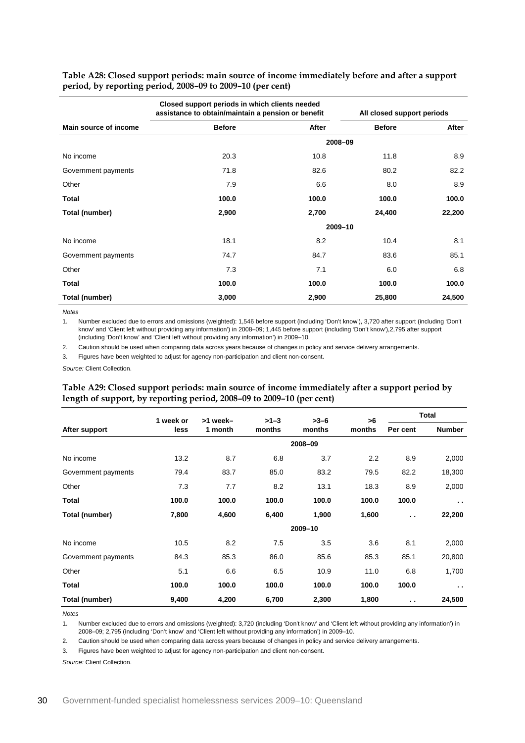**Table A28: Closed support periods: main source of income immediately before and after a support period, by reporting period, 2008–09 to 2009–10 (per cent)**

| | Closed support periods in which clients needed assistance to obtain/maintain a pension or benefit | | All closed support periods | |
|---|---|---|---|---|
| **Main source of income** | **Before** | **After** | **Before** | **After** |
| | | **2008–09** | | |
| No income | 20.3 | 10.8 | 11.8 | 8.9 |
| Government payments | 71.8 | 82.6 | 80.2 | 82.2 |
| Other | 7.9 | 6.6 | 8.0 | 8.9 |
| **Total** | **100.0** | **100.0** | **100.0** | **100.0** |
| **Total (number)** | **2,900** | **2,700** | **24,400** | **22,200** |
| | | **2009–10** | | |
| No income | 18.1 | 8.2 | 10.4 | 8.1 |
| Government payments | 74.7 | 84.7 | 83.6 | 85.1 |
| Other | 7.3 | 7.1 | 6.0 | 6.8 |
| **Total** | **100.0** | **100.0** | **100.0** | **100.0** |
| **Total (number)** | **3,000** | **2,900** | **25,800** | **24,500** |

*Notes*

1. Number excluded due to errors and omissions (weighted): 1,546 before support (including 'Don't know'), 3,720 after support (including 'Don't know' and 'Client left without providing any information') in 2008–09; 1,445 before support (including 'Don't know'),2,795 after support (including 'Don't know' and 'Client left without providing any information') in 2009–10.
2. Caution should be used when comparing data across years because of changes in policy and service delivery arrangements.
3. Figures have been weighted to adjust for agency non-participation and client non-consent.

*Source:* Client Collection.

**Table A29: Closed support periods: main source of income immediately after a support period by length of support, by reporting period, 2008–09 to 2009–10 (per cent)**

| After support | 1 week or less | >1 week–1 month | >1–3 months | >3–6 months | >6 months | Total | |
|---|---|---|---|---|---|---|---|
| | | | | | | **Per cent** | **Number** |
| | | | | **2008–09** | | | |
| No income | 13.2 | 8.7 | 6.8 | 3.7 | 2.2 | 8.9 | 2,000 |
| Government payments | 79.4 | 83.7 | 85.0 | 83.2 | 79.5 | 82.2 | 18,300 |
| Other | 7.3 | 7.7 | 8.2 | 13.1 | 18.3 | 8.9 | 2,000 |
| **Total** | **100.0** | **100.0** | **100.0** | **100.0** | **100.0** | **100.0** | . . |
| **Total (number)** | **7,800** | **4,600** | **6,400** | **1,900** | **1,600** | . . | **22,200** |
| | | | | **2009–10** | | | |
| No income | 10.5 | 8.2 | 7.5 | 3.5 | 3.6 | 8.1 | 2,000 |
| Government payments | 84.3 | 85.3 | 86.0 | 85.6 | 85.3 | 85.1 | 20,800 |
| Other | 5.1 | 6.6 | 6.5 | 10.9 | 11.0 | 6.8 | 1,700 |
| **Total** | **100.0** | **100.0** | **100.0** | **100.0** | **100.0** | **100.0** | . . |
| **Total (number)** | **9,400** | **4,200** | **6,700** | **2,300** | **1,800** | . . | **24,500** |

*Notes*

1. Number excluded due to errors and omissions (weighted): 3,720 (including 'Don't know' and 'Client left without providing any information') in 2008–09; 2,795 (including 'Don't know' and 'Client left without providing any information') in 2009–10.
2. Caution should be used when comparing data across years because of changes in policy and service delivery arrangements.
3. Figures have been weighted to adjust for agency non-participation and client non-consent.

*Source:* Client Collection.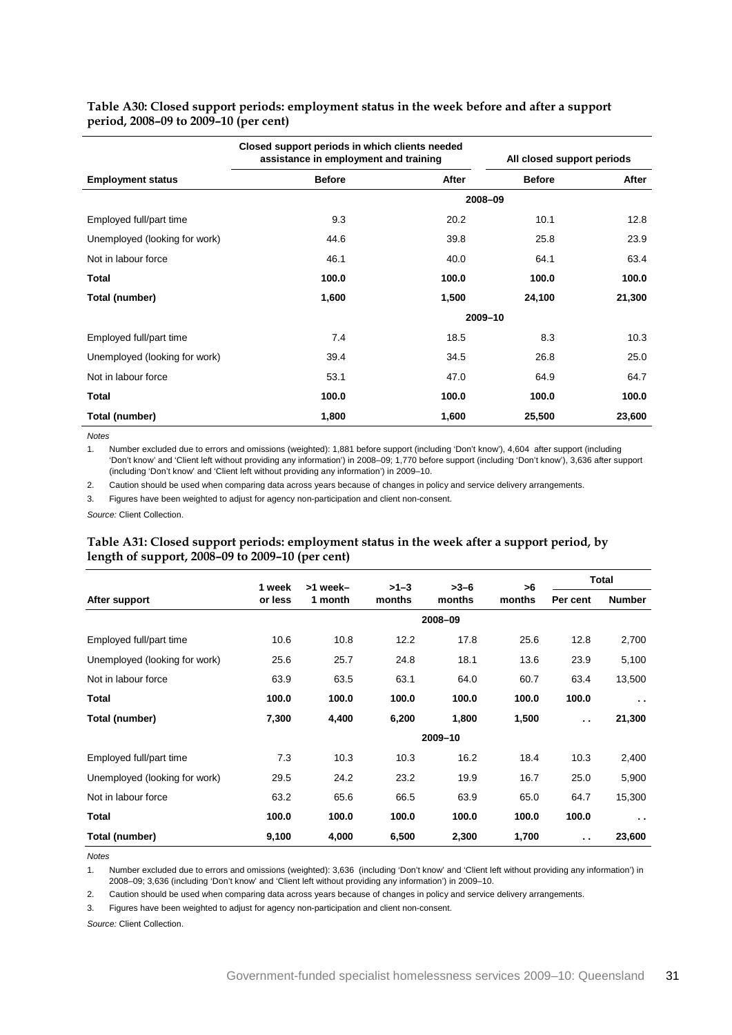**Table A30: Closed support periods: employment status in the week before and after a support period, 2008–09 to 2009–10 (per cent)**

| | Closed support periods in which clients needed assistance in employment and training | | All closed support periods | |
|---|---|---|---|---|
| **Employment status** | **Before** | **After** | **Before** | **After** |
| | | **2008–09** | | |
| Employed full/part time | 9.3 | 20.2 | 10.1 | 12.8 |
| Unemployed (looking for work) | 44.6 | 39.8 | 25.8 | 23.9 |
| Not in labour force | 46.1 | 40.0 | 64.1 | 63.4 |
| **Total** | **100.0** | **100.0** | **100.0** | **100.0** |
| **Total (number)** | **1,600** | **1,500** | **24,100** | **21,300** |
| | | **2009–10** | | |
| Employed full/part time | 7.4 | 18.5 | 8.3 | 10.3 |
| Unemployed (looking for work) | 39.4 | 34.5 | 26.8 | 25.0 |
| Not in labour force | 53.1 | 47.0 | 64.9 | 64.7 |
| **Total** | **100.0** | **100.0** | **100.0** | **100.0** |
| **Total (number)** | **1,800** | **1,600** | **25,500** | **23,600** |

*Notes*

1. Number excluded due to errors and omissions (weighted): 1,881 before support (including 'Don't know'), 4,604 after support (including 'Don't know' and 'Client left without providing any information') in 2008–09; 1,770 before support (including 'Don't know'), 3,636 after support (including 'Don't know' and 'Client left without providing any information') in 2009–10.
2. Caution should be used when comparing data across years because of changes in policy and service delivery arrangements.
3. Figures have been weighted to adjust for agency non-participation and client non-consent.

*Source:* Client Collection.

**Table A31: Closed support periods: employment status in the week after a support period, by length of support, 2008–09 to 2009–10 (per cent)**

| | 1 week | >1 week– | >1–3 | >3–6 | >6 | Total | |
|---|---|---|---|---|---|---|---|
| **After support** | **or less** | **1 month** | **months** | **months** | **months** | **Per cent** | **Number** |
| | | | | **2008–09** | | | |
| Employed full/part time | 10.6 | 10.8 | 12.2 | 17.8 | 25.6 | 12.8 | 2,700 |
| Unemployed (looking for work) | 25.6 | 25.7 | 24.8 | 18.1 | 13.6 | 23.9 | 5,100 |
| Not in labour force | 63.9 | 63.5 | 63.1 | 64.0 | 60.7 | 63.4 | 13,500 |
| **Total** | **100.0** | **100.0** | **100.0** | **100.0** | **100.0** | **100.0** | . . |
| **Total (number)** | **7,300** | **4,400** | **6,200** | **1,800** | **1,500** | . . | **21,300** |
| | | | | **2009–10** | | | |
| Employed full/part time | 7.3 | 10.3 | 10.3 | 16.2 | 18.4 | 10.3 | 2,400 |
| Unemployed (looking for work) | 29.5 | 24.2 | 23.2 | 19.9 | 16.7 | 25.0 | 5,900 |
| Not in labour force | 63.2 | 65.6 | 66.5 | 63.9 | 65.0 | 64.7 | 15,300 |
| **Total** | **100.0** | **100.0** | **100.0** | **100.0** | **100.0** | **100.0** | . . |
| **Total (number)** | **9,100** | **4,000** | **6,500** | **2,300** | **1,700** | . . | **23,600** |

*Notes*

1. Number excluded due to errors and omissions (weighted): 3,636 (including 'Don't know' and 'Client left without providing any information') in 2008–09; 3,636 (including 'Don't know' and 'Client left without providing any information') in 2009–10.
2. Caution should be used when comparing data across years because of changes in policy and service delivery arrangements.
3. Figures have been weighted to adjust for agency non-participation and client non-consent.

*Source:* Client Collection.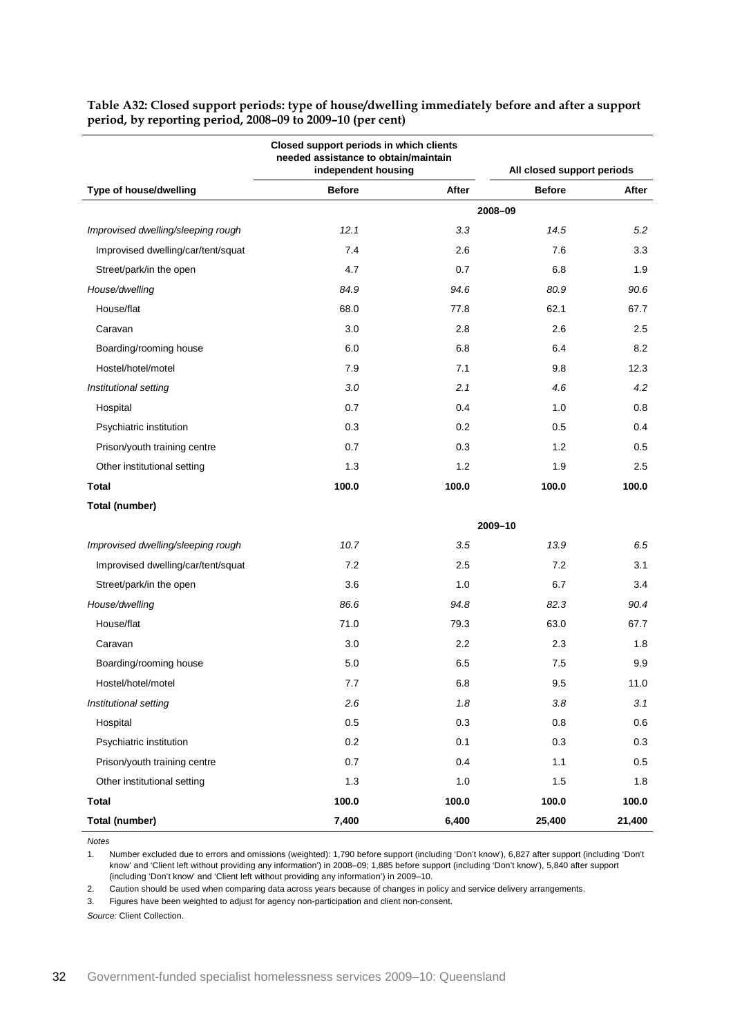**Table A32: Closed support periods: type of house/dwelling immediately before and after a support period, by reporting period, 2008–09 to 2009–10 (per cent)**

| | Closed support periods in which clients needed assistance to obtain/maintain independent housing | | All closed support periods | |
|---|---|---|---|---|
| **Type of house/dwelling** | **Before** | **After** | **Before** | **After** |
| | | **2008–09** | | |
| *Improvised dwelling/sleeping rough* | *12.1* | *3.3* | *14.5* | *5.2* |
| Improvised dwelling/car/tent/squat | 7.4 | 2.6 | 7.6 | 3.3 |
| Street/park/in the open | 4.7 | 0.7 | 6.8 | 1.9 |
| *House/dwelling* | *84.9* | *94.6* | *80.9* | *90.6* |
| House/flat | 68.0 | 77.8 | 62.1 | 67.7 |
| Caravan | 3.0 | 2.8 | 2.6 | 2.5 |
| Boarding/rooming house | 6.0 | 6.8 | 6.4 | 8.2 |
| Hostel/hotel/motel | 7.9 | 7.1 | 9.8 | 12.3 |
| *Institutional setting* | *3.0* | *2.1* | *4.6* | *4.2* |
| Hospital | 0.7 | 0.4 | 1.0 | 0.8 |
| Psychiatric institution | 0.3 | 0.2 | 0.5 | 0.4 |
| Prison/youth training centre | 0.7 | 0.3 | 1.2 | 0.5 |
| Other institutional setting | 1.3 | 1.2 | 1.9 | 2.5 |
| **Total** | **100.0** | **100.0** | **100.0** | **100.0** |
| **Total (number)** | | | | |
| | | **2009–10** | | |
| *Improvised dwelling/sleeping rough* | *10.7* | *3.5* | *13.9* | *6.5* |
| Improvised dwelling/car/tent/squat | 7.2 | 2.5 | 7.2 | 3.1 |
| Street/park/in the open | 3.6 | 1.0 | 6.7 | 3.4 |
| *House/dwelling* | *86.6* | *94.8* | *82.3* | *90.4* |
| House/flat | 71.0 | 79.3 | 63.0 | 67.7 |
| Caravan | 3.0 | 2.2 | 2.3 | 1.8 |
| Boarding/rooming house | 5.0 | 6.5 | 7.5 | 9.9 |
| Hostel/hotel/motel | 7.7 | 6.8 | 9.5 | 11.0 |
| *Institutional setting* | *2.6* | *1.8* | *3.8* | *3.1* |
| Hospital | 0.5 | 0.3 | 0.8 | 0.6 |
| Psychiatric institution | 0.2 | 0.1 | 0.3 | 0.3 |
| Prison/youth training centre | 0.7 | 0.4 | 1.1 | 0.5 |
| Other institutional setting | 1.3 | 1.0 | 1.5 | 1.8 |
| **Total** | **100.0** | **100.0** | **100.0** | **100.0** |
| **Total (number)** | **7,400** | **6,400** | **25,400** | **21,400** |

*Notes*

1. Number excluded due to errors and omissions (weighted): 1,790 before support (including 'Don't know'), 6,827 after support (including 'Don't know' and 'Client left without providing any information') in 2008–09; 1,885 before support (including 'Don't know'), 5,840 after support (including 'Don't know' and 'Client left without providing any information') in 2009–10.
2. Caution should be used when comparing data across years because of changes in policy and service delivery arrangements.
3. Figures have been weighted to adjust for agency non-participation and client non-consent.

*Source:* Client Collection.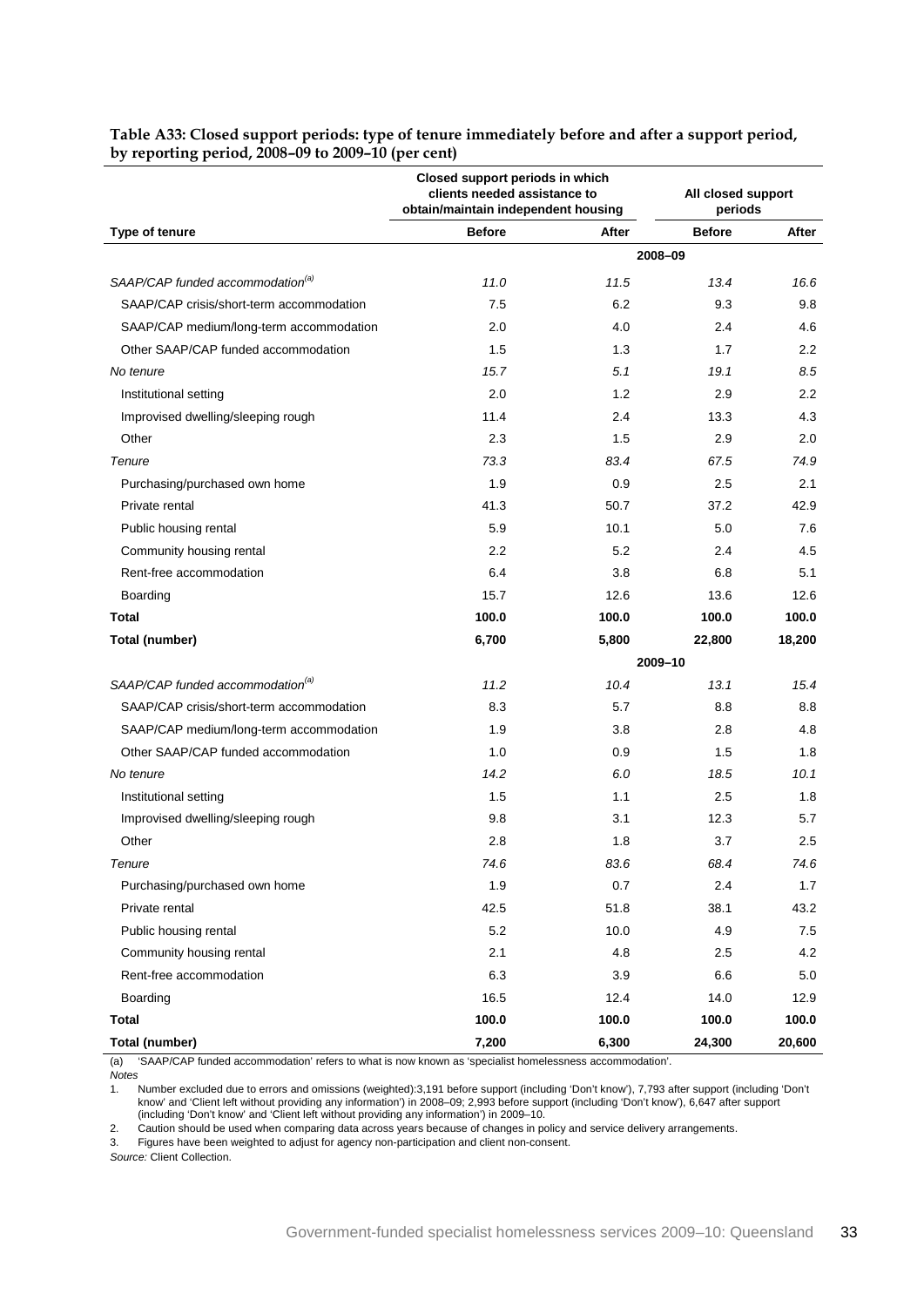**Table A33: Closed support periods: type of tenure immediately before and after a support period, by reporting period, 2008–09 to 2009–10 (per cent)**

| Type of tenure | Closed support periods in which clients needed assistance to obtain/maintain independent housing | | All closed support periods | |
|---|---|---|---|---|
| | **Before** | **After** | **Before** | **After** |
| | | **2008–09** | | |
| *SAAP/CAP funded accommodation[(a)]* | *11.0* | *11.5* | *13.4* | *16.6* |
| SAAP/CAP crisis/short-term accommodation | 7.5 | 6.2 | 9.3 | 9.8 |
| SAAP/CAP medium/long-term accommodation | 2.0 | 4.0 | 2.4 | 4.6 |
| Other SAAP/CAP funded accommodation | 1.5 | 1.3 | 1.7 | 2.2 |
| *No tenure* | *15.7* | *5.1* | *19.1* | *8.5* |
| Institutional setting | 2.0 | 1.2 | 2.9 | 2.2 |
| Improvised dwelling/sleeping rough | 11.4 | 2.4 | 13.3 | 4.3 |
| Other | 2.3 | 1.5 | 2.9 | 2.0 |
| *Tenure* | *73.3* | *83.4* | *67.5* | *74.9* |
| Purchasing/purchased own home | 1.9 | 0.9 | 2.5 | 2.1 |
| Private rental | 41.3 | 50.7 | 37.2 | 42.9 |
| Public housing rental | 5.9 | 10.1 | 5.0 | 7.6 |
| Community housing rental | 2.2 | 5.2 | 2.4 | 4.5 |
| Rent-free accommodation | 6.4 | 3.8 | 6.8 | 5.1 |
| Boarding | 15.7 | 12.6 | 13.6 | 12.6 |
| **Total** | **100.0** | **100.0** | **100.0** | **100.0** |
| **Total (number)** | **6,700** | **5,800** | **22,800** | **18,200** |
| | | **2009–10** | | |
| *SAAP/CAP funded accommodation[(a)]* | *11.2* | *10.4* | *13.1* | *15.4* |
| SAAP/CAP crisis/short-term accommodation | 8.3 | 5.7 | 8.8 | 8.8 |
| SAAP/CAP medium/long-term accommodation | 1.9 | 3.8 | 2.8 | 4.8 |
| Other SAAP/CAP funded accommodation | 1.0 | 0.9 | 1.5 | 1.8 |
| *No tenure* | *14.2* | *6.0* | *18.5* | *10.1* |
| Institutional setting | 1.5 | 1.1 | 2.5 | 1.8 |
| Improvised dwelling/sleeping rough | 9.8 | 3.1 | 12.3 | 5.7 |
| Other | 2.8 | 1.8 | 3.7 | 2.5 |
| *Tenure* | *74.6* | *83.6* | *68.4* | *74.6* |
| Purchasing/purchased own home | 1.9 | 0.7 | 2.4 | 1.7 |
| Private rental | 42.5 | 51.8 | 38.1 | 43.2 |
| Public housing rental | 5.2 | 10.0 | 4.9 | 7.5 |
| Community housing rental | 2.1 | 4.8 | 2.5 | 4.2 |
| Rent-free accommodation | 6.3 | 3.9 | 6.6 | 5.0 |
| Boarding | 16.5 | 12.4 | 14.0 | 12.9 |
| **Total** | **100.0** | **100.0** | **100.0** | **100.0** |
| **Total (number)** | **7,200** | **6,300** | **24,300** | **20,600** |

(a) 'SAAP/CAP funded accommodation' refers to what is now known as 'specialist homelessness accommodation'.

*Notes*

1. Number excluded due to errors and omissions (weighted):3,191 before support (including 'Don't know'), 7,793 after support (including 'Don't know' and 'Client left without providing any information') in 2008–09; 2,993 before support (including 'Don't know'), 6,647 after support (including 'Don't know' and 'Client left without providing any information') in 2009–10.
2. Caution should be used when comparing data across years because of changes in policy and service delivery arrangements.
3. Figures have been weighted to adjust for agency non-participation and client non-consent.

*Source:* Client Collection.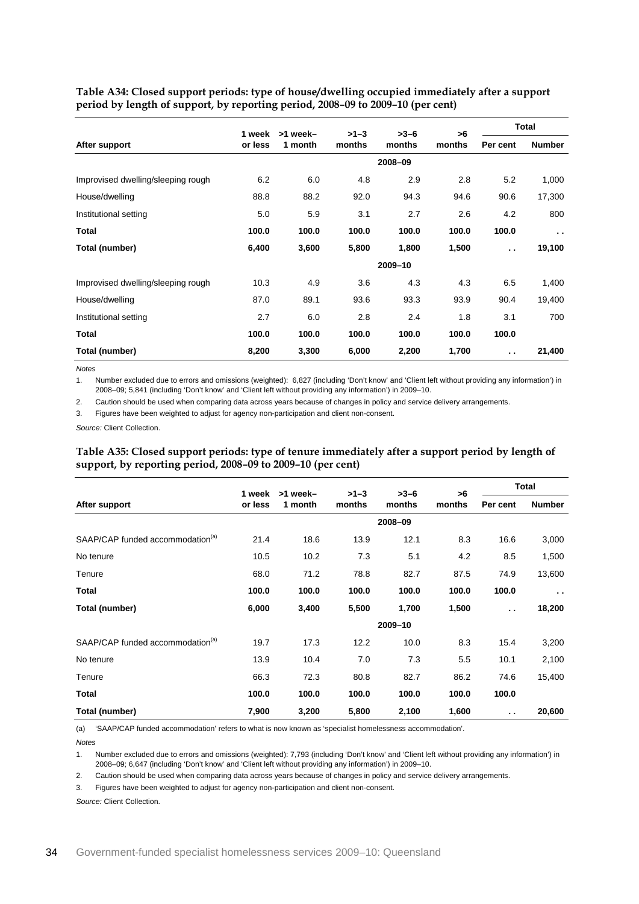**Table A34: Closed support periods: type of house/dwelling occupied immediately after a support period by length of support, by reporting period, 2008–09 to 2009–10 (per cent)**

| After support | 1 week or less | >1 week–1 month | >1–3 months | >3–6 months | >6 months | Total | |
|---|---|---|---|---|---|---|---|
| | | | | | | Per cent | Number |
| | | | | 2008–09 | | | |
| Improvised dwelling/sleeping rough | 6.2 | 6.0 | 4.8 | 2.9 | 2.8 | 5.2 | 1,000 |
| House/dwelling | 88.8 | 88.2 | 92.0 | 94.3 | 94.6 | 90.6 | 17,300 |
| Institutional setting | 5.0 | 5.9 | 3.1 | 2.7 | 2.6 | 4.2 | 800 |
| **Total** | **100.0** | **100.0** | **100.0** | **100.0** | **100.0** | **100.0** | . . |
| **Total (number)** | **6,400** | **3,600** | **5,800** | **1,800** | **1,500** | . . | **19,100** |
| | | | | 2009–10 | | | |
| Improvised dwelling/sleeping rough | 10.3 | 4.9 | 3.6 | 4.3 | 4.3 | 6.5 | 1,400 |
| House/dwelling | 87.0 | 89.1 | 93.6 | 93.3 | 93.9 | 90.4 | 19,400 |
| Institutional setting | 2.7 | 6.0 | 2.8 | 2.4 | 1.8 | 3.1 | 700 |
| **Total** | **100.0** | **100.0** | **100.0** | **100.0** | **100.0** | **100.0** | |
| **Total (number)** | **8,200** | **3,300** | **6,000** | **2,200** | **1,700** | . . | **21,400** |

*Notes*

1. Number excluded due to errors and omissions (weighted): 6,827 (including 'Don't know' and 'Client left without providing any information') in 2008–09; 5,841 (including 'Don't know' and 'Client left without providing any information') in 2009–10.
2. Caution should be used when comparing data across years because of changes in policy and service delivery arrangements.
3. Figures have been weighted to adjust for agency non-participation and client non-consent.

*Source:* Client Collection.

**Table A35: Closed support periods: type of tenure immediately after a support period by length of support, by reporting period, 2008–09 to 2009–10 (per cent)**

| After support | 1 week or less | >1 week–1 month | >1–3 months | >3–6 months | >6 months | Total | |
|---|---|---|---|---|---|---|---|
| | | | | | | Per cent | Number |
| | | | | 2008–09 | | | |
| SAAP/CAP funded accommodation[(a)] | 21.4 | 18.6 | 13.9 | 12.1 | 8.3 | 16.6 | 3,000 |
| No tenure | 10.5 | 10.2 | 7.3 | 5.1 | 4.2 | 8.5 | 1,500 |
| Tenure | 68.0 | 71.2 | 78.8 | 82.7 | 87.5 | 74.9 | 13,600 |
| **Total** | **100.0** | **100.0** | **100.0** | **100.0** | **100.0** | **100.0** | . . |
| **Total (number)** | **6,000** | **3,400** | **5,500** | **1,700** | **1,500** | . . | **18,200** |
| | | | | 2009–10 | | | |
| SAAP/CAP funded accommodation[(a)] | 19.7 | 17.3 | 12.2 | 10.0 | 8.3 | 15.4 | 3,200 |
| No tenure | 13.9 | 10.4 | 7.0 | 7.3 | 5.5 | 10.1 | 2,100 |
| Tenure | 66.3 | 72.3 | 80.8 | 82.7 | 86.2 | 74.6 | 15,400 |
| **Total** | **100.0** | **100.0** | **100.0** | **100.0** | **100.0** | **100.0** | |
| **Total (number)** | **7,900** | **3,200** | **5,800** | **2,100** | **1,600** | . . | **20,600** |

(a) 'SAAP/CAP funded accommodation' refers to what is now known as 'specialist homelessness accommodation'.

*Notes*

1. Number excluded due to errors and omissions (weighted): 7,793 (including 'Don't know' and 'Client left without providing any information') in 2008–09; 6,647 (including 'Don't know' and 'Client left without providing any information') in 2009–10.
2. Caution should be used when comparing data across years because of changes in policy and service delivery arrangements.
3. Figures have been weighted to adjust for agency non-participation and client non-consent.

*Source:* Client Collection.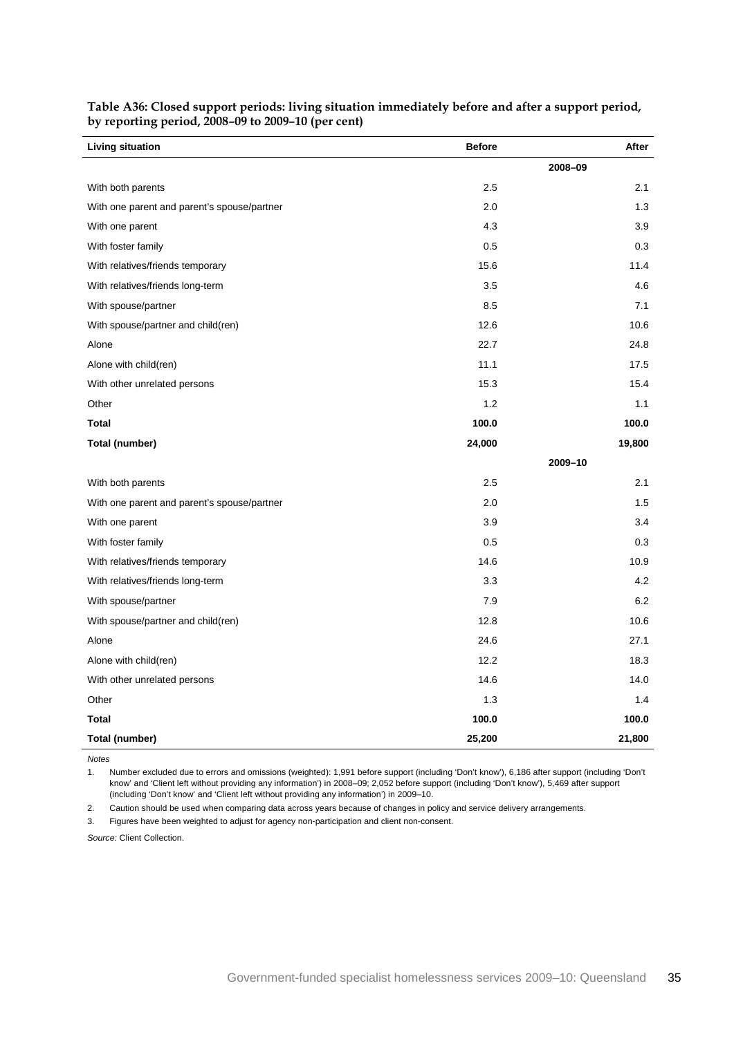**Table A36: Closed support periods: living situation immediately before and after a support period, by reporting period, 2008–09 to 2009–10 (per cent)**

| Living situation | Before | After |
|---|---|---|
| | **2008–09** | |
| With both parents | 2.5 | 2.1 |
| With one parent and parent's spouse/partner | 2.0 | 1.3 |
| With one parent | 4.3 | 3.9 |
| With foster family | 0.5 | 0.3 |
| With relatives/friends temporary | 15.6 | 11.4 |
| With relatives/friends long-term | 3.5 | 4.6 |
| With spouse/partner | 8.5 | 7.1 |
| With spouse/partner and child(ren) | 12.6 | 10.6 |
| Alone | 22.7 | 24.8 |
| Alone with child(ren) | 11.1 | 17.5 |
| With other unrelated persons | 15.3 | 15.4 |
| Other | 1.2 | 1.1 |
| **Total** | **100.0** | **100.0** |
| **Total (number)** | **24,000** | **19,800** |
| | **2009–10** | |
| With both parents | 2.5 | 2.1 |
| With one parent and parent's spouse/partner | 2.0 | 1.5 |
| With one parent | 3.9 | 3.4 |
| With foster family | 0.5 | 0.3 |
| With relatives/friends temporary | 14.6 | 10.9 |
| With relatives/friends long-term | 3.3 | 4.2 |
| With spouse/partner | 7.9 | 6.2 |
| With spouse/partner and child(ren) | 12.8 | 10.6 |
| Alone | 24.6 | 27.1 |
| Alone with child(ren) | 12.2 | 18.3 |
| With other unrelated persons | 14.6 | 14.0 |
| Other | 1.3 | 1.4 |
| **Total** | **100.0** | **100.0** |
| **Total (number)** | **25,200** | **21,800** |

*Notes*

1. Number excluded due to errors and omissions (weighted): 1,991 before support (including 'Don't know'), 6,186 after support (including 'Don't know' and 'Client left without providing any information') in 2008–09; 2,052 before support (including 'Don't know'), 5,469 after support (including 'Don't know' and 'Client left without providing any information') in 2009–10.
2. Caution should be used when comparing data across years because of changes in policy and service delivery arrangements.
3. Figures have been weighted to adjust for agency non-participation and client non-consent.

*Source:* Client Collection.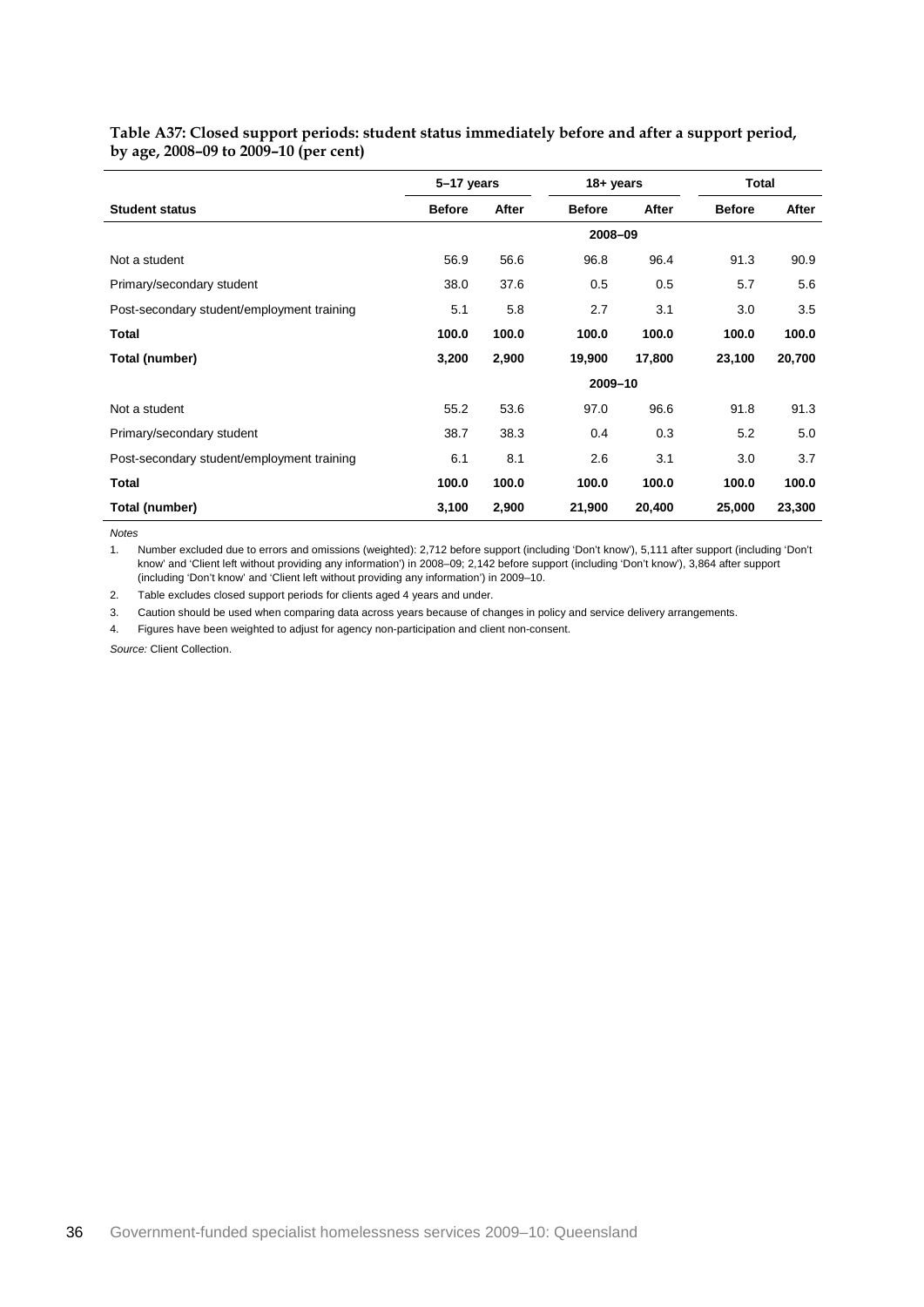**Table A37: Closed support periods: student status immediately before and after a support period, by age, 2008–09 to 2009–10 (per cent)**

| | 5–17 years | | 18+ years | | Total | |
|---|---|---|---|---|---|---|
| **Student status** | **Before** | **After** | **Before** | **After** | **Before** | **After** |
| | | | **2008–09** | | | |
| Not a student | 56.9 | 56.6 | 96.8 | 96.4 | 91.3 | 90.9 |
| Primary/secondary student | 38.0 | 37.6 | 0.5 | 0.5 | 5.7 | 5.6 |
| Post-secondary student/employment training | 5.1 | 5.8 | 2.7 | 3.1 | 3.0 | 3.5 |
| **Total** | **100.0** | **100.0** | **100.0** | **100.0** | **100.0** | **100.0** |
| **Total (number)** | **3,200** | **2,900** | **19,900** | **17,800** | **23,100** | **20,700** |
| | | | **2009–10** | | | |
| Not a student | 55.2 | 53.6 | 97.0 | 96.6 | 91.8 | 91.3 |
| Primary/secondary student | 38.7 | 38.3 | 0.4 | 0.3 | 5.2 | 5.0 |
| Post-secondary student/employment training | 6.1 | 8.1 | 2.6 | 3.1 | 3.0 | 3.7 |
| **Total** | **100.0** | **100.0** | **100.0** | **100.0** | **100.0** | **100.0** |
| **Total (number)** | **3,100** | **2,900** | **21,900** | **20,400** | **25,000** | **23,300** |

*Notes*

1. Number excluded due to errors and omissions (weighted): 2,712 before support (including 'Don't know'), 5,111 after support (including 'Don't know' and 'Client left without providing any information') in 2008–09; 2,142 before support (including 'Don't know'), 3,864 after support (including 'Don't know' and 'Client left without providing any information') in 2009–10.
2. Table excludes closed support periods for clients aged 4 years and under.
3. Caution should be used when comparing data across years because of changes in policy and service delivery arrangements.
4. Figures have been weighted to adjust for agency non-participation and client non-consent.

*Source:* Client Collection.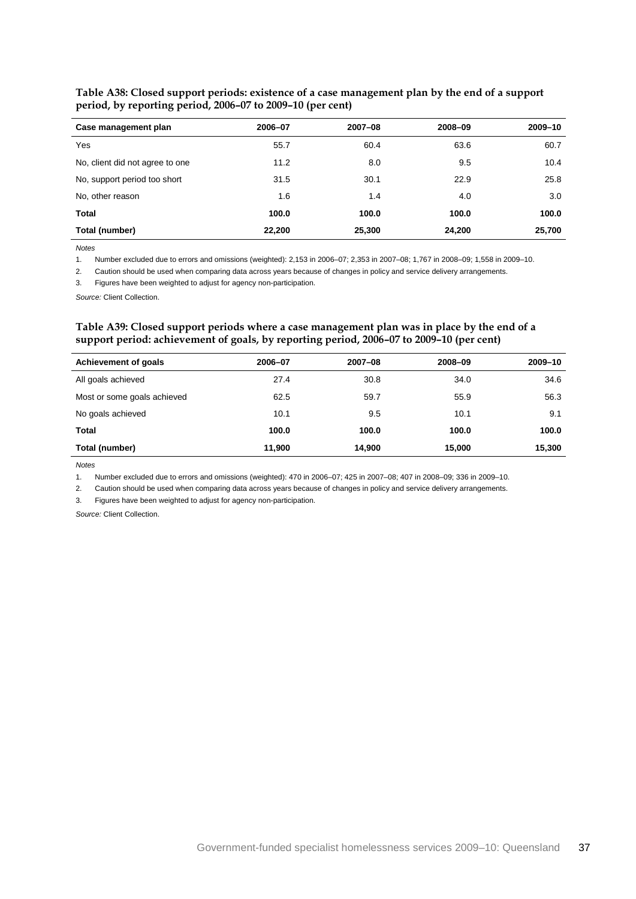**Table A38: Closed support periods: existence of a case management plan by the end of a support period, by reporting period, 2006–07 to 2009–10 (per cent)**

| Case management plan | 2006–07 | 2007–08 | 2008–09 | 2009–10 |
|---|---|---|---|---|
| Yes | 55.7 | 60.4 | 63.6 | 60.7 |
| No, client did not agree to one | 11.2 | 8.0 | 9.5 | 10.4 |
| No, support period too short | 31.5 | 30.1 | 22.9 | 25.8 |
| No, other reason | 1.6 | 1.4 | 4.0 | 3.0 |
| **Total** | **100.0** | **100.0** | **100.0** | **100.0** |
| **Total (number)** | **22,200** | **25,300** | **24,200** | **25,700** |

*Notes*

1. Number excluded due to errors and omissions (weighted): 2,153 in 2006–07; 2,353 in 2007–08; 1,767 in 2008–09; 1,558 in 2009–10.
2. Caution should be used when comparing data across years because of changes in policy and service delivery arrangements.
3. Figures have been weighted to adjust for agency non-participation.

*Source:* Client Collection.

**Table A39: Closed support periods where a case management plan was in place by the end of a support period: achievement of goals, by reporting period, 2006–07 to 2009–10 (per cent)**

| Achievement of goals | 2006–07 | 2007–08 | 2008–09 | 2009–10 |
|---|---|---|---|---|
| All goals achieved | 27.4 | 30.8 | 34.0 | 34.6 |
| Most or some goals achieved | 62.5 | 59.7 | 55.9 | 56.3 |
| No goals achieved | 10.1 | 9.5 | 10.1 | 9.1 |
| **Total** | **100.0** | **100.0** | **100.0** | **100.0** |
| **Total (number)** | **11,900** | **14,900** | **15,000** | **15,300** |

*Notes*

1. Number excluded due to errors and omissions (weighted): 470 in 2006–07; 425 in 2007–08; 407 in 2008–09; 336 in 2009–10.
2. Caution should be used when comparing data across years because of changes in policy and service delivery arrangements.
3. Figures have been weighted to adjust for agency non-participation.

*Source:* Client Collection.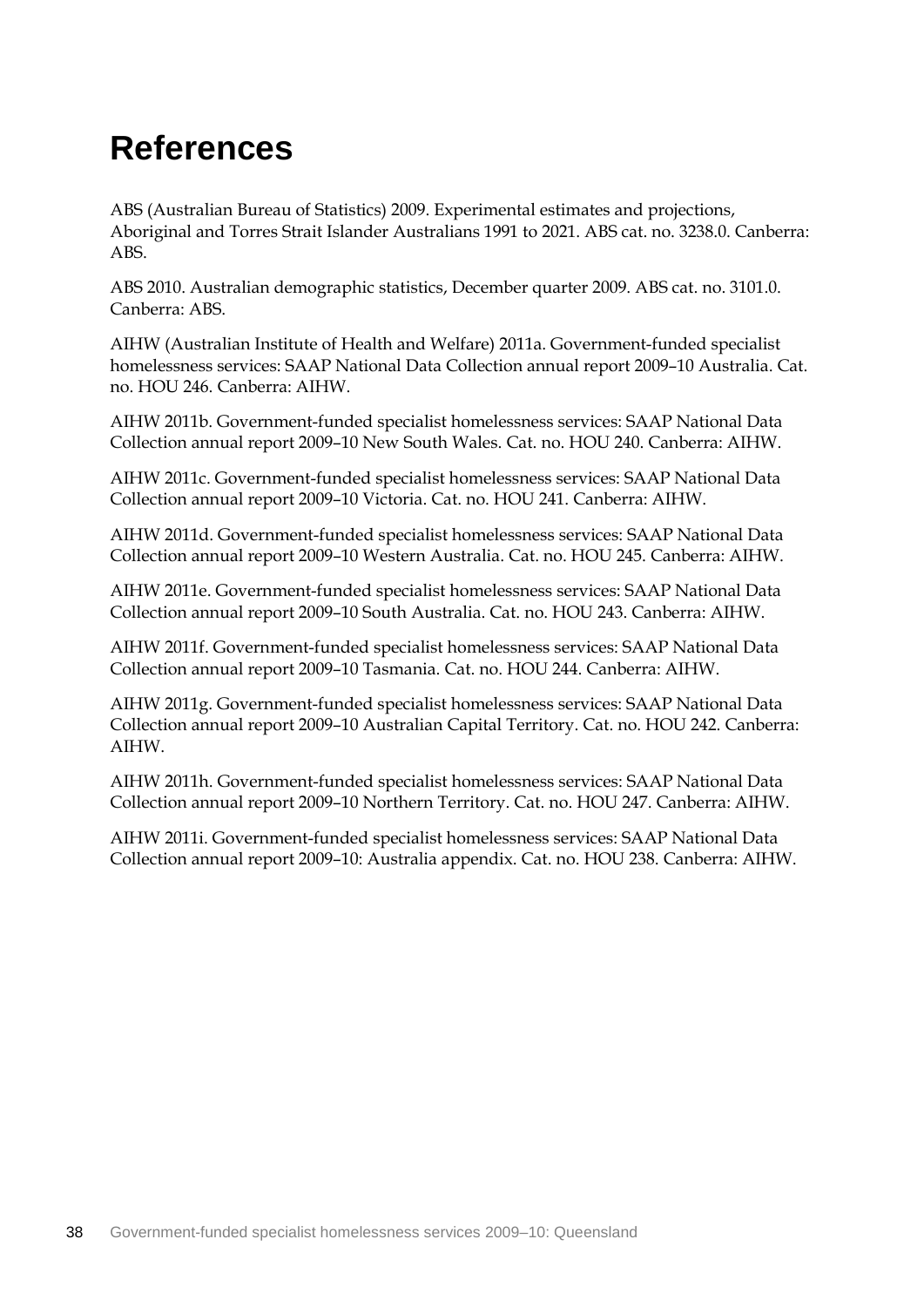# References

ABS (Australian Bureau of Statistics) 2009. Experimental estimates and projections, Aboriginal and Torres Strait Islander Australians 1991 to 2021. ABS cat. no. 3238.0. Canberra: ABS.

ABS 2010. Australian demographic statistics, December quarter 2009. ABS cat. no. 3101.0. Canberra: ABS.

AIHW (Australian Institute of Health and Welfare) 2011a. Government-funded specialist homelessness services: SAAP National Data Collection annual report 2009–10 Australia. Cat. no. HOU 246. Canberra: AIHW.

AIHW 2011b. Government-funded specialist homelessness services: SAAP National Data Collection annual report 2009–10 New South Wales. Cat. no. HOU 240. Canberra: AIHW.

AIHW 2011c. Government-funded specialist homelessness services: SAAP National Data Collection annual report 2009–10 Victoria. Cat. no. HOU 241. Canberra: AIHW.

AIHW 2011d. Government-funded specialist homelessness services: SAAP National Data Collection annual report 2009–10 Western Australia. Cat. no. HOU 245. Canberra: AIHW.

AIHW 2011e. Government-funded specialist homelessness services: SAAP National Data Collection annual report 2009–10 South Australia. Cat. no. HOU 243. Canberra: AIHW.

AIHW 2011f. Government-funded specialist homelessness services: SAAP National Data Collection annual report 2009–10 Tasmania. Cat. no. HOU 244. Canberra: AIHW.

AIHW 2011g. Government-funded specialist homelessness services: SAAP National Data Collection annual report 2009–10 Australian Capital Territory. Cat. no. HOU 242. Canberra: AIHW.

AIHW 2011h. Government-funded specialist homelessness services: SAAP National Data Collection annual report 2009–10 Northern Territory. Cat. no. HOU 247. Canberra: AIHW.

AIHW 2011i. Government-funded specialist homelessness services: SAAP National Data Collection annual report 2009–10: Australia appendix. Cat. no. HOU 238. Canberra: AIHW.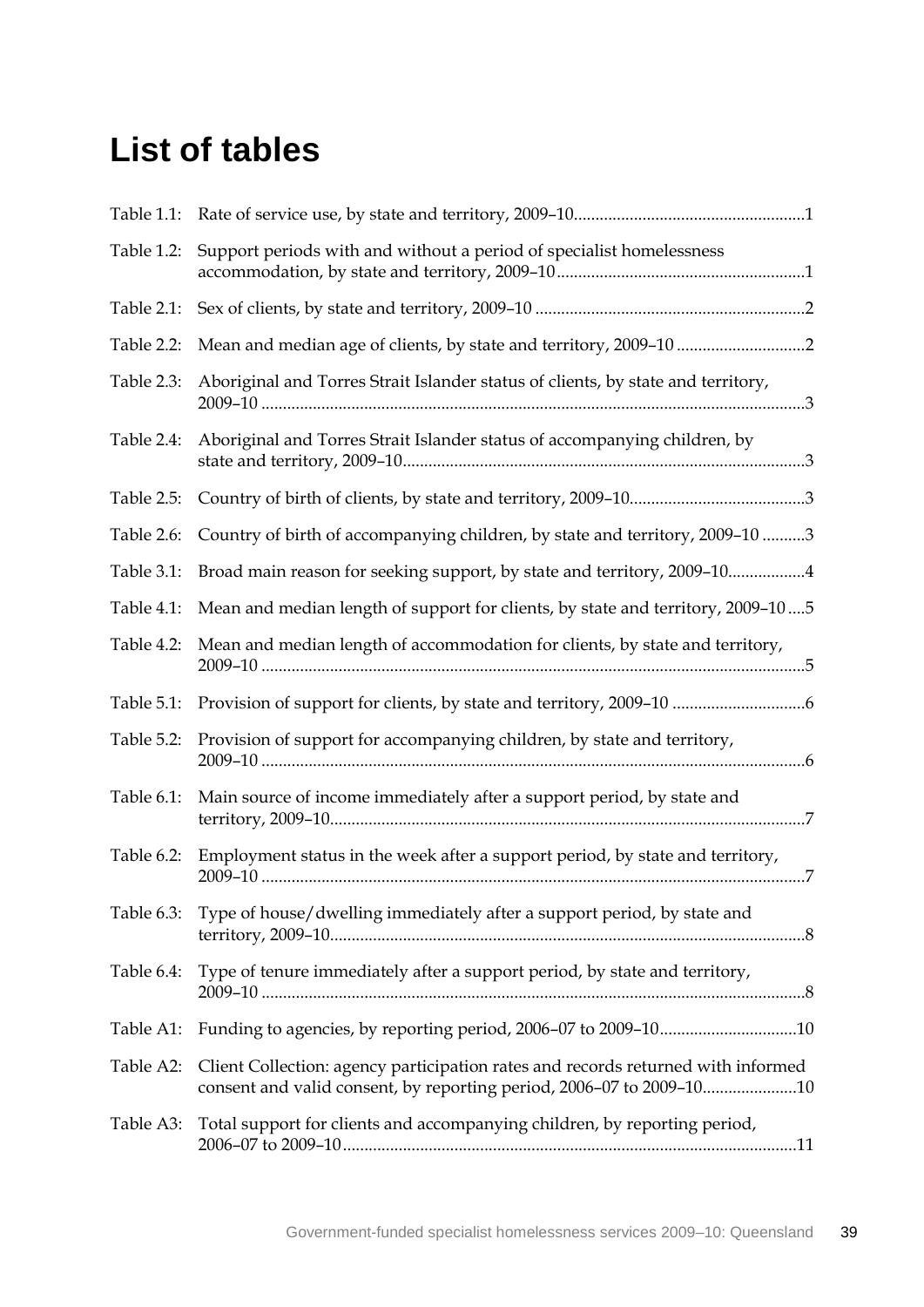# List of tables

Table 1.1: Rate of service use, by state and territory, 2009–10 ..... 1

Table 1.2: Support periods with and without a period of specialist homelessness accommodation, by state and territory, 2009–10 ..... 1

Table 2.1: Sex of clients, by state and territory, 2009–10 ..... 2

Table 2.2: Mean and median age of clients, by state and territory, 2009–10 ..... 2

Table 2.3: Aboriginal and Torres Strait Islander status of clients, by state and territory, 2009–10 ..... 3

Table 2.4: Aboriginal and Torres Strait Islander status of accompanying children, by state and territory, 2009–10 ..... 3

Table 2.5: Country of birth of clients, by state and territory, 2009–10 ..... 3

Table 2.6: Country of birth of accompanying children, by state and territory, 2009–10 ..... 3

Table 3.1: Broad main reason for seeking support, by state and territory, 2009–10 ..... 4

Table 4.1: Mean and median length of support for clients, by state and territory, 2009–10 ..... 5

Table 4.2: Mean and median length of accommodation for clients, by state and territory, 2009–10 ..... 5

Table 5.1: Provision of support for clients, by state and territory, 2009–10 ..... 6

Table 5.2: Provision of support for accompanying children, by state and territory, 2009–10 ..... 6

Table 6.1: Main source of income immediately after a support period, by state and territory, 2009–10 ..... 7

Table 6.2: Employment status in the week after a support period, by state and territory, 2009–10 ..... 7

Table 6.3: Type of house/dwelling immediately after a support period, by state and territory, 2009–10 ..... 8

Table 6.4: Type of tenure immediately after a support period, by state and territory, 2009–10 ..... 8

Table A1: Funding to agencies, by reporting period, 2006–07 to 2009–10 ..... 10

Table A2: Client Collection: agency participation rates and records returned with informed consent and valid consent, by reporting period, 2006–07 to 2009–10 ..... 10

Table A3: Total support for clients and accompanying children, by reporting period, 2006–07 to 2009–10 ..... 11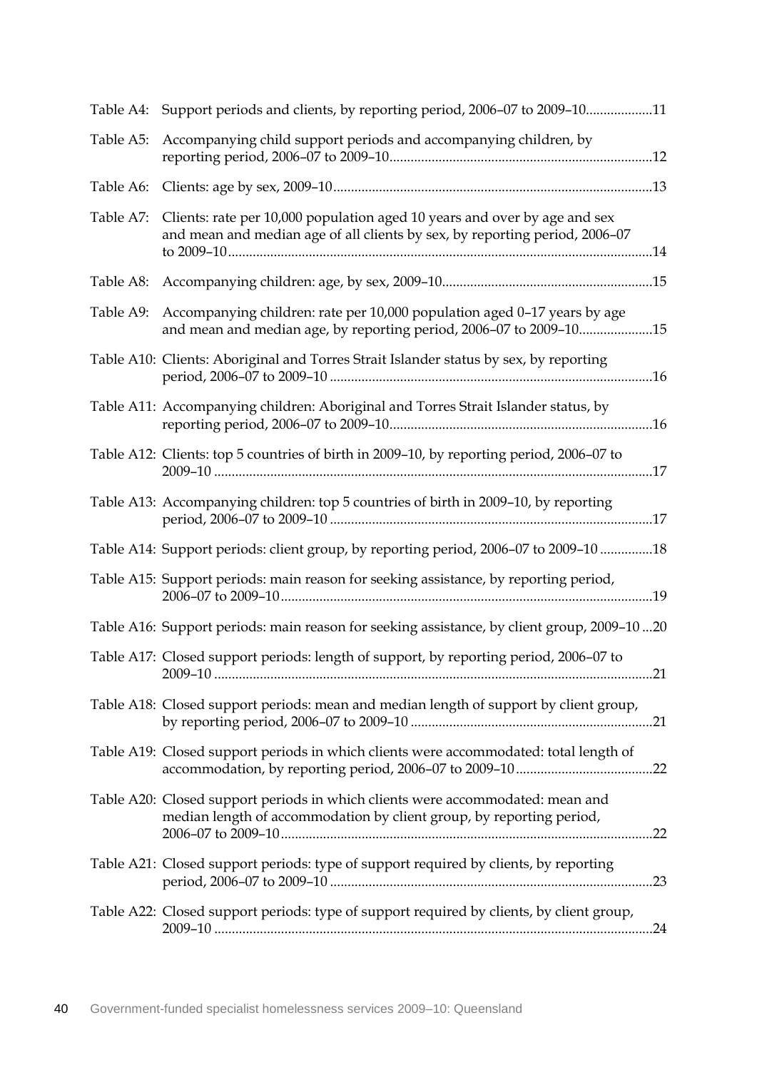Table A4: Support periods and clients, by reporting period, 2006–07 to 2009–10...................11

Table A5: Accompanying child support periods and accompanying children, by reporting period, 2006–07 to 2009–10..........................................................................12

Table A6: Clients: age by sex, 2009–10..........................................................................................13

Table A7: Clients: rate per 10,000 population aged 10 years and over by age and sex and mean and median age of all clients by sex, by reporting period, 2006–07 to 2009–10........................................................................................................................14

Table A8: Accompanying children: age, by sex, 2009–10...........................................................15

Table A9: Accompanying children: rate per 10,000 population aged 0–17 years by age and mean and median age, by reporting period, 2006–07 to 2009–10.....................15

Table A10: Clients: Aboriginal and Torres Strait Islander status by sex, by reporting period, 2006–07 to 2009–10 ...........................................................................................16

Table A11: Accompanying children: Aboriginal and Torres Strait Islander status, by reporting period, 2006–07 to 2009–10..........................................................................16

Table A12: Clients: top 5 countries of birth in 2009–10, by reporting period, 2006–07 to 2009–10 ............................................................................................................................17

Table A13: Accompanying children: top 5 countries of birth in 2009–10, by reporting period, 2006–07 to 2009–10 ...........................................................................................17

Table A14: Support periods: client group, by reporting period, 2006–07 to 2009–10 ...............18

Table A15: Support periods: main reason for seeking assistance, by reporting period, 2006–07 to 2009–10.........................................................................................................19

Table A16: Support periods: main reason for seeking assistance, by client group, 2009–10 ...20

Table A17: Closed support periods: length of support, by reporting period, 2006–07 to 2009–10 ............................................................................................................................21

Table A18: Closed support periods: mean and median length of support by client group, by reporting period, 2006–07 to 2009–10 .....................................................................21

Table A19: Closed support periods in which clients were accommodated: total length of accommodation, by reporting period, 2006–07 to 2009–10.......................................22

Table A20: Closed support periods in which clients were accommodated: mean and median length of accommodation by client group, by reporting period, 2006–07 to 2009–10.........................................................................................................22

Table A21: Closed support periods: type of support required by clients, by reporting period, 2006–07 to 2009–10 ...........................................................................................23

Table A22: Closed support periods: type of support required by clients, by client group, 2009–10 ...........................................................................................................................24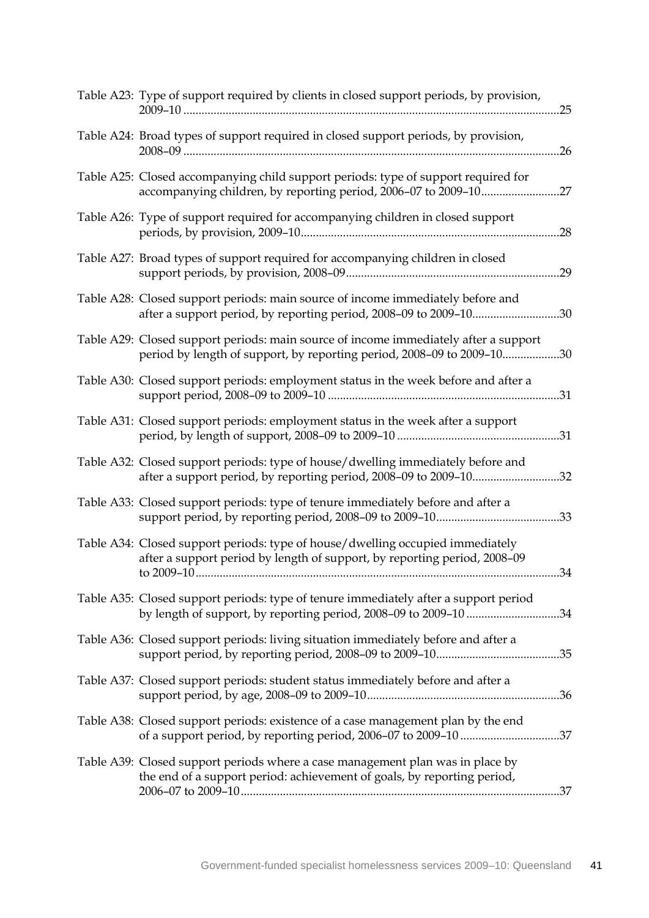Table A23: Type of support required by clients in closed support periods, by provision, 2009–10 ....................................................................................................................25

Table A24: Broad types of support required in closed support periods, by provision, 2008–09 ....................................................................................................................26

Table A25: Closed accompanying child support periods: type of support required for accompanying children, by reporting period, 2006–07 to 2009–10..........................27

Table A26: Type of support required for accompanying children in closed support periods, by provision, 2009–10.....................................................................................28

Table A27: Broad types of support required for accompanying children in closed support periods, by provision, 2008–09......................................................................29

Table A28: Closed support periods: main source of income immediately before and after a support period, by reporting period, 2008–09 to 2009–10............................30

Table A29: Closed support periods: main source of income immediately after a support period by length of support, by reporting period, 2008–09 to 2009–10..................30

Table A30: Closed support periods: employment status in the week before and after a support period, 2008–09 to 2009–10 ............................................................................31

Table A31: Closed support periods: employment status in the week after a support period, by length of support, 2008–09 to 2009–10 ......................................................31

Table A32: Closed support periods: type of house/dwelling immediately before and after a support period, by reporting period, 2008–09 to 2009–10............................32

Table A33: Closed support periods: type of tenure immediately before and after a support period, by reporting period, 2008–09 to 2009–10.........................................33

Table A34: Closed support periods: type of house/dwelling occupied immediately after a support period by length of support, by reporting period, 2008–09 to 2009–10.........................................................................................................................34

Table A35: Closed support periods: type of tenure immediately after a support period by length of support, by reporting period, 2008–09 to 2009–10 ...............................34

Table A36: Closed support periods: living situation immediately before and after a support period, by reporting period, 2008–09 to 2009–10.........................................35

Table A37: Closed support periods: student status immediately before and after a support period, by age, 2008–09 to 2009–10................................................................36

Table A38: Closed support periods: existence of a case management plan by the end of a support period, by reporting period, 2006–07 to 2009–10 .................................37

Table A39: Closed support periods where a case management plan was in place by the end of a support period: achievement of goals, by reporting period, 2006–07 to 2009–10..........................................................................................................37